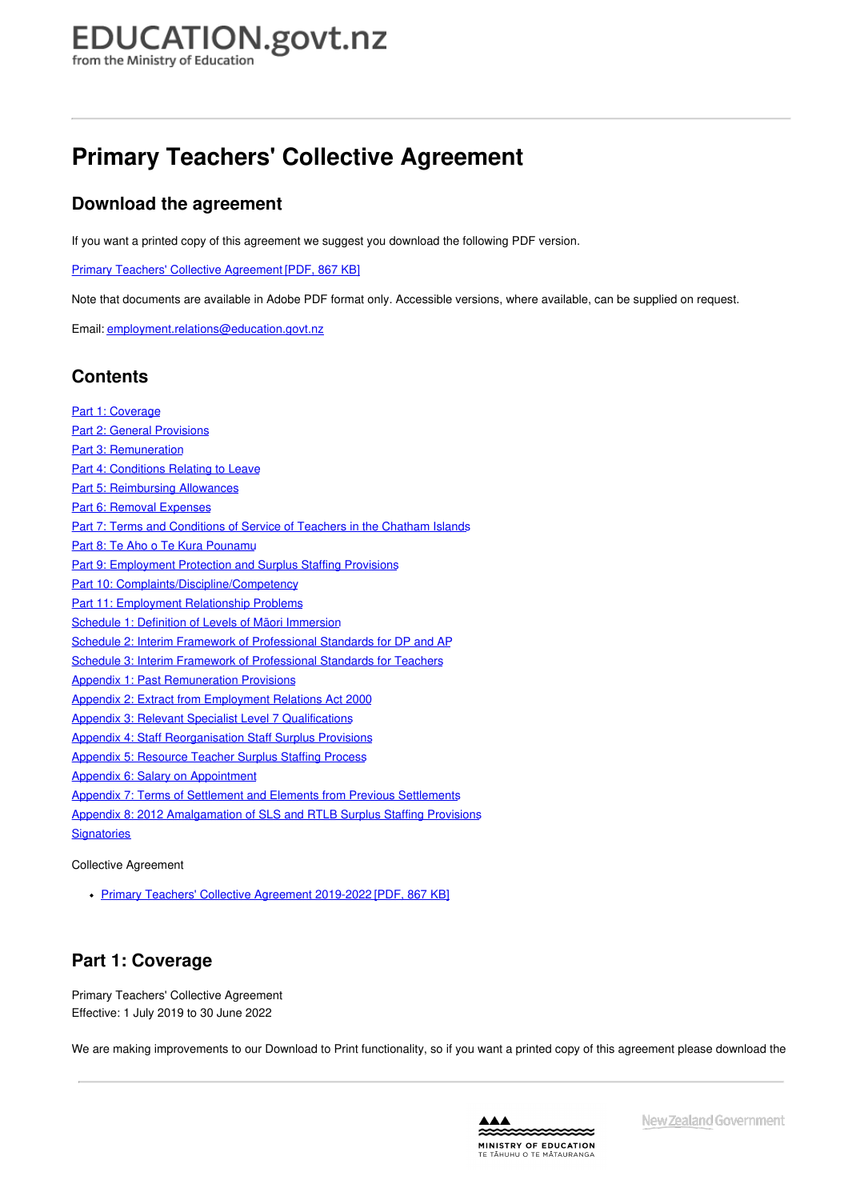EDUCATION.govt.nz
from the Ministry of Education

# Primary Teachers' Collective Agreement

## Download the agreement

If you want a printed copy of this agreement we suggest you download the following PDF version.

Primary Teachers' Collective Agreement [PDF, 867 KB]

Note that documents are available in Adobe PDF format only. Accessible versions, where available, can be supplied on request.

Email: employment.relations@education.govt.nz

## Contents

- Part 1: Coverage
- Part 2: General Provisions
- Part 3: Remuneration
- Part 4: Conditions Relating to Leave
- Part 5: Reimbursing Allowances
- Part 6: Removal Expenses
- Part 7: Terms and Conditions of Service of Teachers in the Chatham Islands
- Part 8: Te Aho o Te Kura Pounamu
- Part 9: Employment Protection and Surplus Staffing Provisions
- Part 10: Complaints/Discipline/Competency
- Part 11: Employment Relationship Problems
- Schedule 1: Definition of Levels of Māori Immersion
- Schedule 2: Interim Framework of Professional Standards for DP and AP
- Schedule 3: Interim Framework of Professional Standards for Teachers
- Appendix 1: Past Remuneration Provisions
- Appendix 2: Extract from Employment Relations Act 2000
- Appendix 3: Relevant Specialist Level 7 Qualifications
- Appendix 4: Staff Reorganisation Staff Surplus Provisions
- Appendix 5: Resource Teacher Surplus Staffing Process
- Appendix 6: Salary on Appointment
- Appendix 7: Terms of Settlement and Elements from Previous Settlements
- Appendix 8: 2012 Amalgamation of SLS and RTLB Surplus Staffing Provisions
- Signatories

Collective Agreement

- Primary Teachers' Collective Agreement 2019-2022 [PDF, 867 KB]

## Part 1: Coverage

Primary Teachers' Collective Agreement
Effective: 1 July 2019 to 30 June 2022

We are making improvements to our Download to Print functionality, so if you want a printed copy of this agreement please download the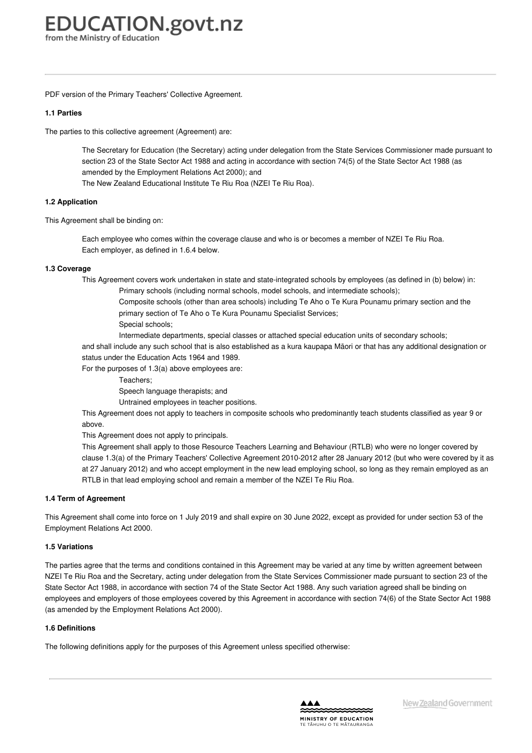PDF version of the Primary Teachers' Collective Agreement.

**1.1 Parties**

The parties to this collective agreement (Agreement) are:

The Secretary for Education (the Secretary) acting under delegation from the State Services Commissioner made pursuant to section 23 of the State Sector Act 1988 and acting in accordance with section 74(5) of the State Sector Act 1988 (as amended by the Employment Relations Act 2000); and
The New Zealand Educational Institute Te Riu Roa (NZEI Te Riu Roa).

**1.2 Application**

This Agreement shall be binding on:

Each employee who comes within the coverage clause and who is or becomes a member of NZEI Te Riu Roa.
Each employer, as defined in 1.6.4 below.

**1.3 Coverage**

This Agreement covers work undertaken in state and state-integrated schools by employees (as defined in (b) below) in:

- Primary schools (including normal schools, model schools, and intermediate schools);
- Composite schools (other than area schools) including Te Aho o Te Kura Pounamu primary section and the primary section of Te Aho o Te Kura Pounamu Specialist Services;
- Special schools;
- Intermediate departments, special classes or attached special education units of secondary schools;

and shall include any such school that is also established as a kura kaupapa Māori or that has any additional designation or status under the Education Acts 1964 and 1989.

For the purposes of 1.3(a) above employees are:

- Teachers;
- Speech language therapists; and
- Untrained employees in teacher positions.

This Agreement does not apply to teachers in composite schools who predominantly teach students classified as year 9 or above.

This Agreement does not apply to principals.

This Agreement shall apply to those Resource Teachers Learning and Behaviour (RTLB) who were no longer covered by clause 1.3(a) of the Primary Teachers' Collective Agreement 2010-2012 after 28 January 2012 (but who were covered by it as at 27 January 2012) and who accept employment in the new lead employing school, so long as they remain employed as an RTLB in that lead employing school and remain a member of the NZEI Te Riu Roa.

**1.4 Term of Agreement**

This Agreement shall come into force on 1 July 2019 and shall expire on 30 June 2022, except as provided for under section 53 of the Employment Relations Act 2000.

**1.5 Variations**

The parties agree that the terms and conditions contained in this Agreement may be varied at any time by written agreement between NZEI Te Riu Roa and the Secretary, acting under delegation from the State Services Commissioner made pursuant to section 23 of the State Sector Act 1988, in accordance with section 74 of the State Sector Act 1988. Any such variation agreed shall be binding on employees and employers of those employees covered by this Agreement in accordance with section 74(6) of the State Sector Act 1988 (as amended by the Employment Relations Act 2000).

**1.6 Definitions**

The following definitions apply for the purposes of this Agreement unless specified otherwise: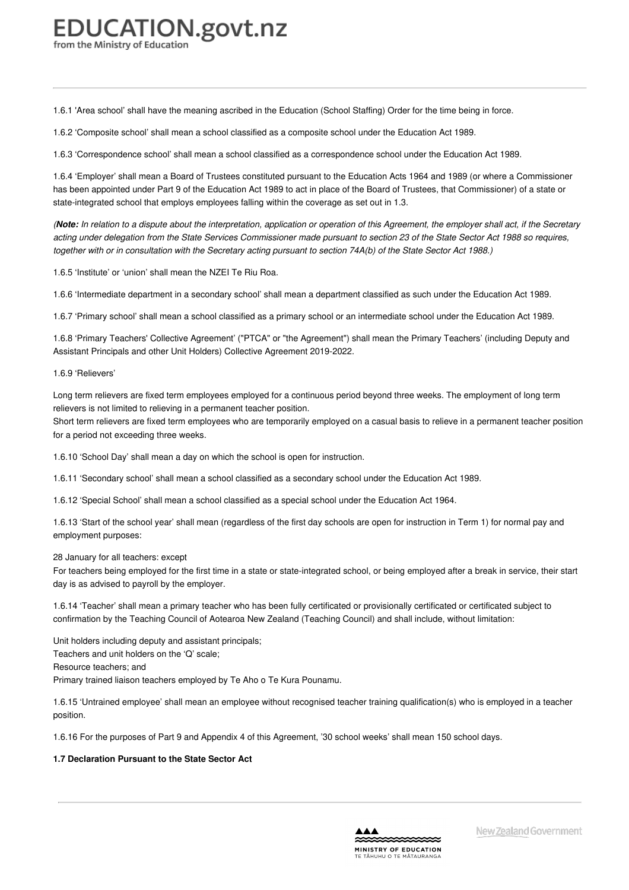1.6.1 'Area school' shall have the meaning ascribed in the Education (School Staffing) Order for the time being in force.

1.6.2 'Composite school' shall mean a school classified as a composite school under the Education Act 1989.

1.6.3 'Correspondence school' shall mean a school classified as a correspondence school under the Education Act 1989.

1.6.4 'Employer' shall mean a Board of Trustees constituted pursuant to the Education Acts 1964 and 1989 (or where a Commissioner has been appointed under Part 9 of the Education Act 1989 to act in place of the Board of Trustees, that Commissioner) of a state or state-integrated school that employs employees falling within the coverage as set out in 1.3.

*(**Note:** In relation to a dispute about the interpretation, application or operation of this Agreement, the employer shall act, if the Secretary acting under delegation from the State Services Commissioner made pursuant to section 23 of the State Sector Act 1988 so requires, together with or in consultation with the Secretary acting pursuant to section 74A(b) of the State Sector Act 1988.)*

1.6.5 'Institute' or 'union' shall mean the NZEI Te Riu Roa.

1.6.6 'Intermediate department in a secondary school' shall mean a department classified as such under the Education Act 1989.

1.6.7 'Primary school' shall mean a school classified as a primary school or an intermediate school under the Education Act 1989.

1.6.8 'Primary Teachers' Collective Agreement' ("PTCA" or "the Agreement") shall mean the Primary Teachers' (including Deputy and Assistant Principals and other Unit Holders) Collective Agreement 2019-2022.

1.6.9 'Relievers'

Long term relievers are fixed term employees employed for a continuous period beyond three weeks. The employment of long term relievers is not limited to relieving in a permanent teacher position.
Short term relievers are fixed term employees who are temporarily employed on a casual basis to relieve in a permanent teacher position for a period not exceeding three weeks.

1.6.10 'School Day' shall mean a day on which the school is open for instruction.

1.6.11 'Secondary school' shall mean a school classified as a secondary school under the Education Act 1989.

1.6.12 'Special School' shall mean a school classified as a special school under the Education Act 1964.

1.6.13 'Start of the school year' shall mean (regardless of the first day schools are open for instruction in Term 1) for normal pay and employment purposes:

28 January for all teachers: except
For teachers being employed for the first time in a state or state-integrated school, or being employed after a break in service, their start day is as advised to payroll by the employer.

1.6.14 'Teacher' shall mean a primary teacher who has been fully certificated or provisionally certificated or certificated subject to confirmation by the Teaching Council of Aotearoa New Zealand (Teaching Council) and shall include, without limitation:

Unit holders including deputy and assistant principals;
Teachers and unit holders on the 'Q' scale;
Resource teachers; and
Primary trained liaison teachers employed by Te Aho o Te Kura Pounamu.

1.6.15 'Untrained employee' shall mean an employee without recognised teacher training qualification(s) who is employed in a teacher position.

1.6.16 For the purposes of Part 9 and Appendix 4 of this Agreement, '30 school weeks' shall mean 150 school days.

**1.7 Declaration Pursuant to the State Sector Act**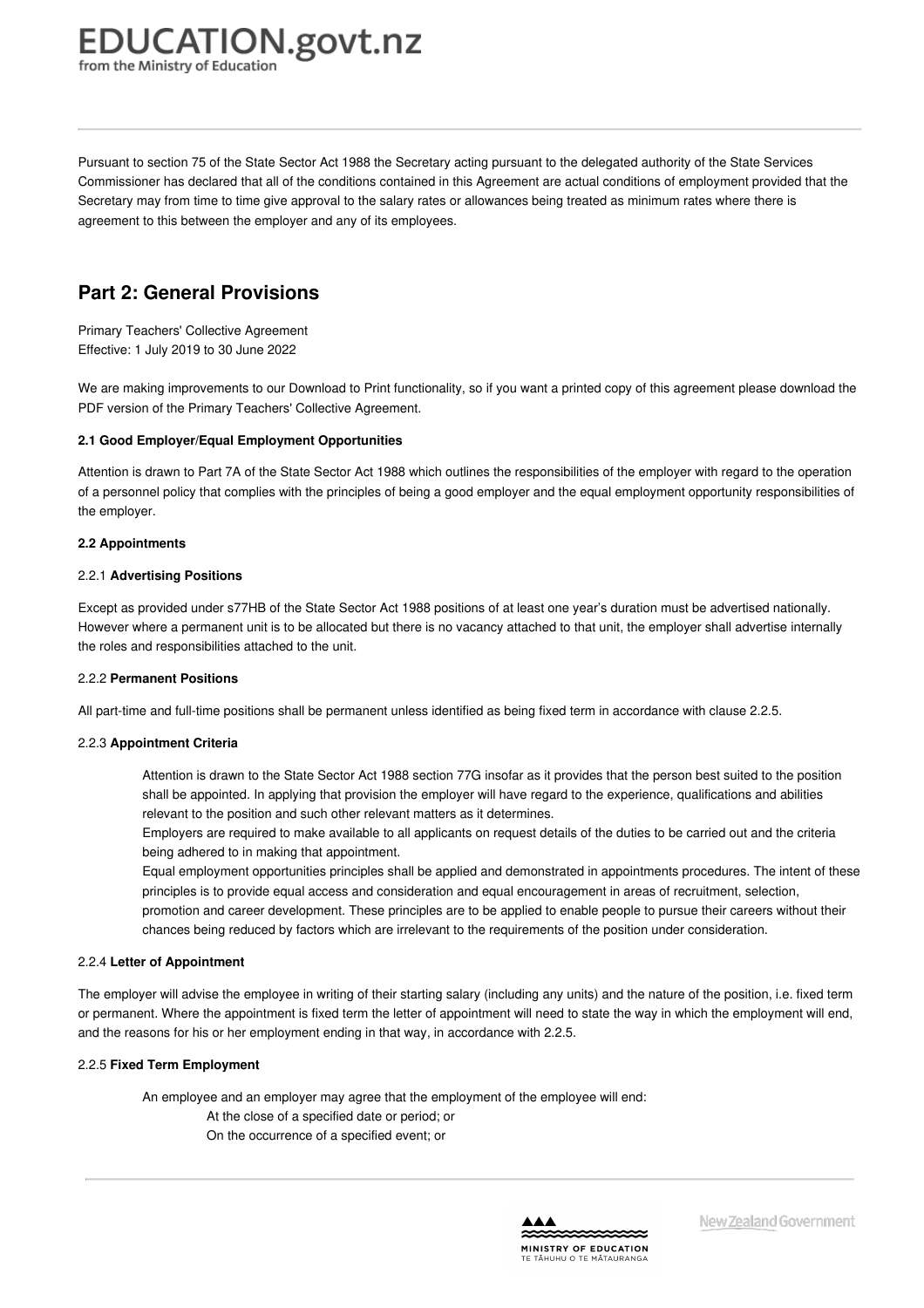Pursuant to section 75 of the State Sector Act 1988 the Secretary acting pursuant to the delegated authority of the State Services Commissioner has declared that all of the conditions contained in this Agreement are actual conditions of employment provided that the Secretary may from time to time give approval to the salary rates or allowances being treated as minimum rates where there is agreement to this between the employer and any of its employees.

## Part 2: General Provisions

Primary Teachers' Collective Agreement
Effective: 1 July 2019 to 30 June 2022

We are making improvements to our Download to Print functionality, so if you want a printed copy of this agreement please download the PDF version of the Primary Teachers' Collective Agreement.

**2.1 Good Employer/Equal Employment Opportunities**

Attention is drawn to Part 7A of the State Sector Act 1988 which outlines the responsibilities of the employer with regard to the operation of a personnel policy that complies with the principles of being a good employer and the equal employment opportunity responsibilities of the employer.

**2.2 Appointments**

2.2.1 **Advertising Positions**

Except as provided under s77HB of the State Sector Act 1988 positions of at least one year's duration must be advertised nationally. However where a permanent unit is to be allocated but there is no vacancy attached to that unit, the employer shall advertise internally the roles and responsibilities attached to the unit.

2.2.2 **Permanent Positions**

All part-time and full-time positions shall be permanent unless identified as being fixed term in accordance with clause 2.2.5.

2.2.3 **Appointment Criteria**

Attention is drawn to the State Sector Act 1988 section 77G insofar as it provides that the person best suited to the position shall be appointed. In applying that provision the employer will have regard to the experience, qualifications and abilities relevant to the position and such other relevant matters as it determines.

Employers are required to make available to all applicants on request details of the duties to be carried out and the criteria being adhered to in making that appointment.

Equal employment opportunities principles shall be applied and demonstrated in appointments procedures. The intent of these principles is to provide equal access and consideration and equal encouragement in areas of recruitment, selection, promotion and career development. These principles are to be applied to enable people to pursue their careers without their chances being reduced by factors which are irrelevant to the requirements of the position under consideration.

2.2.4 **Letter of Appointment**

The employer will advise the employee in writing of their starting salary (including any units) and the nature of the position, i.e. fixed term or permanent. Where the appointment is fixed term the letter of appointment will need to state the way in which the employment will end, and the reasons for his or her employment ending in that way, in accordance with 2.2.5.

2.2.5 **Fixed Term Employment**

An employee and an employer may agree that the employment of the employee will end:

- At the close of a specified date or period; or
- On the occurrence of a specified event; or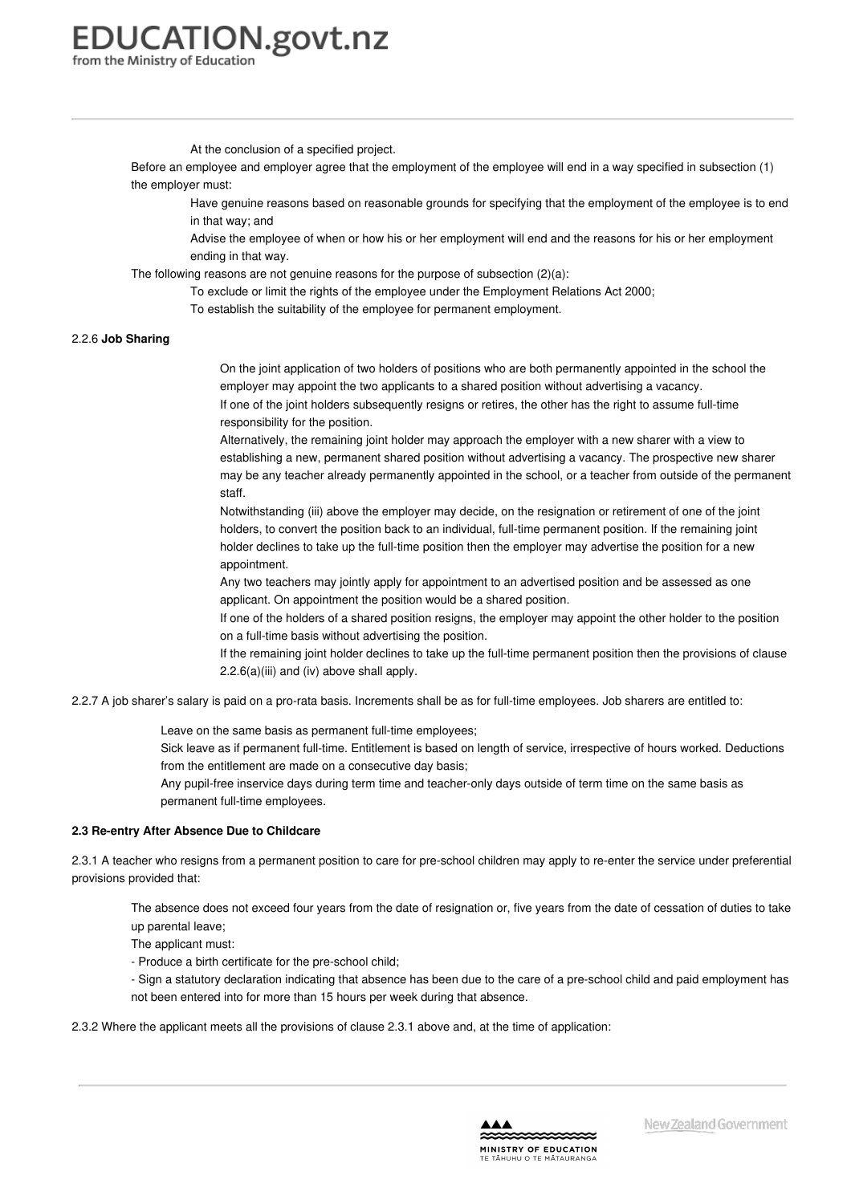At the conclusion of a specified project.

Before an employee and employer agree that the employment of the employee will end in a way specified in subsection (1) the employer must:

Have genuine reasons based on reasonable grounds for specifying that the employment of the employee is to end in that way; and

Advise the employee of when or how his or her employment will end and the reasons for his or her employment ending in that way.

The following reasons are not genuine reasons for the purpose of subsection (2)(a):

To exclude or limit the rights of the employee under the Employment Relations Act 2000;

To establish the suitability of the employee for permanent employment.

2.2.6 **Job Sharing**

On the joint application of two holders of positions who are both permanently appointed in the school the employer may appoint the two applicants to a shared position without advertising a vacancy.

If one of the joint holders subsequently resigns or retires, the other has the right to assume full-time responsibility for the position.

Alternatively, the remaining joint holder may approach the employer with a new sharer with a view to establishing a new, permanent shared position without advertising a vacancy. The prospective new sharer may be any teacher already permanently appointed in the school, or a teacher from outside of the permanent staff.

Notwithstanding (iii) above the employer may decide, on the resignation or retirement of one of the joint holders, to convert the position back to an individual, full-time permanent position. If the remaining joint holder declines to take up the full-time position then the employer may advertise the position for a new appointment.

Any two teachers may jointly apply for appointment to an advertised position and be assessed as one applicant. On appointment the position would be a shared position.

If one of the holders of a shared position resigns, the employer may appoint the other holder to the position on a full-time basis without advertising the position.

If the remaining joint holder declines to take up the full-time permanent position then the provisions of clause 2.2.6(a)(iii) and (iv) above shall apply.

2.2.7 A job sharer's salary is paid on a pro-rata basis. Increments shall be as for full-time employees. Job sharers are entitled to:

Leave on the same basis as permanent full-time employees;

Sick leave as if permanent full-time. Entitlement is based on length of service, irrespective of hours worked. Deductions from the entitlement are made on a consecutive day basis;

Any pupil-free inservice days during term time and teacher-only days outside of term time on the same basis as permanent full-time employees.

**2.3 Re-entry After Absence Due to Childcare**

2.3.1 A teacher who resigns from a permanent position to care for pre-school children may apply to re-enter the service under preferential provisions provided that:

The absence does not exceed four years from the date of resignation or, five years from the date of cessation of duties to take up parental leave;

The applicant must:

- Produce a birth certificate for the pre-school child;
- Sign a statutory declaration indicating that absence has been due to the care of a pre-school child and paid employment has not been entered into for more than 15 hours per week during that absence.

2.3.2 Where the applicant meets all the provisions of clause 2.3.1 above and, at the time of application: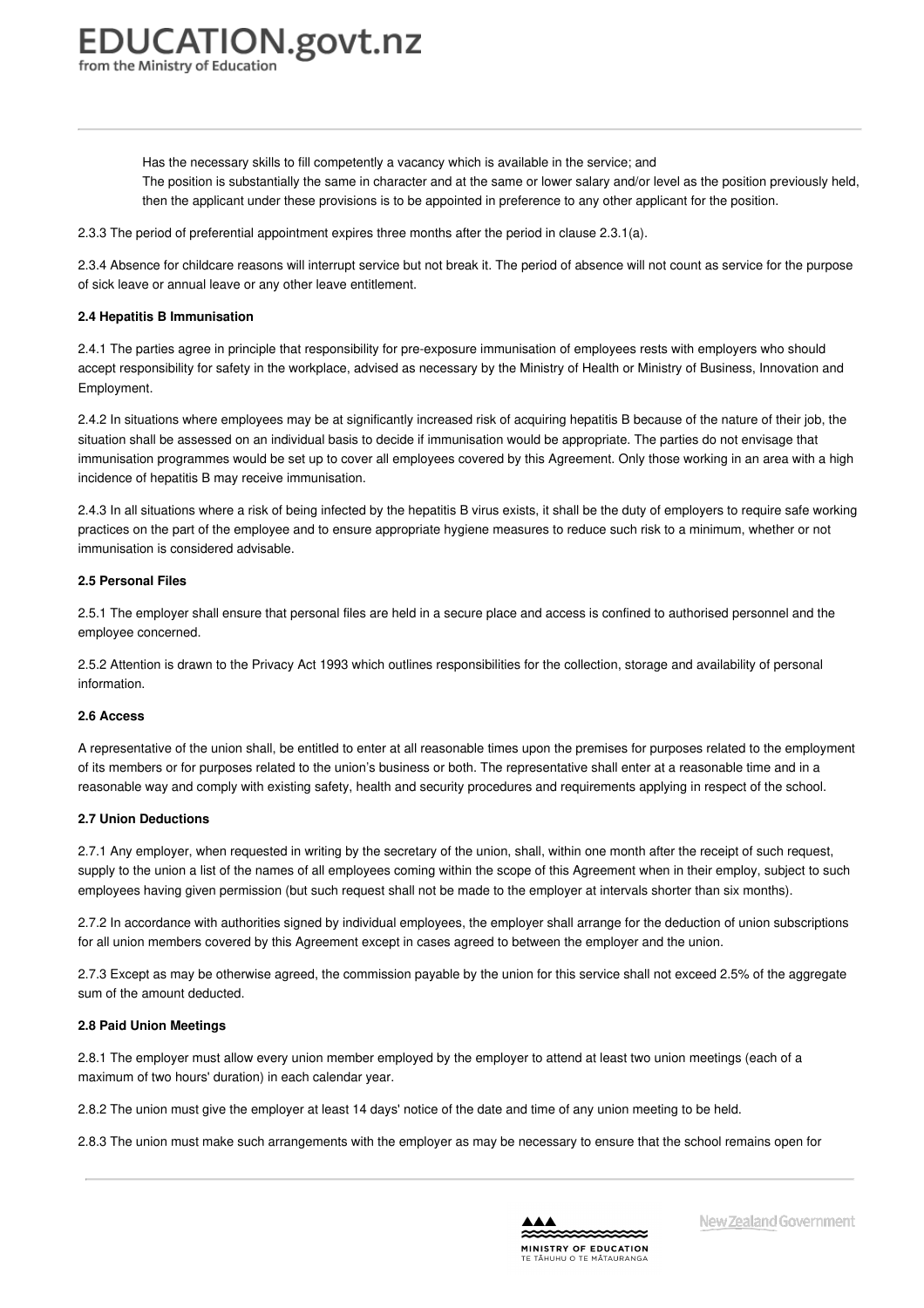Has the necessary skills to fill competently a vacancy which is available in the service; and
The position is substantially the same in character and at the same or lower salary and/or level as the position previously held, then the applicant under these provisions is to be appointed in preference to any other applicant for the position.

2.3.3 The period of preferential appointment expires three months after the period in clause 2.3.1(a).

2.3.4 Absence for childcare reasons will interrupt service but not break it. The period of absence will not count as service for the purpose of sick leave or annual leave or any other leave entitlement.

**2.4 Hepatitis B Immunisation**

2.4.1 The parties agree in principle that responsibility for pre-exposure immunisation of employees rests with employers who should accept responsibility for safety in the workplace, advised as necessary by the Ministry of Health or Ministry of Business, Innovation and Employment.

2.4.2 In situations where employees may be at significantly increased risk of acquiring hepatitis B because of the nature of their job, the situation shall be assessed on an individual basis to decide if immunisation would be appropriate. The parties do not envisage that immunisation programmes would be set up to cover all employees covered by this Agreement. Only those working in an area with a high incidence of hepatitis B may receive immunisation.

2.4.3 In all situations where a risk of being infected by the hepatitis B virus exists, it shall be the duty of employers to require safe working practices on the part of the employee and to ensure appropriate hygiene measures to reduce such risk to a minimum, whether or not immunisation is considered advisable.

**2.5 Personal Files**

2.5.1 The employer shall ensure that personal files are held in a secure place and access is confined to authorised personnel and the employee concerned.

2.5.2 Attention is drawn to the Privacy Act 1993 which outlines responsibilities for the collection, storage and availability of personal information.

**2.6 Access**

A representative of the union shall, be entitled to enter at all reasonable times upon the premises for purposes related to the employment of its members or for purposes related to the union's business or both. The representative shall enter at a reasonable time and in a reasonable way and comply with existing safety, health and security procedures and requirements applying in respect of the school.

**2.7 Union Deductions**

2.7.1 Any employer, when requested in writing by the secretary of the union, shall, within one month after the receipt of such request, supply to the union a list of the names of all employees coming within the scope of this Agreement when in their employ, subject to such employees having given permission (but such request shall not be made to the employer at intervals shorter than six months).

2.7.2 In accordance with authorities signed by individual employees, the employer shall arrange for the deduction of union subscriptions for all union members covered by this Agreement except in cases agreed to between the employer and the union.

2.7.3 Except as may be otherwise agreed, the commission payable by the union for this service shall not exceed 2.5% of the aggregate sum of the amount deducted.

**2.8 Paid Union Meetings**

2.8.1 The employer must allow every union member employed by the employer to attend at least two union meetings (each of a maximum of two hours' duration) in each calendar year.

2.8.2 The union must give the employer at least 14 days' notice of the date and time of any union meeting to be held.

2.8.3 The union must make such arrangements with the employer as may be necessary to ensure that the school remains open for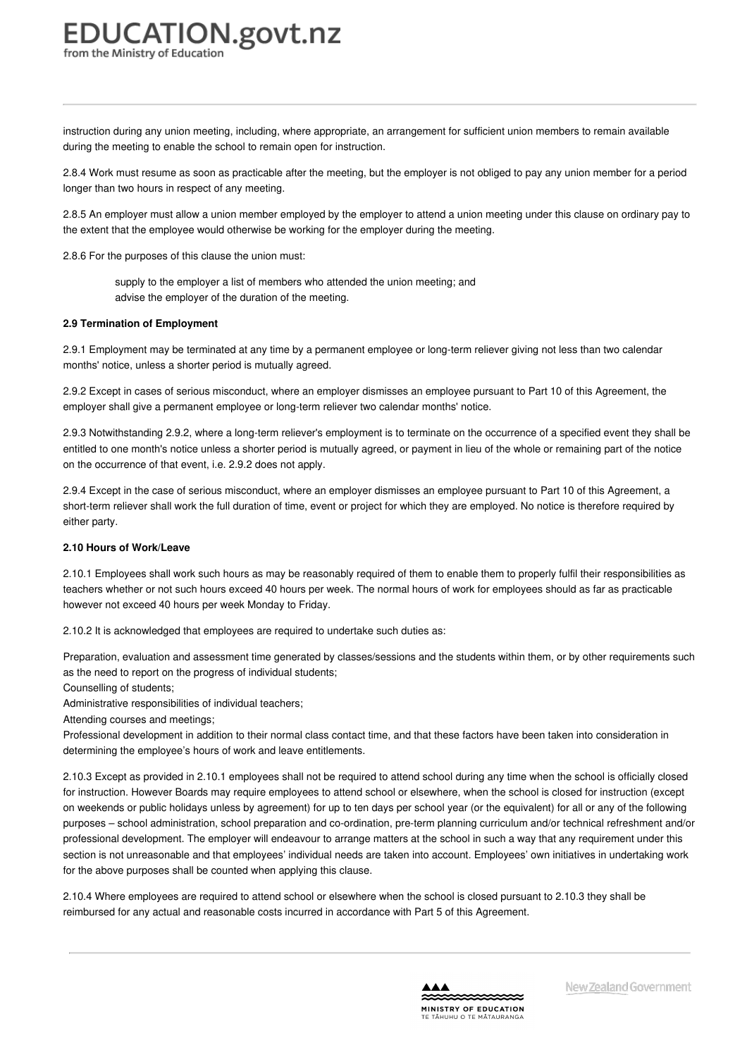instruction during any union meeting, including, where appropriate, an arrangement for sufficient union members to remain available during the meeting to enable the school to remain open for instruction.

2.8.4 Work must resume as soon as practicable after the meeting, but the employer is not obliged to pay any union member for a period longer than two hours in respect of any meeting.

2.8.5 An employer must allow a union member employed by the employer to attend a union meeting under this clause on ordinary pay to the extent that the employee would otherwise be working for the employer during the meeting.

2.8.6 For the purposes of this clause the union must:

- supply to the employer a list of members who attended the union meeting; and
- advise the employer of the duration of the meeting.

**2.9 Termination of Employment**

2.9.1 Employment may be terminated at any time by a permanent employee or long-term reliever giving not less than two calendar months' notice, unless a shorter period is mutually agreed.

2.9.2 Except in cases of serious misconduct, where an employer dismisses an employee pursuant to Part 10 of this Agreement, the employer shall give a permanent employee or long-term reliever two calendar months' notice.

2.9.3 Notwithstanding 2.9.2, where a long-term reliever's employment is to terminate on the occurrence of a specified event they shall be entitled to one month's notice unless a shorter period is mutually agreed, or payment in lieu of the whole or remaining part of the notice on the occurrence of that event, i.e. 2.9.2 does not apply.

2.9.4 Except in the case of serious misconduct, where an employer dismisses an employee pursuant to Part 10 of this Agreement, a short-term reliever shall work the full duration of time, event or project for which they are employed. No notice is therefore required by either party.

**2.10 Hours of Work/Leave**

2.10.1 Employees shall work such hours as may be reasonably required of them to enable them to properly fulfil their responsibilities as teachers whether or not such hours exceed 40 hours per week. The normal hours of work for employees should as far as practicable however not exceed 40 hours per week Monday to Friday.

2.10.2 It is acknowledged that employees are required to undertake such duties as:

Preparation, evaluation and assessment time generated by classes/sessions and the students within them, or by other requirements such as the need to report on the progress of individual students;
Counselling of students;
Administrative responsibilities of individual teachers;
Attending courses and meetings;
Professional development in addition to their normal class contact time, and that these factors have been taken into consideration in determining the employee's hours of work and leave entitlements.

2.10.3 Except as provided in 2.10.1 employees shall not be required to attend school during any time when the school is officially closed for instruction. However Boards may require employees to attend school or elsewhere, when the school is closed for instruction (except on weekends or public holidays unless by agreement) for up to ten days per school year (or the equivalent) for all or any of the following purposes – school administration, school preparation and co-ordination, pre-term planning curriculum and/or technical refreshment and/or professional development. The employer will endeavour to arrange matters at the school in such a way that any requirement under this section is not unreasonable and that employees' individual needs are taken into account. Employees' own initiatives in undertaking work for the above purposes shall be counted when applying this clause.

2.10.4 Where employees are required to attend school or elsewhere when the school is closed pursuant to 2.10.3 they shall be reimbursed for any actual and reasonable costs incurred in accordance with Part 5 of this Agreement.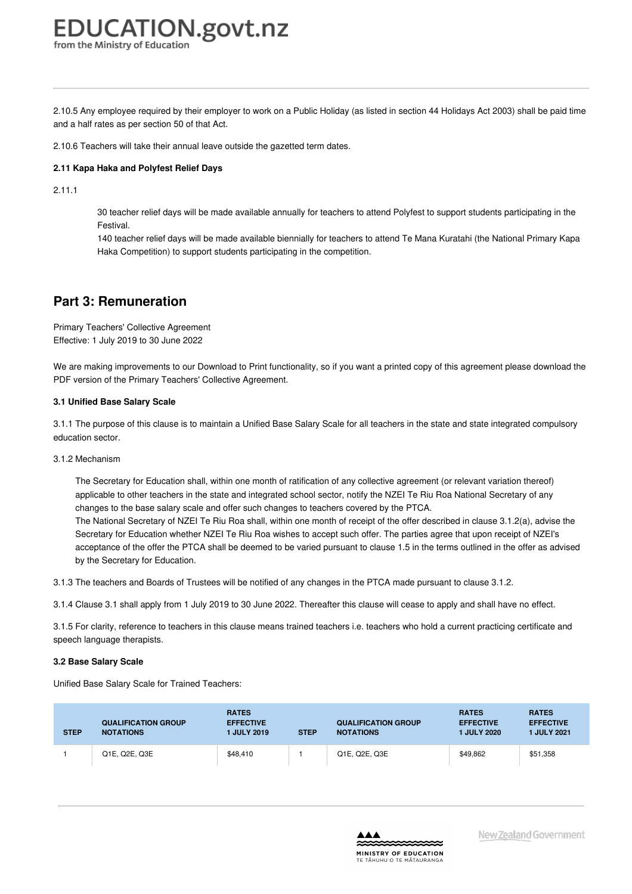2.10.5 Any employee required by their employer to work on a Public Holiday (as listed in section 44 Holidays Act 2003) shall be paid time and a half rates as per section 50 of that Act.

2.10.6 Teachers will take their annual leave outside the gazetted term dates.

**2.11 Kapa Haka and Polyfest Relief Days**

2.11.1

30 teacher relief days will be made available annually for teachers to attend Polyfest to support students participating in the Festival.

140 teacher relief days will be made available biennially for teachers to attend Te Mana Kuratahi (the National Primary Kapa Haka Competition) to support students participating in the competition.

## Part 3: Remuneration

Primary Teachers' Collective Agreement
Effective: 1 July 2019 to 30 June 2022

We are making improvements to our Download to Print functionality, so if you want a printed copy of this agreement please download the PDF version of the Primary Teachers' Collective Agreement.

**3.1 Unified Base Salary Scale**

3.1.1 The purpose of this clause is to maintain a Unified Base Salary Scale for all teachers in the state and state integrated compulsory education sector.

3.1.2 Mechanism

The Secretary for Education shall, within one month of ratification of any collective agreement (or relevant variation thereof) applicable to other teachers in the state and integrated school sector, notify the NZEI Te Riu Roa National Secretary of any changes to the base salary scale and offer such changes to teachers covered by the PTCA.

The National Secretary of NZEI Te Riu Roa shall, within one month of receipt of the offer described in clause 3.1.2(a), advise the Secretary for Education whether NZEI Te Riu Roa wishes to accept such offer. The parties agree that upon receipt of NZEI's acceptance of the offer the PTCA shall be deemed to be varied pursuant to clause 1.5 in the terms outlined in the offer as advised by the Secretary for Education.

3.1.3 The teachers and Boards of Trustees will be notified of any changes in the PTCA made pursuant to clause 3.1.2.

3.1.4 Clause 3.1 shall apply from 1 July 2019 to 30 June 2022. Thereafter this clause will cease to apply and shall have no effect.

3.1.5 For clarity, reference to teachers in this clause means trained teachers i.e. teachers who hold a current practicing certificate and speech language therapists.

**3.2 Base Salary Scale**

Unified Base Salary Scale for Trained Teachers:

| STEP | QUALIFICATION GROUP NOTATIONS | RATES EFFECTIVE 1 JULY 2019 | STEP | QUALIFICATION GROUP NOTATIONS | RATES EFFECTIVE 1 JULY 2020 | RATES EFFECTIVE 1 JULY 2021 |
|---|---|---|---|---|---|---|
| 1 | Q1E, Q2E, Q3E | $48,410 | 1 | Q1E, Q2E, Q3E | $49,862 | $51,358 |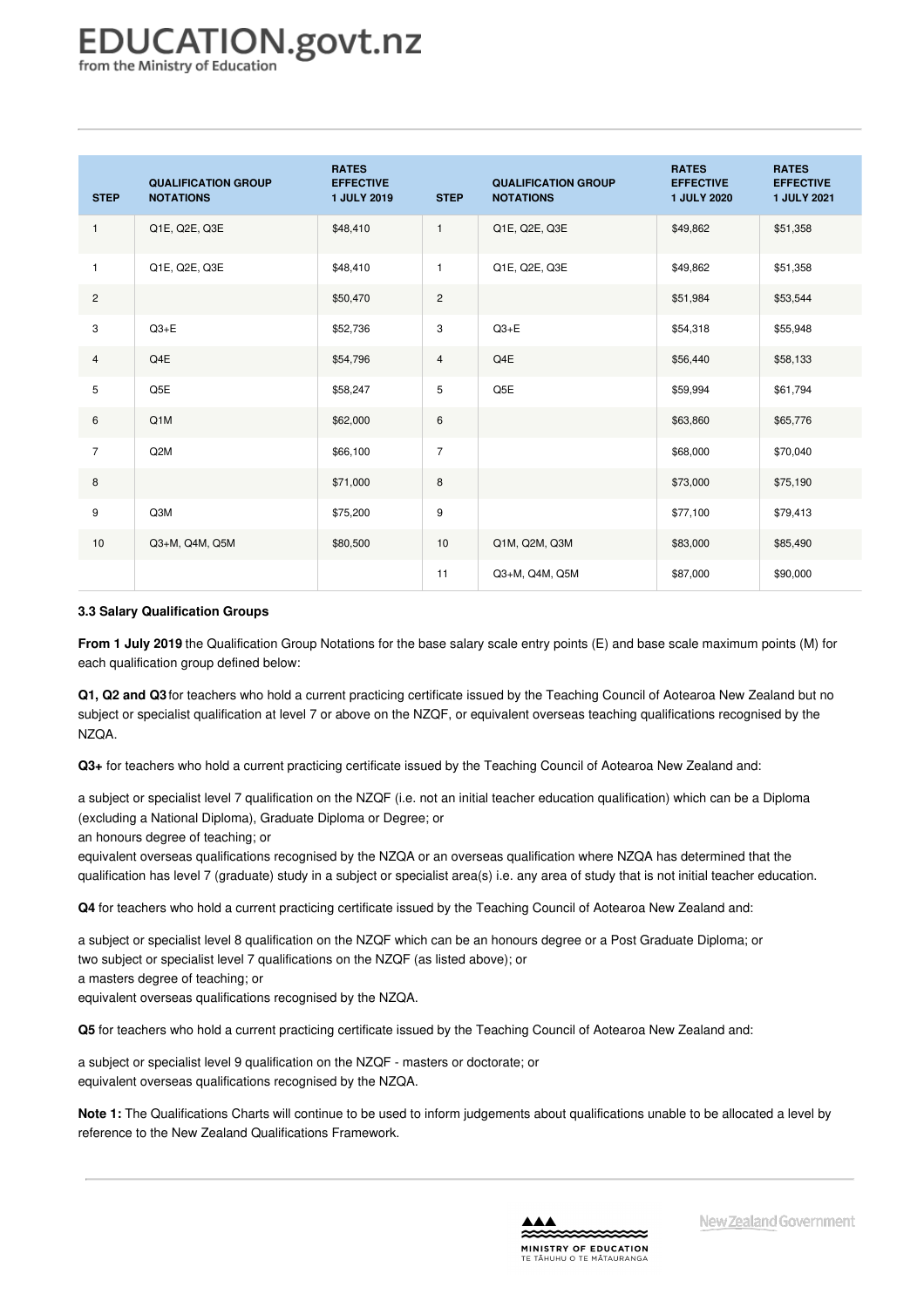| STEP | QUALIFICATION GROUP NOTATIONS | RATES EFFECTIVE 1 JULY 2019 | STEP | QUALIFICATION GROUP NOTATIONS | RATES EFFECTIVE 1 JULY 2020 | RATES EFFECTIVE 1 JULY 2021 |
|---|---|---|---|---|---|---|
| 1 | Q1E, Q2E, Q3E | $48,410 | 1 | Q1E, Q2E, Q3E | $49,862 | $51,358 |
| 1 | Q1E, Q2E, Q3E | $48,410 | 1 | Q1E, Q2E, Q3E | $49,862 | $51,358 |
| 2 | | $50,470 | 2 | | $51,984 | $53,544 |
| 3 | Q3+E | $52,736 | 3 | Q3+E | $54,318 | $55,948 |
| 4 | Q4E | $54,796 | 4 | Q4E | $56,440 | $58,133 |
| 5 | Q5E | $58,247 | 5 | Q5E | $59,994 | $61,794 |
| 6 | Q1M | $62,000 | 6 | | $63,860 | $65,776 |
| 7 | Q2M | $66,100 | 7 | | $68,000 | $70,040 |
| 8 | | $71,000 | 8 | | $73,000 | $75,190 |
| 9 | Q3M | $75,200 | 9 | | $77,100 | $79,413 |
| 10 | Q3+M, Q4M, Q5M | $80,500 | 10 | Q1M, Q2M, Q3M | $83,000 | $85,490 |
| | | | 11 | Q3+M, Q4M, Q5M | $87,000 | $90,000 |

**3.3 Salary Qualification Groups**

**From 1 July 2019** the Qualification Group Notations for the base salary scale entry points (E) and base scale maximum points (M) for each qualification group defined below:

**Q1, Q2 and Q3** for teachers who hold a current practicing certificate issued by the Teaching Council of Aotearoa New Zealand but no subject or specialist qualification at level 7 or above on the NZQF, or equivalent overseas teaching qualifications recognised by the NZQA.

**Q3+** for teachers who hold a current practicing certificate issued by the Teaching Council of Aotearoa New Zealand and:

a subject or specialist level 7 qualification on the NZQF (i.e. not an initial teacher education qualification) which can be a Diploma (excluding a National Diploma), Graduate Diploma or Degree; or
an honours degree of teaching; or
equivalent overseas qualifications recognised by the NZQA or an overseas qualification where NZQA has determined that the qualification has level 7 (graduate) study in a subject or specialist area(s) i.e. any area of study that is not initial teacher education.

**Q4** for teachers who hold a current practicing certificate issued by the Teaching Council of Aotearoa New Zealand and:

a subject or specialist level 8 qualification on the NZQF which can be an honours degree or a Post Graduate Diploma; or
two subject or specialist level 7 qualifications on the NZQF (as listed above); or
a masters degree of teaching; or
equivalent overseas qualifications recognised by the NZQA.

**Q5** for teachers who hold a current practicing certificate issued by the Teaching Council of Aotearoa New Zealand and:

a subject or specialist level 9 qualification on the NZQF - masters or doctorate; or
equivalent overseas qualifications recognised by the NZQA.

**Note 1:** The Qualifications Charts will continue to be used to inform judgements about qualifications unable to be allocated a level by reference to the New Zealand Qualifications Framework.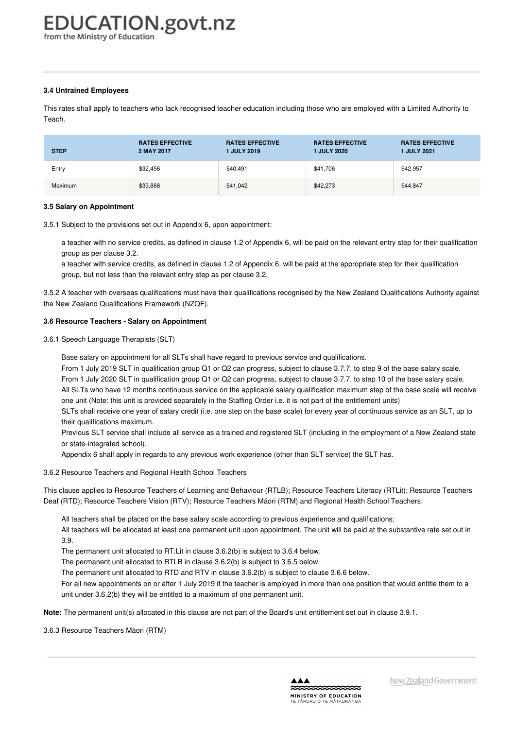#### 3.4 Untrained Employees

This rates shall apply to teachers who lack recognised teacher education including those who are employed with a Limited Authority to Teach.

| STEP | RATES EFFECTIVE 2 MAY 2017 | RATES EFFECTIVE 1 JULY 2019 | RATES EFFECTIVE 1 JULY 2020 | RATES EFFECTIVE 1 JULY 2021 |
|---|---|---|---|---|
| Entry | $32,456 | $40,491 | $41,706 | $42,957 |
| Maximum | $33,868 | $41,042 | $42,273 | $44,847 |

#### 3.5 Salary on Appointment

3.5.1 Subject to the provisions set out in Appendix 6, upon appointment:

- a teacher with no service credits, as defined in clause 1.2 of Appendix 6, will be paid on the relevant entry step for their qualification group as per clause 3.2.
- a teacher with service credits, as defined in clause 1.2 of Appendix 6, will be paid at the appropriate step for their qualification group, but not less than the relevant entry step as per clause 3.2.

3.5.2 A teacher with overseas qualifications must have their qualifications recognised by the New Zealand Qualifications Authority against the New Zealand Qualifications Framework (NZQF).

#### 3.6 Resource Teachers - Salary on Appointment

3.6.1 Speech Language Therapists (SLT)

- Base salary on appointment for all SLTs shall have regard to previous service and qualifications.
- From 1 July 2019 SLT in qualification group Q1 or Q2 can progress, subject to clause 3.7.7, to step 9 of the base salary scale.
- From 1 July 2020 SLT in qualification group Q1 or Q2 can progress, subject to clause 3.7.7, to step 10 of the base salary scale.
- All SLTs who have 12 months continuous service on the applicable salary qualification maximum step of the base scale will receive one unit (Note: this unit is provided separately in the Staffing Order i.e. it is not part of the entitlement units)
- SLTs shall receive one year of salary credit (i.e. one step on the base scale) for every year of continuous service as an SLT, up to their qualifications maximum.
- Previous SLT service shall include all service as a trained and registered SLT (including in the employment of a New Zealand state or state-integrated school).
- Appendix 6 shall apply in regards to any previous work experience (other than SLT service) the SLT has.

3.6.2 Resource Teachers and Regional Health School Teachers

This clause applies to Resource Teachers of Learning and Behaviour (RTLB); Resource Teachers Literacy (RTLit); Resource Teachers Deaf (RTD); Resource Teachers Vision (RTV); Resource Teachers Māori (RTM) and Regional Health School Teachers:

- All teachers shall be placed on the base salary scale according to previous experience and qualifications;
- All teachers will be allocated at least one permanent unit upon appointment. The unit will be paid at the substantive rate set out in 3.9.
- The permanent unit allocated to RT:Lit in clause 3.6.2(b) is subject to 3.6.4 below.
- The permanent unit allocated to RTLB in clause 3.6.2(b) is subject to 3.6.5 below.
- The permanent unit allocated to RTD and RTV in clause 3.6.2(b) is subject to clause 3.6.6 below.
- For all new appointments on or after 1 July 2019 if the teacher is employed in more than one position that would entitle them to a unit under 3.6.2(b) they will be entitled to a maximum of one permanent unit.

**Note:** The permanent unit(s) allocated in this clause are not part of the Board's unit entitlement set out in clause 3.9.1.

3.6.3 Resource Teachers Māori (RTM)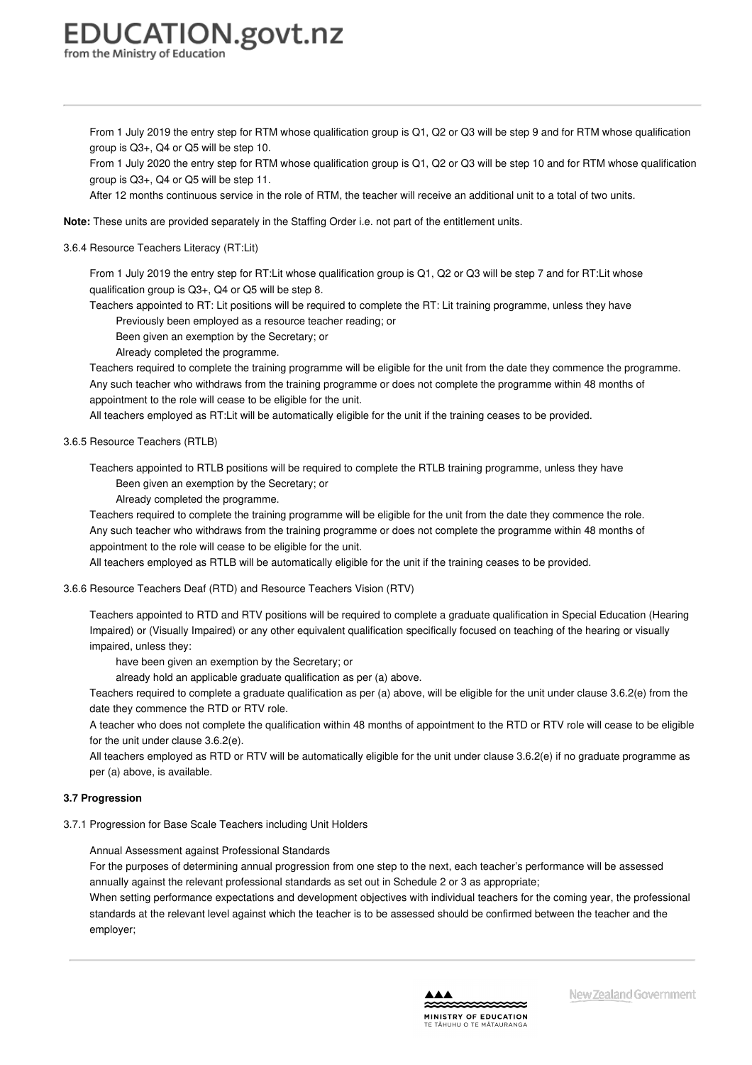From 1 July 2019 the entry step for RTM whose qualification group is Q1, Q2 or Q3 will be step 9 and for RTM whose qualification group is Q3+, Q4 or Q5 will be step 10.

From 1 July 2020 the entry step for RTM whose qualification group is Q1, Q2 or Q3 will be step 10 and for RTM whose qualification group is Q3+, Q4 or Q5 will be step 11.

After 12 months continuous service in the role of RTM, the teacher will receive an additional unit to a total of two units.

**Note:** These units are provided separately in the Staffing Order i.e. not part of the entitlement units.

3.6.4 Resource Teachers Literacy (RT:Lit)

From 1 July 2019 the entry step for RT:Lit whose qualification group is Q1, Q2 or Q3 will be step 7 and for RT:Lit whose qualification group is Q3+, Q4 or Q5 will be step 8.

Teachers appointed to RT: Lit positions will be required to complete the RT: Lit training programme, unless they have

- Previously been employed as a resource teacher reading; or
- Been given an exemption by the Secretary; or
- Already completed the programme.

Teachers required to complete the training programme will be eligible for the unit from the date they commence the programme.

Any such teacher who withdraws from the training programme or does not complete the programme within 48 months of appointment to the role will cease to be eligible for the unit.

All teachers employed as RT:Lit will be automatically eligible for the unit if the training ceases to be provided.

3.6.5 Resource Teachers (RTLB)

Teachers appointed to RTLB positions will be required to complete the RTLB training programme, unless they have

- Been given an exemption by the Secretary; or
- Already completed the programme.

Teachers required to complete the training programme will be eligible for the unit from the date they commence the role.

Any such teacher who withdraws from the training programme or does not complete the programme within 48 months of appointment to the role will cease to be eligible for the unit.

All teachers employed as RTLB will be automatically eligible for the unit if the training ceases to be provided.

3.6.6 Resource Teachers Deaf (RTD) and Resource Teachers Vision (RTV)

Teachers appointed to RTD and RTV positions will be required to complete a graduate qualification in Special Education (Hearing Impaired) or (Visually Impaired) or any other equivalent qualification specifically focused on teaching of the hearing or visually impaired, unless they:

- have been given an exemption by the Secretary; or
- already hold an applicable graduate qualification as per (a) above.

Teachers required to complete a graduate qualification as per (a) above, will be eligible for the unit under clause 3.6.2(e) from the date they commence the RTD or RTV role.

A teacher who does not complete the qualification within 48 months of appointment to the RTD or RTV role will cease to be eligible for the unit under clause 3.6.2(e).

All teachers employed as RTD or RTV will be automatically eligible for the unit under clause 3.6.2(e) if no graduate programme as per (a) above, is available.

**3.7 Progression**

3.7.1 Progression for Base Scale Teachers including Unit Holders

Annual Assessment against Professional Standards

For the purposes of determining annual progression from one step to the next, each teacher's performance will be assessed annually against the relevant professional standards as set out in Schedule 2 or 3 as appropriate;

When setting performance expectations and development objectives with individual teachers for the coming year, the professional standards at the relevant level against which the teacher is to be assessed should be confirmed between the teacher and the employer;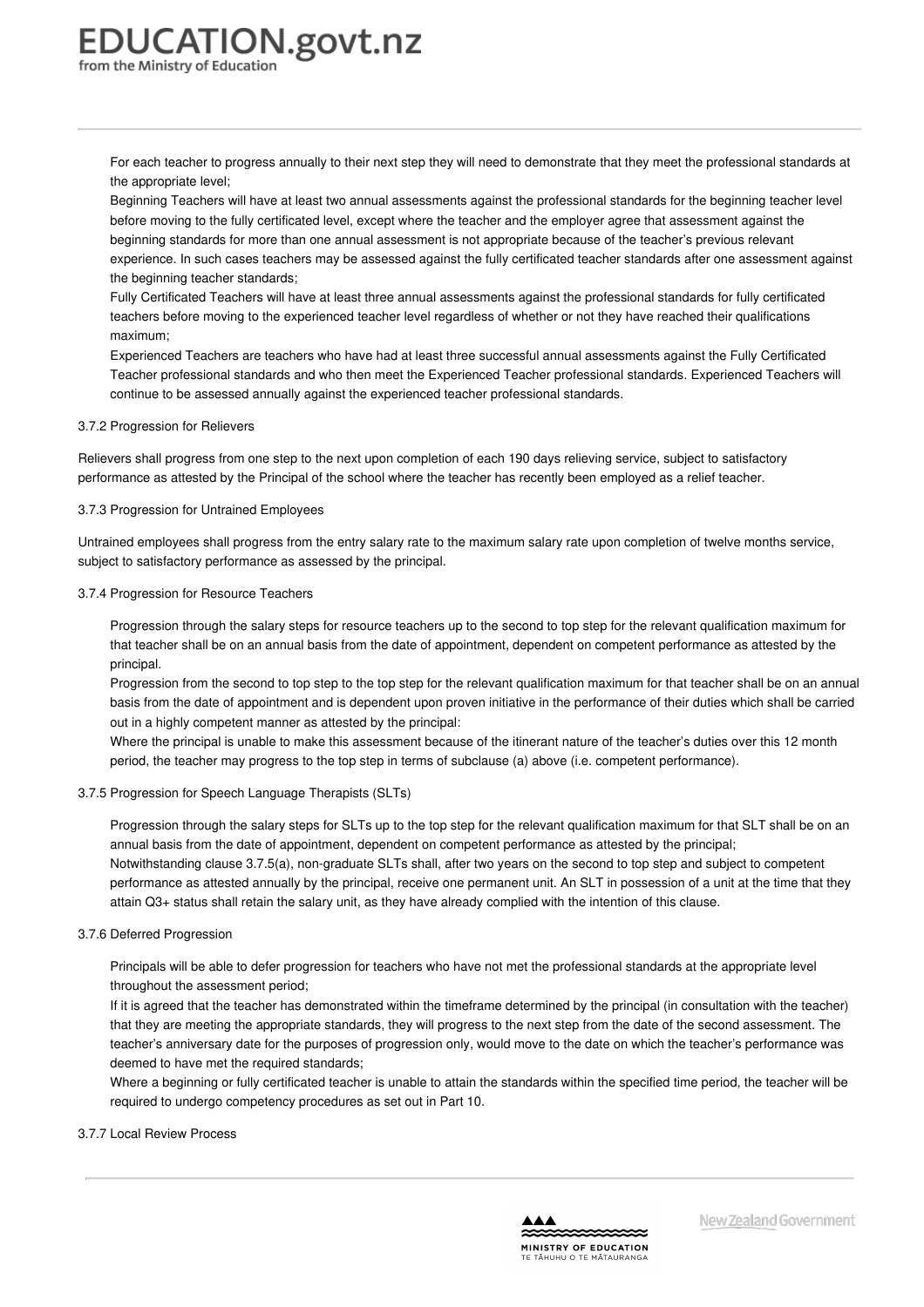For each teacher to progress annually to their next step they will need to demonstrate that they meet the professional standards at the appropriate level;

Beginning Teachers will have at least two annual assessments against the professional standards for the beginning teacher level before moving to the fully certificated level, except where the teacher and the employer agree that assessment against the beginning standards for more than one annual assessment is not appropriate because of the teacher's previous relevant experience. In such cases teachers may be assessed against the fully certificated teacher standards after one assessment against the beginning teacher standards;

Fully Certificated Teachers will have at least three annual assessments against the professional standards for fully certificated teachers before moving to the experienced teacher level regardless of whether or not they have reached their qualifications maximum;

Experienced Teachers are teachers who have had at least three successful annual assessments against the Fully Certificated Teacher professional standards and who then meet the Experienced Teacher professional standards. Experienced Teachers will continue to be assessed annually against the experienced teacher professional standards.

3.7.2 Progression for Relievers

Relievers shall progress from one step to the next upon completion of each 190 days relieving service, subject to satisfactory performance as attested by the Principal of the school where the teacher has recently been employed as a relief teacher.

3.7.3 Progression for Untrained Employees

Untrained employees shall progress from the entry salary rate to the maximum salary rate upon completion of twelve months service, subject to satisfactory performance as assessed by the principal.

3.7.4 Progression for Resource Teachers

Progression through the salary steps for resource teachers up to the second to top step for the relevant qualification maximum for that teacher shall be on an annual basis from the date of appointment, dependent on competent performance as attested by the principal.

Progression from the second to top step to the top step for the relevant qualification maximum for that teacher shall be on an annual basis from the date of appointment and is dependent upon proven initiative in the performance of their duties which shall be carried out in a highly competent manner as attested by the principal:

Where the principal is unable to make this assessment because of the itinerant nature of the teacher's duties over this 12 month period, the teacher may progress to the top step in terms of subclause (a) above (i.e. competent performance).

3.7.5 Progression for Speech Language Therapists (SLTs)

Progression through the salary steps for SLTs up to the top step for the relevant qualification maximum for that SLT shall be on an annual basis from the date of appointment, dependent on competent performance as attested by the principal;

Notwithstanding clause 3.7.5(a), non-graduate SLTs shall, after two years on the second to top step and subject to competent performance as attested annually by the principal, receive one permanent unit. An SLT in possession of a unit at the time that they attain Q3+ status shall retain the salary unit, as they have already complied with the intention of this clause.

3.7.6 Deferred Progression

Principals will be able to defer progression for teachers who have not met the professional standards at the appropriate level throughout the assessment period;

If it is agreed that the teacher has demonstrated within the timeframe determined by the principal (in consultation with the teacher) that they are meeting the appropriate standards, they will progress to the next step from the date of the second assessment. The teacher's anniversary date for the purposes of progression only, would move to the date on which the teacher's performance was deemed to have met the required standards;

Where a beginning or fully certificated teacher is unable to attain the standards within the specified time period, the teacher will be required to undergo competency procedures as set out in Part 10.

3.7.7 Local Review Process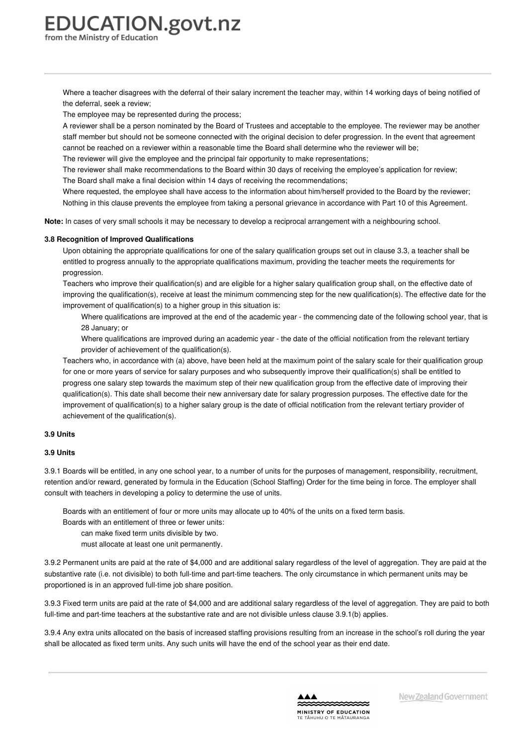Where a teacher disagrees with the deferral of their salary increment the teacher may, within 14 working days of being notified of the deferral, seek a review;

The employee may be represented during the process;

A reviewer shall be a person nominated by the Board of Trustees and acceptable to the employee. The reviewer may be another staff member but should not be someone connected with the original decision to defer progression. In the event that agreement cannot be reached on a reviewer within a reasonable time the Board shall determine who the reviewer will be;

The reviewer will give the employee and the principal fair opportunity to make representations;

The reviewer shall make recommendations to the Board within 30 days of receiving the employee's application for review;

The Board shall make a final decision within 14 days of receiving the recommendations;

Where requested, the employee shall have access to the information about him/herself provided to the Board by the reviewer;

Nothing in this clause prevents the employee from taking a personal grievance in accordance with Part 10 of this Agreement.

**Note:** In cases of very small schools it may be necessary to develop a reciprocal arrangement with a neighbouring school.

**3.8 Recognition of Improved Qualifications**

Upon obtaining the appropriate qualifications for one of the salary qualification groups set out in clause 3.3, a teacher shall be entitled to progress annually to the appropriate qualifications maximum, providing the teacher meets the requirements for progression.

Teachers who improve their qualification(s) and are eligible for a higher salary qualification group shall, on the effective date of improving the qualification(s), receive at least the minimum commencing step for the new qualification(s). The effective date for the improvement of qualification(s) to a higher group in this situation is:

- Where qualifications are improved at the end of the academic year - the commencing date of the following school year, that is 28 January; or
- Where qualifications are improved during an academic year - the date of the official notification from the relevant tertiary provider of achievement of the qualification(s).

Teachers who, in accordance with (a) above, have been held at the maximum point of the salary scale for their qualification group for one or more years of service for salary purposes and who subsequently improve their qualification(s) shall be entitled to progress one salary step towards the maximum step of their new qualification group from the effective date of improving their qualification(s). This date shall become their new anniversary date for salary progression purposes. The effective date for the improvement of qualification(s) to a higher salary group is the date of official notification from the relevant tertiary provider of achievement of the qualification(s).

**3.9 Units**

**3.9 Units**

3.9.1 Boards will be entitled, in any one school year, to a number of units for the purposes of management, responsibility, recruitment, retention and/or reward, generated by formula in the Education (School Staffing) Order for the time being in force. The employer shall consult with teachers in developing a policy to determine the use of units.

- Boards with an entitlement of four or more units may allocate up to 40% of the units on a fixed term basis.
- Boards with an entitlement of three or fewer units:
  - can make fixed term units divisible by two.
  - must allocate at least one unit permanently.

3.9.2 Permanent units are paid at the rate of $4,000 and are additional salary regardless of the level of aggregation. They are paid at the substantive rate (i.e. not divisible) to both full-time and part-time teachers. The only circumstance in which permanent units may be proportioned is in an approved full-time job share position.

3.9.3 Fixed term units are paid at the rate of $4,000 and are additional salary regardless of the level of aggregation. They are paid to both full-time and part-time teachers at the substantive rate and are not divisible unless clause 3.9.1(b) applies.

3.9.4 Any extra units allocated on the basis of increased staffing provisions resulting from an increase in the school's roll during the year shall be allocated as fixed term units. Any such units will have the end of the school year as their end date.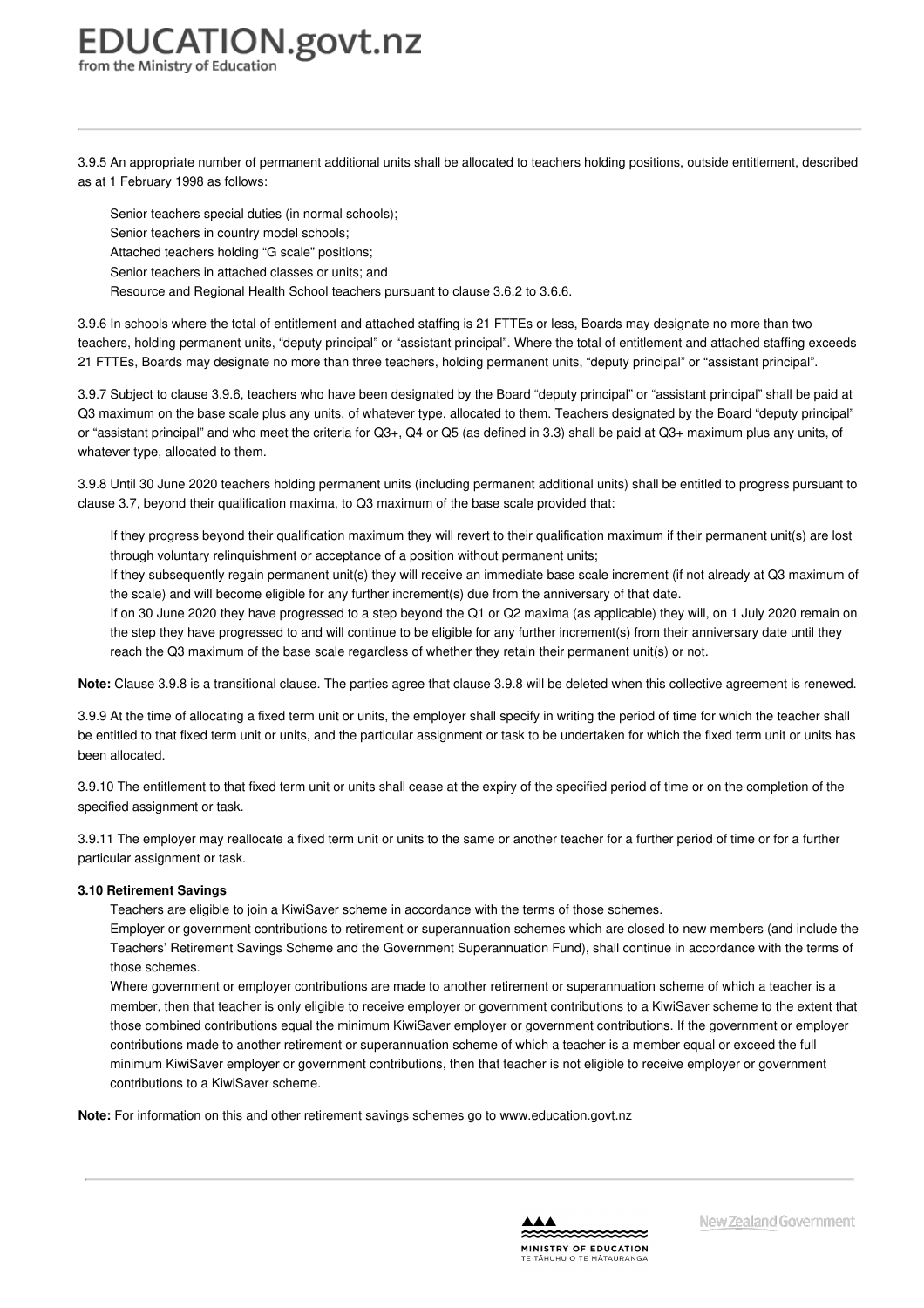3.9.5 An appropriate number of permanent additional units shall be allocated to teachers holding positions, outside entitlement, described as at 1 February 1998 as follows:

- Senior teachers special duties (in normal schools);
- Senior teachers in country model schools;
- Attached teachers holding "G scale" positions;
- Senior teachers in attached classes or units; and
- Resource and Regional Health School teachers pursuant to clause 3.6.2 to 3.6.6.

3.9.6 In schools where the total of entitlement and attached staffing is 21 FTTEs or less, Boards may designate no more than two teachers, holding permanent units, "deputy principal" or "assistant principal". Where the total of entitlement and attached staffing exceeds 21 FTTEs, Boards may designate no more than three teachers, holding permanent units, "deputy principal" or "assistant principal".

3.9.7 Subject to clause 3.9.6, teachers who have been designated by the Board "deputy principal" or "assistant principal" shall be paid at Q3 maximum on the base scale plus any units, of whatever type, allocated to them. Teachers designated by the Board "deputy principal" or "assistant principal" and who meet the criteria for Q3+, Q4 or Q5 (as defined in 3.3) shall be paid at Q3+ maximum plus any units, of whatever type, allocated to them.

3.9.8 Until 30 June 2020 teachers holding permanent units (including permanent additional units) shall be entitled to progress pursuant to clause 3.7, beyond their qualification maxima, to Q3 maximum of the base scale provided that:

- If they progress beyond their qualification maximum they will revert to their qualification maximum if their permanent unit(s) are lost through voluntary relinquishment or acceptance of a position without permanent units;
- If they subsequently regain permanent unit(s) they will receive an immediate base scale increment (if not already at Q3 maximum of the scale) and will become eligible for any further increment(s) due from the anniversary of that date.
- If on 30 June 2020 they have progressed to a step beyond the Q1 or Q2 maxima (as applicable) they will, on 1 July 2020 remain on the step they have progressed to and will continue to be eligible for any further increment(s) from their anniversary date until they reach the Q3 maximum of the base scale regardless of whether they retain their permanent unit(s) or not.

**Note:** Clause 3.9.8 is a transitional clause. The parties agree that clause 3.9.8 will be deleted when this collective agreement is renewed.

3.9.9 At the time of allocating a fixed term unit or units, the employer shall specify in writing the period of time for which the teacher shall be entitled to that fixed term unit or units, and the particular assignment or task to be undertaken for which the fixed term unit or units has been allocated.

3.9.10 The entitlement to that fixed term unit or units shall cease at the expiry of the specified period of time or on the completion of the specified assignment or task.

3.9.11 The employer may reallocate a fixed term unit or units to the same or another teacher for a further period of time or for a further particular assignment or task.

**3.10 Retirement Savings**

- Teachers are eligible to join a KiwiSaver scheme in accordance with the terms of those schemes.
- Employer or government contributions to retirement or superannuation schemes which are closed to new members (and include the Teachers' Retirement Savings Scheme and the Government Superannuation Fund), shall continue in accordance with the terms of those schemes.
- Where government or employer contributions are made to another retirement or superannuation scheme of which a teacher is a member, then that teacher is only eligible to receive employer or government contributions to a KiwiSaver scheme to the extent that those combined contributions equal the minimum KiwiSaver employer or government contributions. If the government or employer contributions made to another retirement or superannuation scheme of which a teacher is a member equal or exceed the full minimum KiwiSaver employer or government contributions, then that teacher is not eligible to receive employer or government contributions to a KiwiSaver scheme.

**Note:** For information on this and other retirement savings schemes go to www.education.govt.nz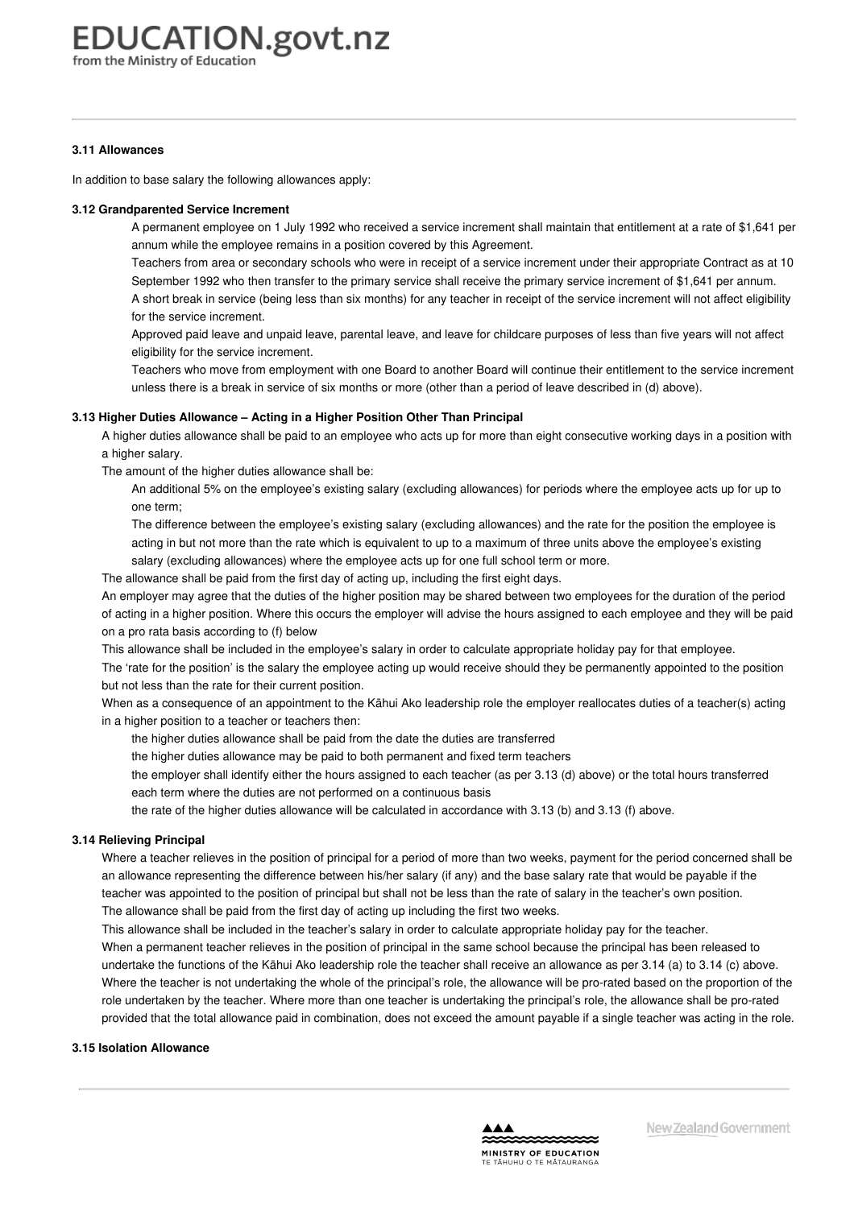#### 3.11 Allowances

In addition to base salary the following allowances apply:

#### 3.12 Grandparented Service Increment

A permanent employee on 1 July 1992 who received a service increment shall maintain that entitlement at a rate of $1,641 per annum while the employee remains in a position covered by this Agreement.

Teachers from area or secondary schools who were in receipt of a service increment under their appropriate Contract as at 10 September 1992 who then transfer to the primary service shall receive the primary service increment of $1,641 per annum.

A short break in service (being less than six months) for any teacher in receipt of the service increment will not affect eligibility for the service increment.

Approved paid leave and unpaid leave, parental leave, and leave for childcare purposes of less than five years will not affect eligibility for the service increment.

Teachers who move from employment with one Board to another Board will continue their entitlement to the service increment unless there is a break in service of six months or more (other than a period of leave described in (d) above).

#### 3.13 Higher Duties Allowance – Acting in a Higher Position Other Than Principal

A higher duties allowance shall be paid to an employee who acts up for more than eight consecutive working days in a position with a higher salary.

The amount of the higher duties allowance shall be:

An additional 5% on the employee's existing salary (excluding allowances) for periods where the employee acts up for up to one term;

The difference between the employee's existing salary (excluding allowances) and the rate for the position the employee is acting in but not more than the rate which is equivalent to up to a maximum of three units above the employee's existing salary (excluding allowances) where the employee acts up for one full school term or more.

The allowance shall be paid from the first day of acting up, including the first eight days.

An employer may agree that the duties of the higher position may be shared between two employees for the duration of the period of acting in a higher position. Where this occurs the employer will advise the hours assigned to each employee and they will be paid on a pro rata basis according to (f) below

This allowance shall be included in the employee's salary in order to calculate appropriate holiday pay for that employee.

The 'rate for the position' is the salary the employee acting up would receive should they be permanently appointed to the position but not less than the rate for their current position.

When as a consequence of an appointment to the Kāhui Ako leadership role the employer reallocates duties of a teacher(s) acting in a higher position to a teacher or teachers then:

the higher duties allowance shall be paid from the date the duties are transferred

the higher duties allowance may be paid to both permanent and fixed term teachers

the employer shall identify either the hours assigned to each teacher (as per 3.13 (d) above) or the total hours transferred each term where the duties are not performed on a continuous basis

the rate of the higher duties allowance will be calculated in accordance with 3.13 (b) and 3.13 (f) above.

#### 3.14 Relieving Principal

Where a teacher relieves in the position of principal for a period of more than two weeks, payment for the period concerned shall be an allowance representing the difference between his/her salary (if any) and the base salary rate that would be payable if the teacher was appointed to the position of principal but shall not be less than the rate of salary in the teacher's own position.

The allowance shall be paid from the first day of acting up including the first two weeks.

This allowance shall be included in the teacher's salary in order to calculate appropriate holiday pay for the teacher.

When a permanent teacher relieves in the position of principal in the same school because the principal has been released to undertake the functions of the Kāhui Ako leadership role the teacher shall receive an allowance as per 3.14 (a) to 3.14 (c) above. Where the teacher is not undertaking the whole of the principal's role, the allowance will be pro-rated based on the proportion of the role undertaken by the teacher. Where more than one teacher is undertaking the principal's role, the allowance shall be pro-rated provided that the total allowance paid in combination, does not exceed the amount payable if a single teacher was acting in the role.

#### 3.15 Isolation Allowance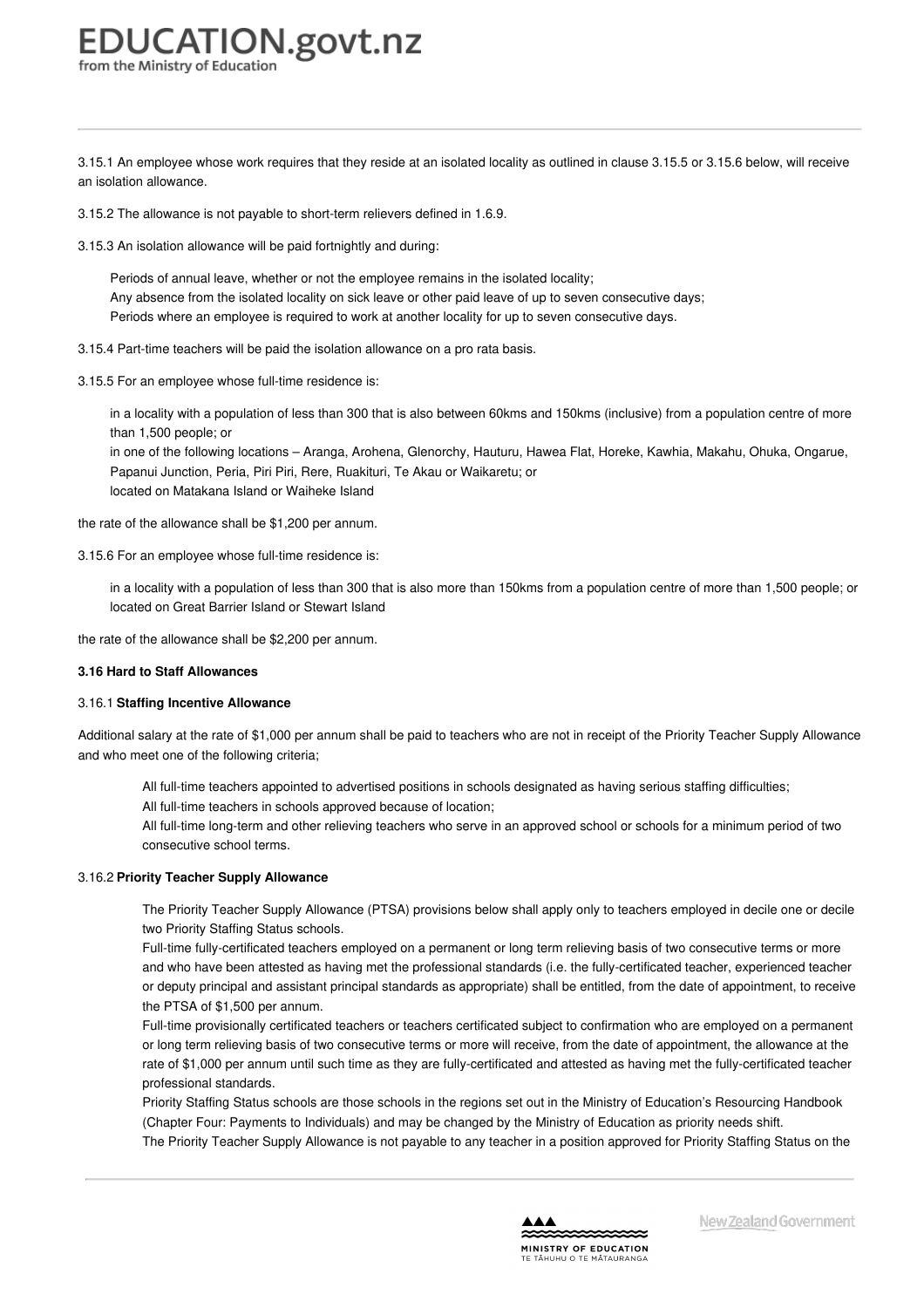3.15.1 An employee whose work requires that they reside at an isolated locality as outlined in clause 3.15.5 or 3.15.6 below, will receive an isolation allowance.

3.15.2 The allowance is not payable to short-term relievers defined in 1.6.9.

3.15.3 An isolation allowance will be paid fortnightly and during:

- Periods of annual leave, whether or not the employee remains in the isolated locality;
- Any absence from the isolated locality on sick leave or other paid leave of up to seven consecutive days;
- Periods where an employee is required to work at another locality for up to seven consecutive days.

3.15.4 Part-time teachers will be paid the isolation allowance on a pro rata basis.

3.15.5 For an employee whose full-time residence is:

- in a locality with a population of less than 300 that is also between 60kms and 150kms (inclusive) from a population centre of more than 1,500 people; or
- in one of the following locations – Aranga, Arohena, Glenorchy, Hauturu, Hawea Flat, Horeke, Kawhia, Makahu, Ohuka, Ongarue, Papanui Junction, Peria, Piri Piri, Rere, Ruakituri, Te Akau or Waikaretu; or
- located on Matakana Island or Waiheke Island

the rate of the allowance shall be $1,200 per annum.

3.15.6 For an employee whose full-time residence is:

- in a locality with a population of less than 300 that is also more than 150kms from a population centre of more than 1,500 people; or
- located on Great Barrier Island or Stewart Island

the rate of the allowance shall be $2,200 per annum.

### 3.16 Hard to Staff Allowances

#### 3.16.1 **Staffing Incentive Allowance**

Additional salary at the rate of $1,000 per annum shall be paid to teachers who are not in receipt of the Priority Teacher Supply Allowance and who meet one of the following criteria;

- All full-time teachers appointed to advertised positions in schools designated as having serious staffing difficulties;
- All full-time teachers in schools approved because of location;
- All full-time long-term and other relieving teachers who serve in an approved school or schools for a minimum period of two consecutive school terms.

#### 3.16.2 **Priority Teacher Supply Allowance**

- The Priority Teacher Supply Allowance (PTSA) provisions below shall apply only to teachers employed in decile one or decile two Priority Staffing Status schools.
- Full-time fully-certificated teachers employed on a permanent or long term relieving basis of two consecutive terms or more and who have been attested as having met the professional standards (i.e. the fully-certificated teacher, experienced teacher or deputy principal and assistant principal standards as appropriate) shall be entitled, from the date of appointment, to receive the PTSA of $1,500 per annum.
- Full-time provisionally certificated teachers or teachers certificated subject to confirmation who are employed on a permanent or long term relieving basis of two consecutive terms or more will receive, from the date of appointment, the allowance at the rate of $1,000 per annum until such time as they are fully-certificated and attested as having met the fully-certificated teacher professional standards.
- Priority Staffing Status schools are those schools in the regions set out in the Ministry of Education's Resourcing Handbook (Chapter Four: Payments to Individuals) and may be changed by the Ministry of Education as priority needs shift.
- The Priority Teacher Supply Allowance is not payable to any teacher in a position approved for Priority Staffing Status on the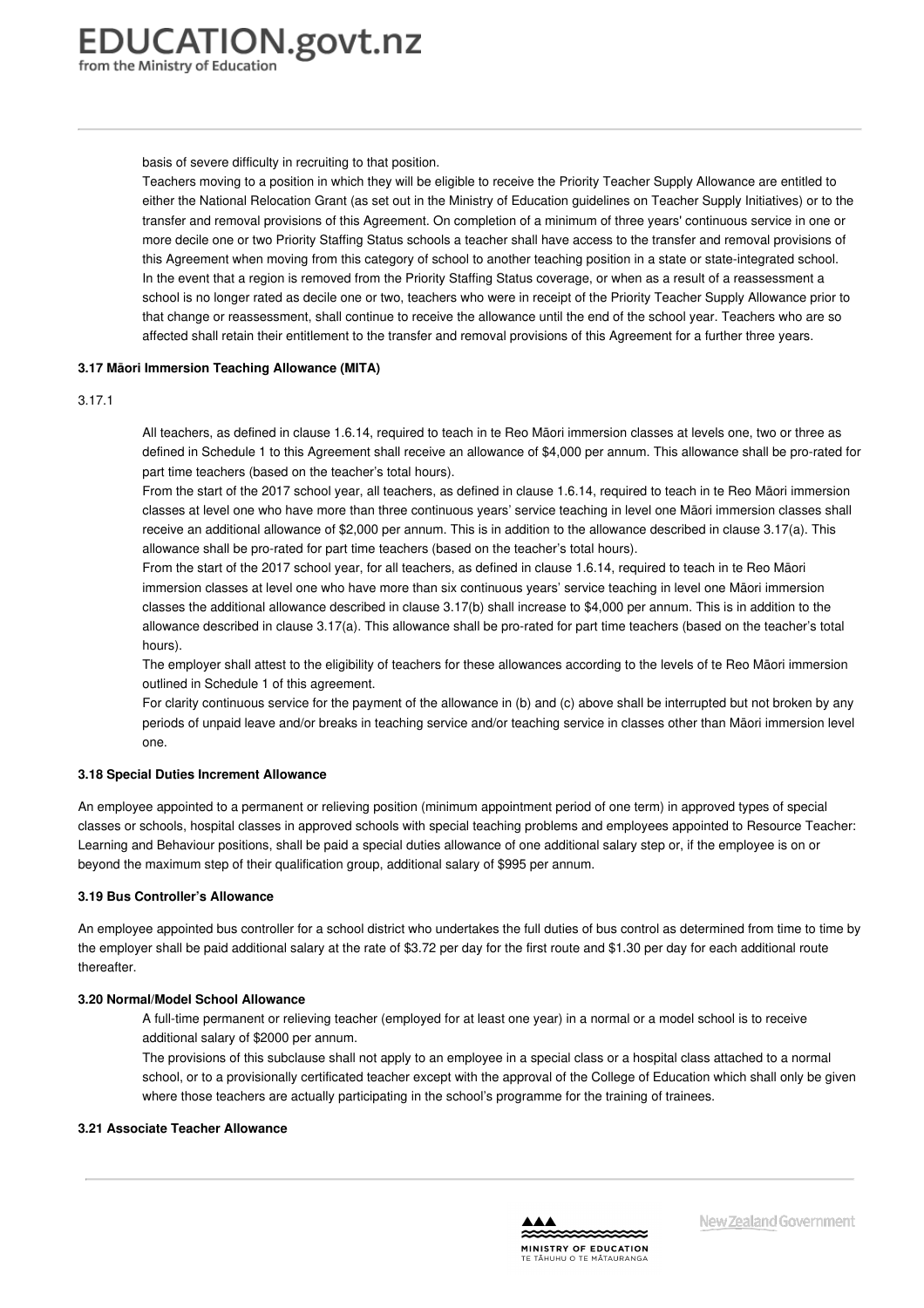basis of severe difficulty in recruiting to that position.

Teachers moving to a position in which they will be eligible to receive the Priority Teacher Supply Allowance are entitled to either the National Relocation Grant (as set out in the Ministry of Education guidelines on Teacher Supply Initiatives) or to the transfer and removal provisions of this Agreement. On completion of a minimum of three years' continuous service in one or more decile one or two Priority Staffing Status schools a teacher shall have access to the transfer and removal provisions of this Agreement when moving from this category of school to another teaching position in a state or state-integrated school.

In the event that a region is removed from the Priority Staffing Status coverage, or when as a result of a reassessment a school is no longer rated as decile one or two, teachers who were in receipt of the Priority Teacher Supply Allowance prior to that change or reassessment, shall continue to receive the allowance until the end of the school year. Teachers who are so affected shall retain their entitlement to the transfer and removal provisions of this Agreement for a further three years.

**3.17 Māori Immersion Teaching Allowance (MITA)**

3.17.1

All teachers, as defined in clause 1.6.14, required to teach in te Reo Māori immersion classes at levels one, two or three as defined in Schedule 1 to this Agreement shall receive an allowance of $4,000 per annum. This allowance shall be pro-rated for part time teachers (based on the teacher's total hours).

From the start of the 2017 school year, all teachers, as defined in clause 1.6.14, required to teach in te Reo Māori immersion classes at level one who have more than three continuous years' service teaching in level one Māori immersion classes shall receive an additional allowance of $2,000 per annum. This is in addition to the allowance described in clause 3.17(a). This allowance shall be pro-rated for part time teachers (based on the teacher's total hours).

From the start of the 2017 school year, for all teachers, as defined in clause 1.6.14, required to teach in te Reo Māori immersion classes at level one who have more than six continuous years' service teaching in level one Māori immersion classes the additional allowance described in clause 3.17(b) shall increase to $4,000 per annum. This is in addition to the allowance described in clause 3.17(a). This allowance shall be pro-rated for part time teachers (based on the teacher's total hours).

The employer shall attest to the eligibility of teachers for these allowances according to the levels of te Reo Māori immersion outlined in Schedule 1 of this agreement.

For clarity continuous service for the payment of the allowance in (b) and (c) above shall be interrupted but not broken by any periods of unpaid leave and/or breaks in teaching service and/or teaching service in classes other than Māori immersion level one.

**3.18 Special Duties Increment Allowance**

An employee appointed to a permanent or relieving position (minimum appointment period of one term) in approved types of special classes or schools, hospital classes in approved schools with special teaching problems and employees appointed to Resource Teacher: Learning and Behaviour positions, shall be paid a special duties allowance of one additional salary step or, if the employee is on or beyond the maximum step of their qualification group, additional salary of $995 per annum.

**3.19 Bus Controller's Allowance**

An employee appointed bus controller for a school district who undertakes the full duties of bus control as determined from time to time by the employer shall be paid additional salary at the rate of $3.72 per day for the first route and $1.30 per day for each additional route thereafter.

**3.20 Normal/Model School Allowance**

A full-time permanent or relieving teacher (employed for at least one year) in a normal or a model school is to receive additional salary of $2000 per annum.

The provisions of this subclause shall not apply to an employee in a special class or a hospital class attached to a normal school, or to a provisionally certificated teacher except with the approval of the College of Education which shall only be given where those teachers are actually participating in the school's programme for the training of trainees.

**3.21 Associate Teacher Allowance**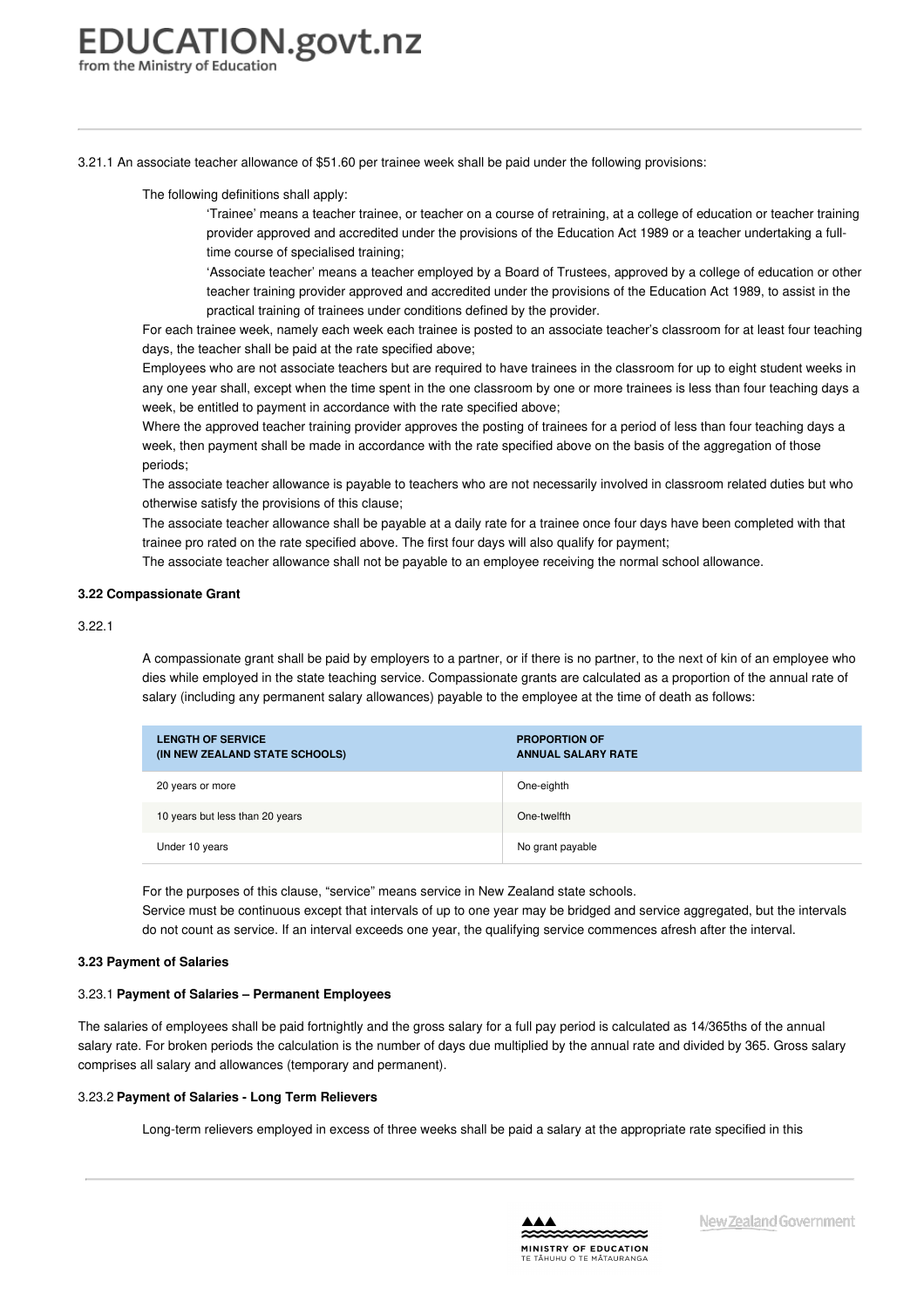3.21.1 An associate teacher allowance of $51.60 per trainee week shall be paid under the following provisions:

The following definitions shall apply:

'Trainee' means a teacher trainee, or teacher on a course of retraining, at a college of education or teacher training provider approved and accredited under the provisions of the Education Act 1989 or a teacher undertaking a full-time course of specialised training;

'Associate teacher' means a teacher employed by a Board of Trustees, approved by a college of education or other teacher training provider approved and accredited under the provisions of the Education Act 1989, to assist in the practical training of trainees under conditions defined by the provider.

For each trainee week, namely each week each trainee is posted to an associate teacher's classroom for at least four teaching days, the teacher shall be paid at the rate specified above;

Employees who are not associate teachers but are required to have trainees in the classroom for up to eight student weeks in any one year shall, except when the time spent in the one classroom by one or more trainees is less than four teaching days a week, be entitled to payment in accordance with the rate specified above;

Where the approved teacher training provider approves the posting of trainees for a period of less than four teaching days a week, then payment shall be made in accordance with the rate specified above on the basis of the aggregation of those periods;

The associate teacher allowance is payable to teachers who are not necessarily involved in classroom related duties but who otherwise satisfy the provisions of this clause;

The associate teacher allowance shall be payable at a daily rate for a trainee once four days have been completed with that trainee pro rated on the rate specified above. The first four days will also qualify for payment;

The associate teacher allowance shall not be payable to an employee receiving the normal school allowance.

**3.22 Compassionate Grant**

3.22.1

A compassionate grant shall be paid by employers to a partner, or if there is no partner, to the next of kin of an employee who dies while employed in the state teaching service. Compassionate grants are calculated as a proportion of the annual rate of salary (including any permanent salary allowances) payable to the employee at the time of death as follows:

| LENGTH OF SERVICE (IN NEW ZEALAND STATE SCHOOLS) | PROPORTION OF ANNUAL SALARY RATE |
|---|---|
| 20 years or more | One-eighth |
| 10 years but less than 20 years | One-twelfth |
| Under 10 years | No grant payable |

For the purposes of this clause, "service" means service in New Zealand state schools.

Service must be continuous except that intervals of up to one year may be bridged and service aggregated, but the intervals do not count as service. If an interval exceeds one year, the qualifying service commences afresh after the interval.

**3.23 Payment of Salaries**

3.23.1 **Payment of Salaries – Permanent Employees**

The salaries of employees shall be paid fortnightly and the gross salary for a full pay period is calculated as 14/365ths of the annual salary rate. For broken periods the calculation is the number of days due multiplied by the annual rate and divided by 365. Gross salary comprises all salary and allowances (temporary and permanent).

3.23.2 **Payment of Salaries - Long Term Relievers**

Long-term relievers employed in excess of three weeks shall be paid a salary at the appropriate rate specified in this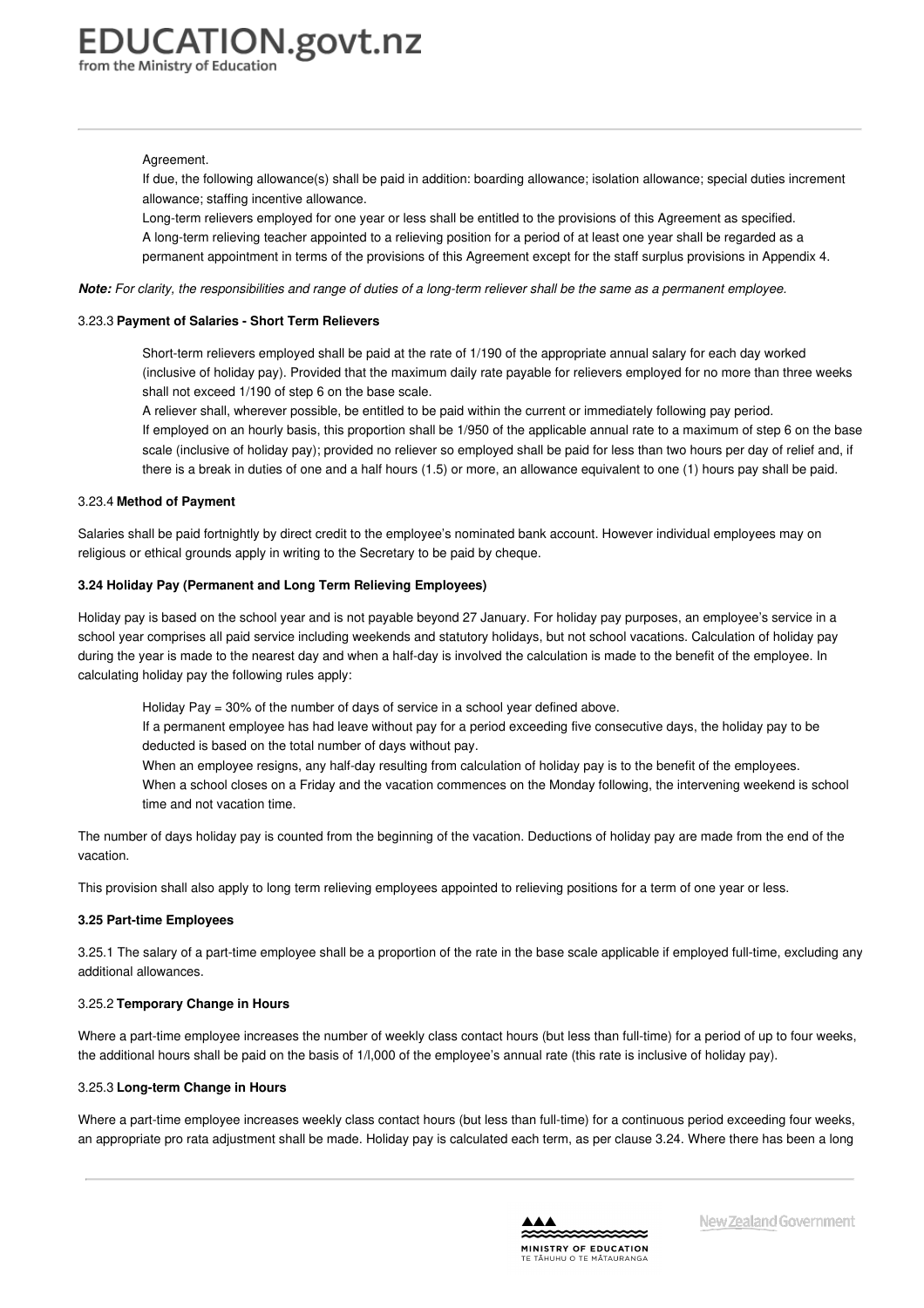Agreement.

If due, the following allowance(s) shall be paid in addition: boarding allowance; isolation allowance; special duties increment allowance; staffing incentive allowance.

Long-term relievers employed for one year or less shall be entitled to the provisions of this Agreement as specified.

A long-term relieving teacher appointed to a relieving position for a period of at least one year shall be regarded as a permanent appointment in terms of the provisions of this Agreement except for the staff surplus provisions in Appendix 4.

***Note:*** *For clarity, the responsibilities and range of duties of a long-term reliever shall be the same as a permanent employee.*

3.23.3 **Payment of Salaries - Short Term Relievers**

Short-term relievers employed shall be paid at the rate of 1/190 of the appropriate annual salary for each day worked (inclusive of holiday pay). Provided that the maximum daily rate payable for relievers employed for no more than three weeks shall not exceed 1/190 of step 6 on the base scale.

A reliever shall, wherever possible, be entitled to be paid within the current or immediately following pay period.

If employed on an hourly basis, this proportion shall be 1/950 of the applicable annual rate to a maximum of step 6 on the base scale (inclusive of holiday pay); provided no reliever so employed shall be paid for less than two hours per day of relief and, if there is a break in duties of one and a half hours (1.5) or more, an allowance equivalent to one (1) hours pay shall be paid.

3.23.4 **Method of Payment**

Salaries shall be paid fortnightly by direct credit to the employee's nominated bank account. However individual employees may on religious or ethical grounds apply in writing to the Secretary to be paid by cheque.

**3.24 Holiday Pay (Permanent and Long Term Relieving Employees)**

Holiday pay is based on the school year and is not payable beyond 27 January. For holiday pay purposes, an employee's service in a school year comprises all paid service including weekends and statutory holidays, but not school vacations. Calculation of holiday pay during the year is made to the nearest day and when a half-day is involved the calculation is made to the benefit of the employee. In calculating holiday pay the following rules apply:

Holiday Pay = 30% of the number of days of service in a school year defined above.

If a permanent employee has had leave without pay for a period exceeding five consecutive days, the holiday pay to be deducted is based on the total number of days without pay.

When an employee resigns, any half-day resulting from calculation of holiday pay is to the benefit of the employees.

When a school closes on a Friday and the vacation commences on the Monday following, the intervening weekend is school time and not vacation time.

The number of days holiday pay is counted from the beginning of the vacation. Deductions of holiday pay are made from the end of the vacation.

This provision shall also apply to long term relieving employees appointed to relieving positions for a term of one year or less.

**3.25 Part-time Employees**

3.25.1 The salary of a part-time employee shall be a proportion of the rate in the base scale applicable if employed full-time, excluding any additional allowances.

3.25.2 **Temporary Change in Hours**

Where a part-time employee increases the number of weekly class contact hours (but less than full-time) for a period of up to four weeks, the additional hours shall be paid on the basis of 1/l,000 of the employee's annual rate (this rate is inclusive of holiday pay).

3.25.3 **Long-term Change in Hours**

Where a part-time employee increases weekly class contact hours (but less than full-time) for a continuous period exceeding four weeks, an appropriate pro rata adjustment shall be made. Holiday pay is calculated each term, as per clause 3.24. Where there has been a long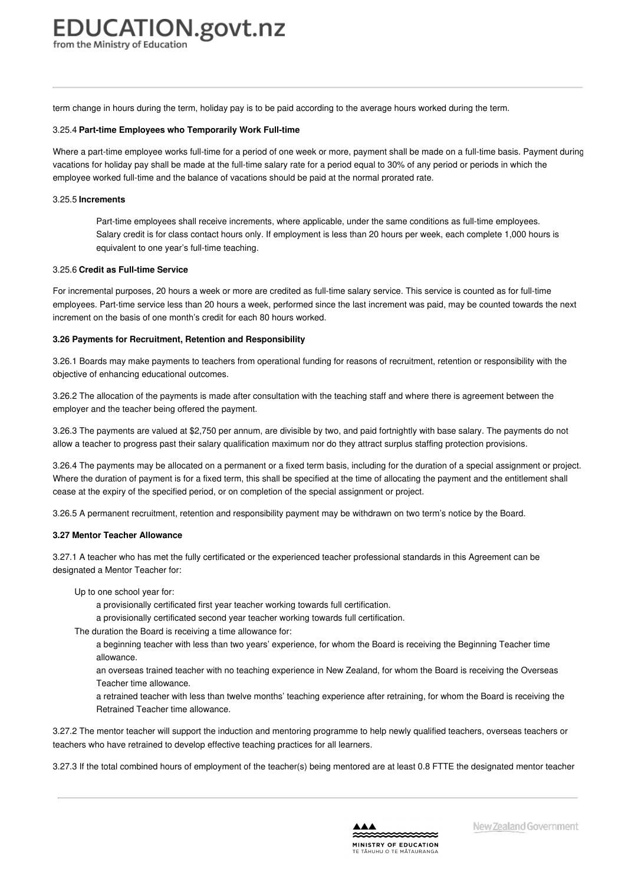term change in hours during the term, holiday pay is to be paid according to the average hours worked during the term.

3.25.4 **Part-time Employees who Temporarily Work Full-time**

Where a part-time employee works full-time for a period of one week or more, payment shall be made on a full-time basis. Payment during vacations for holiday pay shall be made at the full-time salary rate for a period equal to 30% of any period or periods in which the employee worked full-time and the balance of vacations should be paid at the normal prorated rate.

3.25.5 **Increments**

> Part-time employees shall receive increments, where applicable, under the same conditions as full-time employees.
> Salary credit is for class contact hours only. If employment is less than 20 hours per week, each complete 1,000 hours is equivalent to one year's full-time teaching.

3.25.6 **Credit as Full-time Service**

For incremental purposes, 20 hours a week or more are credited as full-time salary service. This service is counted as for full-time employees. Part-time service less than 20 hours a week, performed since the last increment was paid, may be counted towards the next increment on the basis of one month's credit for each 80 hours worked.

**3.26 Payments for Recruitment, Retention and Responsibility**

3.26.1 Boards may make payments to teachers from operational funding for reasons of recruitment, retention or responsibility with the objective of enhancing educational outcomes.

3.26.2 The allocation of the payments is made after consultation with the teaching staff and where there is agreement between the employer and the teacher being offered the payment.

3.26.3 The payments are valued at $2,750 per annum, are divisible by two, and paid fortnightly with base salary. The payments do not allow a teacher to progress past their salary qualification maximum nor do they attract surplus staffing protection provisions.

3.26.4 The payments may be allocated on a permanent or a fixed term basis, including for the duration of a special assignment or project. Where the duration of payment is for a fixed term, this shall be specified at the time of allocating the payment and the entitlement shall cease at the expiry of the specified period, or on completion of the special assignment or project.

3.26.5 A permanent recruitment, retention and responsibility payment may be withdrawn on two term's notice by the Board.

**3.27 Mentor Teacher Allowance**

3.27.1 A teacher who has met the fully certificated or the experienced teacher professional standards in this Agreement can be designated a Mentor Teacher for:

- Up to one school year for:
  - a provisionally certificated first year teacher working towards full certification.
  - a provisionally certificated second year teacher working towards full certification.
- The duration the Board is receiving a time allowance for:
  - a beginning teacher with less than two years' experience, for whom the Board is receiving the Beginning Teacher time allowance.
  - an overseas trained teacher with no teaching experience in New Zealand, for whom the Board is receiving the Overseas Teacher time allowance.
  - a retrained teacher with less than twelve months' teaching experience after retraining, for whom the Board is receiving the Retrained Teacher time allowance.

3.27.2 The mentor teacher will support the induction and mentoring programme to help newly qualified teachers, overseas teachers or teachers who have retrained to develop effective teaching practices for all learners.

3.27.3 If the total combined hours of employment of the teacher(s) being mentored are at least 0.8 FTTE the designated mentor teacher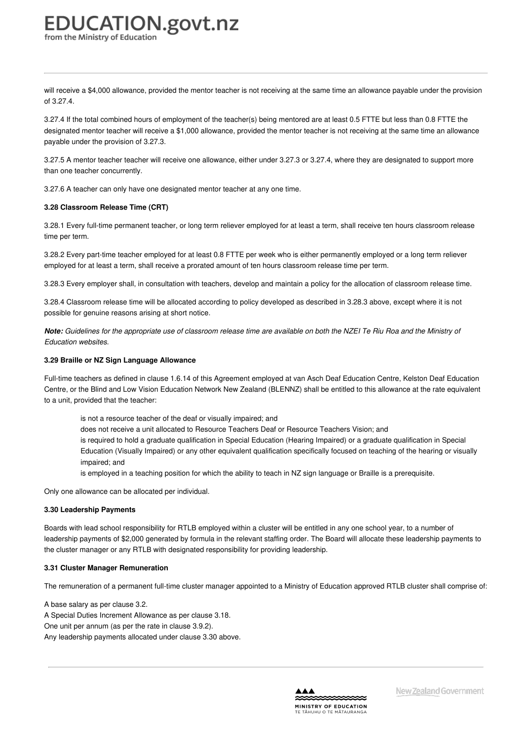will receive a $4,000 allowance, provided the mentor teacher is not receiving at the same time an allowance payable under the provision of 3.27.4.

3.27.4 If the total combined hours of employment of the teacher(s) being mentored are at least 0.5 FTTE but less than 0.8 FTTE the designated mentor teacher will receive a $1,000 allowance, provided the mentor teacher is not receiving at the same time an allowance payable under the provision of 3.27.3.

3.27.5 A mentor teacher teacher will receive one allowance, either under 3.27.3 or 3.27.4, where they are designated to support more than one teacher concurrently.

3.27.6 A teacher can only have one designated mentor teacher at any one time.

**3.28 Classroom Release Time (CRT)**

3.28.1 Every full-time permanent teacher, or long term reliever employed for at least a term, shall receive ten hours classroom release time per term.

3.28.2 Every part-time teacher employed for at least 0.8 FTTE per week who is either permanently employed or a long term reliever employed for at least a term, shall receive a prorated amount of ten hours classroom release time per term.

3.28.3 Every employer shall, in consultation with teachers, develop and maintain a policy for the allocation of classroom release time.

3.28.4 Classroom release time will be allocated according to policy developed as described in 3.28.3 above, except where it is not possible for genuine reasons arising at short notice.

***Note:*** *Guidelines for the appropriate use of classroom release time are available on both the NZEI Te Riu Roa and the Ministry of Education websites.*

**3.29 Braille or NZ Sign Language Allowance**

Full-time teachers as defined in clause 1.6.14 of this Agreement employed at van Asch Deaf Education Centre, Kelston Deaf Education Centre, or the Blind and Low Vision Education Network New Zealand (BLENNZ) shall be entitled to this allowance at the rate equivalent to a unit, provided that the teacher:

- is not a resource teacher of the deaf or visually impaired; and
- does not receive a unit allocated to Resource Teachers Deaf or Resource Teachers Vision; and
- is required to hold a graduate qualification in Special Education (Hearing Impaired) or a graduate qualification in Special Education (Visually Impaired) or any other equivalent qualification specifically focused on teaching of the hearing or visually impaired; and
- is employed in a teaching position for which the ability to teach in NZ sign language or Braille is a prerequisite.

Only one allowance can be allocated per individual.

**3.30 Leadership Payments**

Boards with lead school responsibility for RTLB employed within a cluster will be entitled in any one school year, to a number of leadership payments of $2,000 generated by formula in the relevant staffing order. The Board will allocate these leadership payments to the cluster manager or any RTLB with designated responsibility for providing leadership.

**3.31 Cluster Manager Remuneration**

The remuneration of a permanent full-time cluster manager appointed to a Ministry of Education approved RTLB cluster shall comprise of:

A base salary as per clause 3.2.
A Special Duties Increment Allowance as per clause 3.18.
One unit per annum (as per the rate in clause 3.9.2).
Any leadership payments allocated under clause 3.30 above.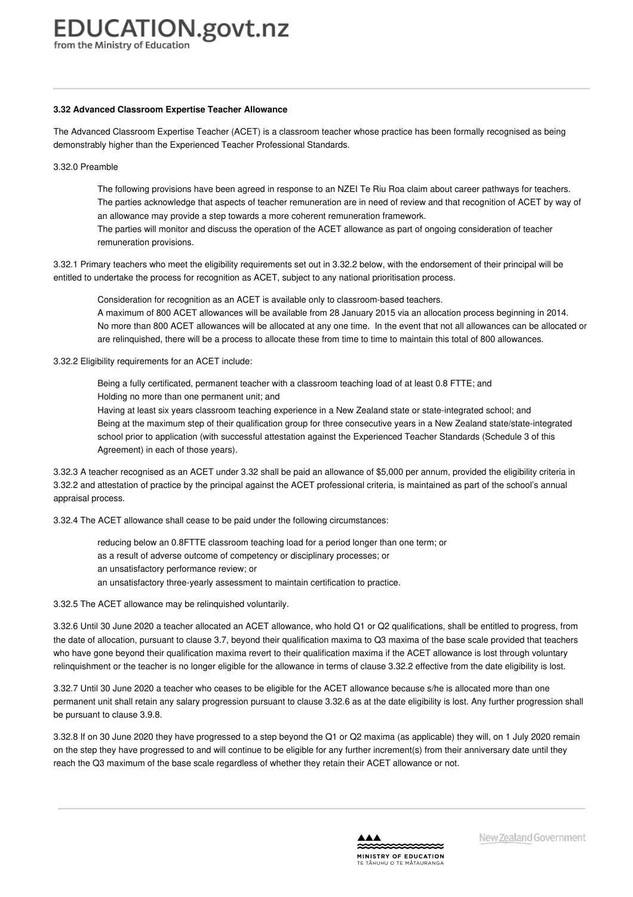### 3.32 Advanced Classroom Expertise Teacher Allowance

The Advanced Classroom Expertise Teacher (ACET) is a classroom teacher whose practice has been formally recognised as being demonstrably higher than the Experienced Teacher Professional Standards.

3.32.0 Preamble

> The following provisions have been agreed in response to an NZEI Te Riu Roa claim about career pathways for teachers.
> The parties acknowledge that aspects of teacher remuneration are in need of review and that recognition of ACET by way of an allowance may provide a step towards a more coherent remuneration framework.
> The parties will monitor and discuss the operation of the ACET allowance as part of ongoing consideration of teacher remuneration provisions.

3.32.1 Primary teachers who meet the eligibility requirements set out in 3.32.2 below, with the endorsement of their principal will be entitled to undertake the process for recognition as ACET, subject to any national prioritisation process.

> Consideration for recognition as an ACET is available only to classroom-based teachers.
> A maximum of 800 ACET allowances will be available from 28 January 2015 via an allocation process beginning in 2014.
> No more than 800 ACET allowances will be allocated at any one time. In the event that not all allowances can be allocated or are relinquished, there will be a process to allocate these from time to time to maintain this total of 800 allowances.

3.32.2 Eligibility requirements for an ACET include:

> Being a fully certificated, permanent teacher with a classroom teaching load of at least 0.8 FTTE; and
> Holding no more than one permanent unit; and
> Having at least six years classroom teaching experience in a New Zealand state or state-integrated school; and
> Being at the maximum step of their qualification group for three consecutive years in a New Zealand state/state-integrated school prior to application (with successful attestation against the Experienced Teacher Standards (Schedule 3 of this Agreement) in each of those years).

3.32.3 A teacher recognised as an ACET under 3.32 shall be paid an allowance of $5,000 per annum, provided the eligibility criteria in 3.32.2 and attestation of practice by the principal against the ACET professional criteria, is maintained as part of the school's annual appraisal process.

3.32.4 The ACET allowance shall cease to be paid under the following circumstances:

> reducing below an 0.8FTTE classroom teaching load for a period longer than one term; or
> as a result of adverse outcome of competency or disciplinary processes; or
> an unsatisfactory performance review; or
> an unsatisfactory three-yearly assessment to maintain certification to practice.

3.32.5 The ACET allowance may be relinquished voluntarily.

3.32.6 Until 30 June 2020 a teacher allocated an ACET allowance, who hold Q1 or Q2 qualifications, shall be entitled to progress, from the date of allocation, pursuant to clause 3.7, beyond their qualification maxima to Q3 maxima of the base scale provided that teachers who have gone beyond their qualification maxima revert to their qualification maxima if the ACET allowance is lost through voluntary relinquishment or the teacher is no longer eligible for the allowance in terms of clause 3.32.2 effective from the date eligibility is lost.

3.32.7 Until 30 June 2020 a teacher who ceases to be eligible for the ACET allowance because s/he is allocated more than one permanent unit shall retain any salary progression pursuant to clause 3.32.6 as at the date eligibility is lost. Any further progression shall be pursuant to clause 3.9.8.

3.32.8 If on 30 June 2020 they have progressed to a step beyond the Q1 or Q2 maxima (as applicable) they will, on 1 July 2020 remain on the step they have progressed to and will continue to be eligible for any further increment(s) from their anniversary date until they reach the Q3 maximum of the base scale regardless of whether they retain their ACET allowance or not.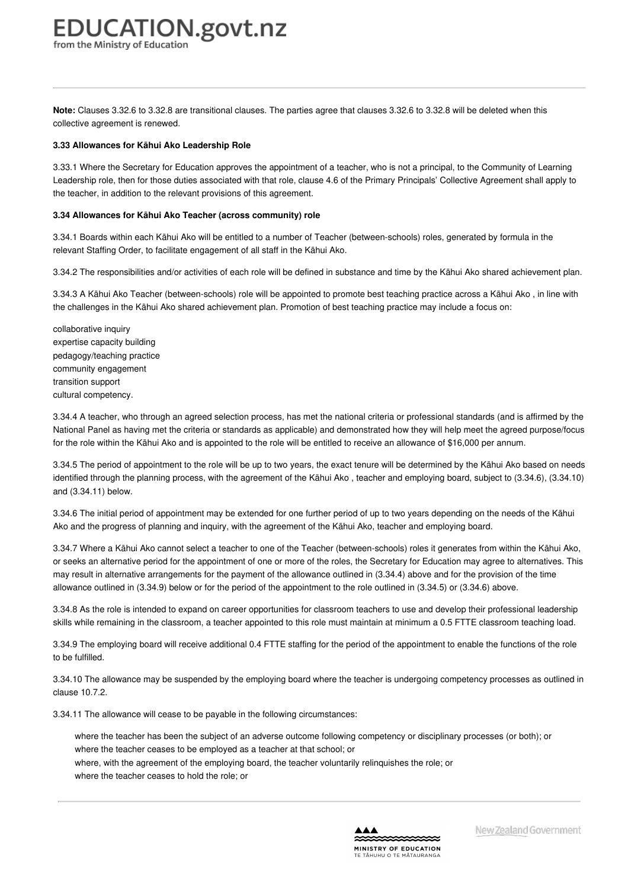**Note:** Clauses 3.32.6 to 3.32.8 are transitional clauses. The parties agree that clauses 3.32.6 to 3.32.8 will be deleted when this collective agreement is renewed.

### 3.33 Allowances for Kāhui Ako Leadership Role

3.33.1 Where the Secretary for Education approves the appointment of a teacher, who is not a principal, to the Community of Learning Leadership role, then for those duties associated with that role, clause 4.6 of the Primary Principals' Collective Agreement shall apply to the teacher, in addition to the relevant provisions of this agreement.

### 3.34 Allowances for Kāhui Ako Teacher (across community) role

3.34.1 Boards within each Kāhui Ako will be entitled to a number of Teacher (between-schools) roles, generated by formula in the relevant Staffing Order, to facilitate engagement of all staff in the Kāhui Ako.

3.34.2 The responsibilities and/or activities of each role will be defined in substance and time by the Kāhui Ako shared achievement plan.

3.34.3 A Kāhui Ako Teacher (between-schools) role will be appointed to promote best teaching practice across a Kāhui Ako , in line with the challenges in the Kāhui Ako shared achievement plan. Promotion of best teaching practice may include a focus on:

collaborative inquiry
expertise capacity building
pedagogy/teaching practice
community engagement
transition support
cultural competency.

3.34.4 A teacher, who through an agreed selection process, has met the national criteria or professional standards (and is affirmed by the National Panel as having met the criteria or standards as applicable) and demonstrated how they will help meet the agreed purpose/focus for the role within the Kāhui Ako and is appointed to the role will be entitled to receive an allowance of $16,000 per annum.

3.34.5 The period of appointment to the role will be up to two years, the exact tenure will be determined by the Kāhui Ako based on needs identified through the planning process, with the agreement of the Kāhui Ako , teacher and employing board, subject to (3.34.6), (3.34.10) and (3.34.11) below.

3.34.6 The initial period of appointment may be extended for one further period of up to two years depending on the needs of the Kāhui Ako and the progress of planning and inquiry, with the agreement of the Kāhui Ako, teacher and employing board.

3.34.7 Where a Kāhui Ako cannot select a teacher to one of the Teacher (between-schools) roles it generates from within the Kāhui Ako, or seeks an alternative period for the appointment of one or more of the roles, the Secretary for Education may agree to alternatives. This may result in alternative arrangements for the payment of the allowance outlined in (3.34.4) above and for the provision of the time allowance outlined in (3.34.9) below or for the period of the appointment to the role outlined in (3.34.5) or (3.34.6) above.

3.34.8 As the role is intended to expand on career opportunities for classroom teachers to use and develop their professional leadership skills while remaining in the classroom, a teacher appointed to this role must maintain at minimum a 0.5 FTTE classroom teaching load.

3.34.9 The employing board will receive additional 0.4 FTTE staffing for the period of the appointment to enable the functions of the role to be fulfilled.

3.34.10 The allowance may be suspended by the employing board where the teacher is undergoing competency processes as outlined in clause 10.7.2.

3.34.11 The allowance will cease to be payable in the following circumstances:

> where the teacher has been the subject of an adverse outcome following competency or disciplinary processes (or both); or
> where the teacher ceases to be employed as a teacher at that school; or
> where, with the agreement of the employing board, the teacher voluntarily relinquishes the role; or
> where the teacher ceases to hold the role; or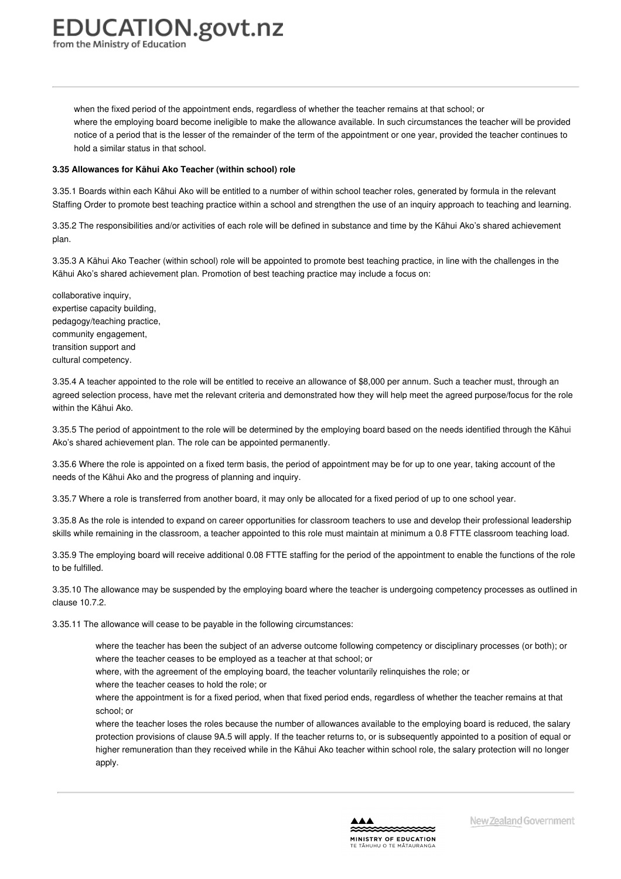when the fixed period of the appointment ends, regardless of whether the teacher remains at that school; or
where the employing board become ineligible to make the allowance available. In such circumstances the teacher will be provided notice of a period that is the lesser of the remainder of the term of the appointment or one year, provided the teacher continues to hold a similar status in that school.

**3.35 Allowances for Kāhui Ako Teacher (within school) role**

3.35.1 Boards within each Kāhui Ako will be entitled to a number of within school teacher roles, generated by formula in the relevant Staffing Order to promote best teaching practice within a school and strengthen the use of an inquiry approach to teaching and learning.

3.35.2 The responsibilities and/or activities of each role will be defined in substance and time by the Kāhui Ako's shared achievement plan.

3.35.3 A Kāhui Ako Teacher (within school) role will be appointed to promote best teaching practice, in line with the challenges in the Kāhui Ako's shared achievement plan. Promotion of best teaching practice may include a focus on:

collaborative inquiry,
expertise capacity building,
pedagogy/teaching practice,
community engagement,
transition support and
cultural competency.

3.35.4 A teacher appointed to the role will be entitled to receive an allowance of $8,000 per annum. Such a teacher must, through an agreed selection process, have met the relevant criteria and demonstrated how they will help meet the agreed purpose/focus for the role within the Kāhui Ako.

3.35.5 The period of appointment to the role will be determined by the employing board based on the needs identified through the Kāhui Ako's shared achievement plan. The role can be appointed permanently.

3.35.6 Where the role is appointed on a fixed term basis, the period of appointment may be for up to one year, taking account of the needs of the Kāhui Ako and the progress of planning and inquiry.

3.35.7 Where a role is transferred from another board, it may only be allocated for a fixed period of up to one school year.

3.35.8 As the role is intended to expand on career opportunities for classroom teachers to use and develop their professional leadership skills while remaining in the classroom, a teacher appointed to this role must maintain at minimum a 0.8 FTTE classroom teaching load.

3.35.9 The employing board will receive additional 0.08 FTTE staffing for the period of the appointment to enable the functions of the role to be fulfilled.

3.35.10 The allowance may be suspended by the employing board where the teacher is undergoing competency processes as outlined in clause 10.7.2.

3.35.11 The allowance will cease to be payable in the following circumstances:

where the teacher has been the subject of an adverse outcome following competency or disciplinary processes (or both); or
where the teacher ceases to be employed as a teacher at that school; or
where, with the agreement of the employing board, the teacher voluntarily relinquishes the role; or
where the teacher ceases to hold the role; or
where the appointment is for a fixed period, when that fixed period ends, regardless of whether the teacher remains at that school; or
where the teacher loses the roles because the number of allowances available to the employing board is reduced, the salary protection provisions of clause 9A.5 will apply. If the teacher returns to, or is subsequently appointed to a position of equal or higher remuneration than they received while in the Kāhui Ako teacher within school role, the salary protection will no longer apply.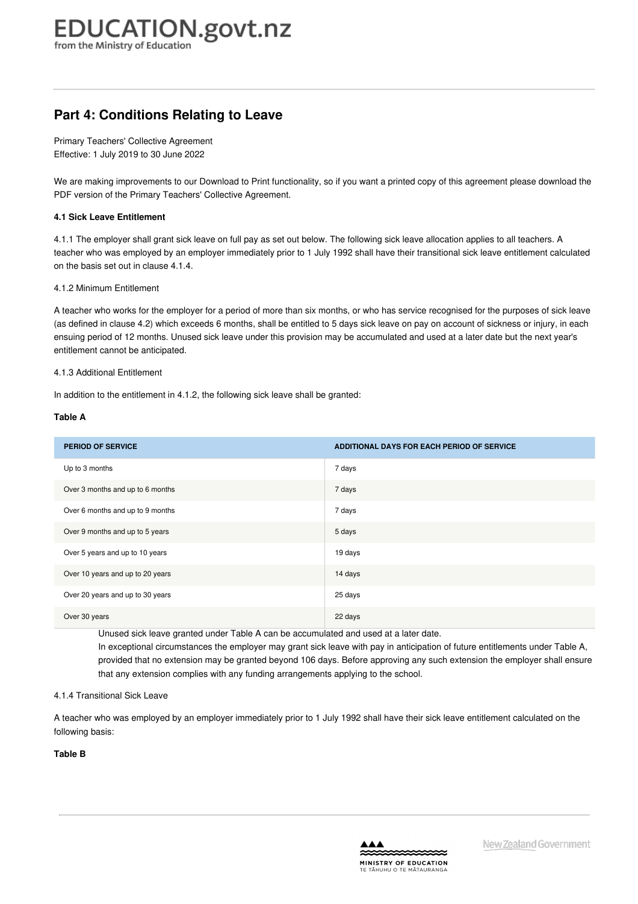# Part 4: Conditions Relating to Leave

Primary Teachers' Collective Agreement
Effective: 1 July 2019 to 30 June 2022

We are making improvements to our Download to Print functionality, so if you want a printed copy of this agreement please download the PDF version of the Primary Teachers' Collective Agreement.

**4.1 Sick Leave Entitlement**

4.1.1 The employer shall grant sick leave on full pay as set out below. The following sick leave allocation applies to all teachers. A teacher who was employed by an employer immediately prior to 1 July 1992 shall have their transitional sick leave entitlement calculated on the basis set out in clause 4.1.4.

4.1.2 Minimum Entitlement

A teacher who works for the employer for a period of more than six months, or who has service recognised for the purposes of sick leave (as defined in clause 4.2) which exceeds 6 months, shall be entitled to 5 days sick leave on pay on account of sickness or injury, in each ensuing period of 12 months. Unused sick leave under this provision may be accumulated and used at a later date but the next year's entitlement cannot be anticipated.

4.1.3 Additional Entitlement

In addition to the entitlement in 4.1.2, the following sick leave shall be granted:

**Table A**

| PERIOD OF SERVICE | ADDITIONAL DAYS FOR EACH PERIOD OF SERVICE |
|---|---|
| Up to 3 months | 7 days |
| Over 3 months and up to 6 months | 7 days |
| Over 6 months and up to 9 months | 7 days |
| Over 9 months and up to 5 years | 5 days |
| Over 5 years and up to 10 years | 19 days |
| Over 10 years and up to 20 years | 14 days |
| Over 20 years and up to 30 years | 25 days |
| Over 30 years | 22 days |

Unused sick leave granted under Table A can be accumulated and used at a later date.

In exceptional circumstances the employer may grant sick leave with pay in anticipation of future entitlements under Table A, provided that no extension may be granted beyond 106 days. Before approving any such extension the employer shall ensure that any extension complies with any funding arrangements applying to the school.

4.1.4 Transitional Sick Leave

A teacher who was employed by an employer immediately prior to 1 July 1992 shall have their sick leave entitlement calculated on the following basis:

**Table B**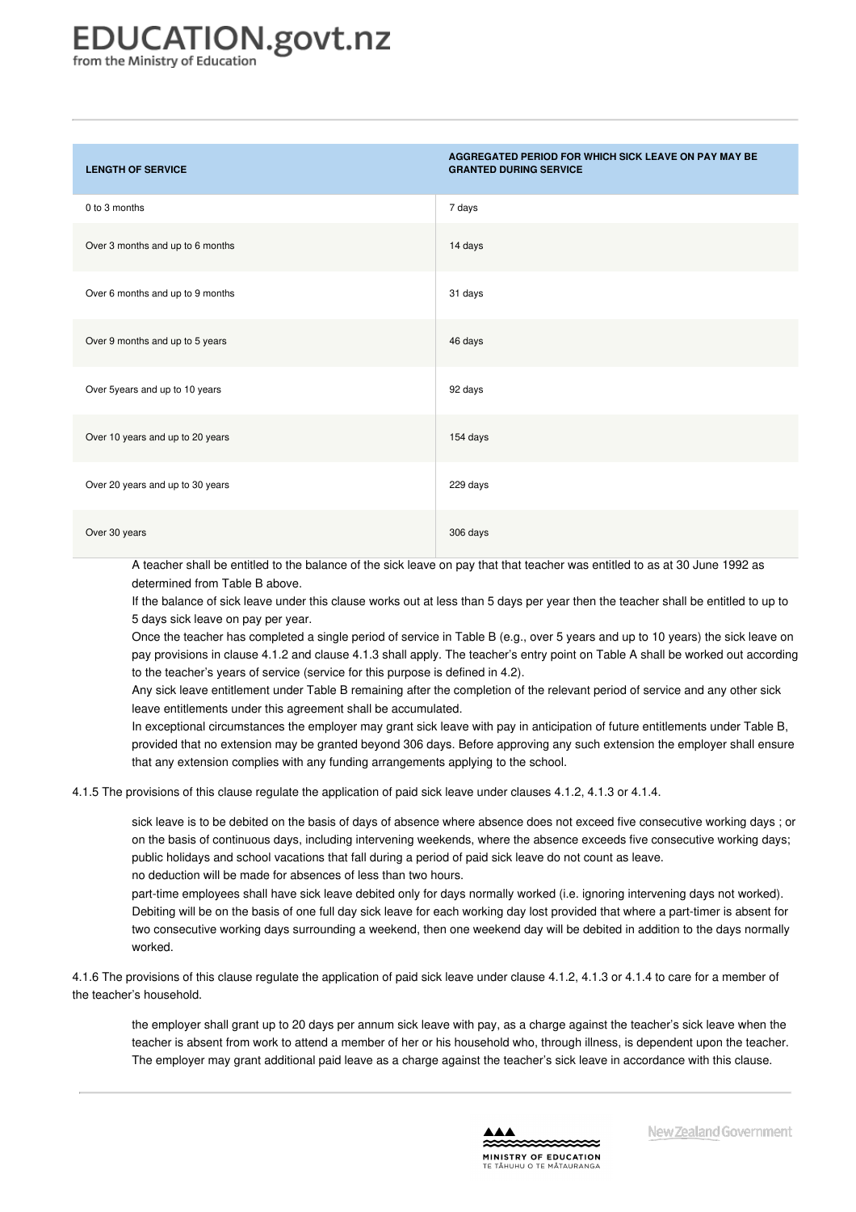| LENGTH OF SERVICE | AGGREGATED PERIOD FOR WHICH SICK LEAVE ON PAY MAY BE GRANTED DURING SERVICE |
|---|---|
| 0 to 3 months | 7 days |
| Over 3 months and up to 6 months | 14 days |
| Over 6 months and up to 9 months | 31 days |
| Over 9 months and up to 5 years | 46 days |
| Over 5years and up to 10 years | 92 days |
| Over 10 years and up to 20 years | 154 days |
| Over 20 years and up to 30 years | 229 days |
| Over 30 years | 306 days |

A teacher shall be entitled to the balance of the sick leave on pay that that teacher was entitled to as at 30 June 1992 as determined from Table B above.

If the balance of sick leave under this clause works out at less than 5 days per year then the teacher shall be entitled to up to 5 days sick leave on pay per year.

Once the teacher has completed a single period of service in Table B (e.g., over 5 years and up to 10 years) the sick leave on pay provisions in clause 4.1.2 and clause 4.1.3 shall apply. The teacher's entry point on Table A shall be worked out according to the teacher's years of service (service for this purpose is defined in 4.2).

Any sick leave entitlement under Table B remaining after the completion of the relevant period of service and any other sick leave entitlements under this agreement shall be accumulated.

In exceptional circumstances the employer may grant sick leave with pay in anticipation of future entitlements under Table B, provided that no extension may be granted beyond 306 days. Before approving any such extension the employer shall ensure that any extension complies with any funding arrangements applying to the school.

4.1.5 The provisions of this clause regulate the application of paid sick leave under clauses 4.1.2, 4.1.3 or 4.1.4.

sick leave is to be debited on the basis of days of absence where absence does not exceed five consecutive working days ; or on the basis of continuous days, including intervening weekends, where the absence exceeds five consecutive working days; public holidays and school vacations that fall during a period of paid sick leave do not count as leave.

no deduction will be made for absences of less than two hours.

part-time employees shall have sick leave debited only for days normally worked (i.e. ignoring intervening days not worked). Debiting will be on the basis of one full day sick leave for each working day lost provided that where a part-timer is absent for two consecutive working days surrounding a weekend, then one weekend day will be debited in addition to the days normally worked.

4.1.6 The provisions of this clause regulate the application of paid sick leave under clause 4.1.2, 4.1.3 or 4.1.4 to care for a member of the teacher's household.

the employer shall grant up to 20 days per annum sick leave with pay, as a charge against the teacher's sick leave when the teacher is absent from work to attend a member of her or his household who, through illness, is dependent upon the teacher. The employer may grant additional paid leave as a charge against the teacher's sick leave in accordance with this clause.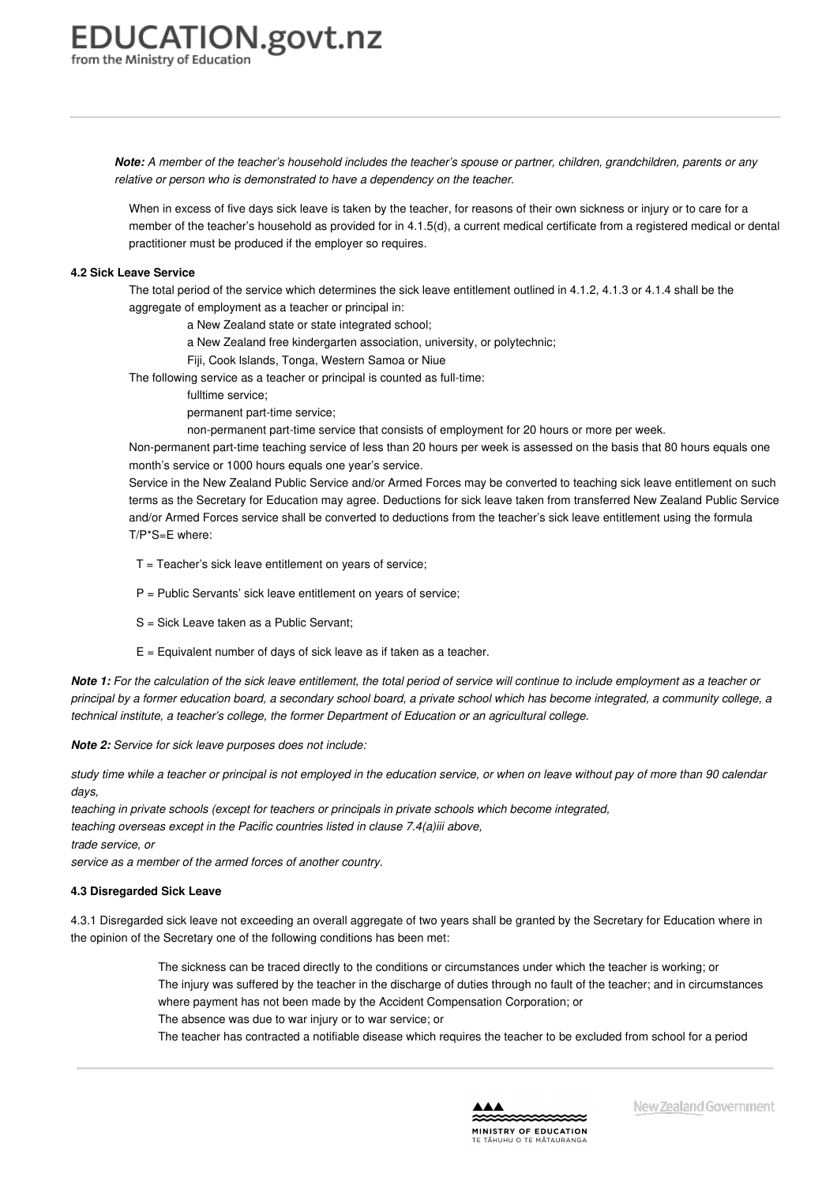*__Note:__ A member of the teacher's household includes the teacher's spouse or partner, children, grandchildren, parents or any relative or person who is demonstrated to have a dependency on the teacher.*

When in excess of five days sick leave is taken by the teacher, for reasons of their own sickness or injury or to care for a member of the teacher's household as provided for in 4.1.5(d), a current medical certificate from a registered medical or dental practitioner must be produced if the employer so requires.

**4.2 Sick Leave Service**

The total period of the service which determines the sick leave entitlement outlined in 4.1.2, 4.1.3 or 4.1.4 shall be the aggregate of employment as a teacher or principal in:

- a New Zealand state or state integrated school;
- a New Zealand free kindergarten association, university, or polytechnic;
- Fiji, Cook Islands, Tonga, Western Samoa or Niue

The following service as a teacher or principal is counted as full-time:

- fulltime service;
- permanent part-time service;
- non-permanent part-time service that consists of employment for 20 hours or more per week.

Non-permanent part-time teaching service of less than 20 hours per week is assessed on the basis that 80 hours equals one month's service or 1000 hours equals one year's service.

Service in the New Zealand Public Service and/or Armed Forces may be converted to teaching sick leave entitlement on such terms as the Secretary for Education may agree. Deductions for sick leave taken from transferred New Zealand Public Service and/or Armed Forces service shall be converted to deductions from the teacher's sick leave entitlement using the formula T/P*S=E where:

T = Teacher's sick leave entitlement on years of service;

P = Public Servants' sick leave entitlement on years of service;

S = Sick Leave taken as a Public Servant;

E = Equivalent number of days of sick leave as if taken as a teacher.

*__Note 1:__ For the calculation of the sick leave entitlement, the total period of service will continue to include employment as a teacher or principal by a former education board, a secondary school board, a private school which has become integrated, a community college, a technical institute, a teacher's college, the former Department of Education or an agricultural college.*

*__Note 2:__ Service for sick leave purposes does not include:*

*study time while a teacher or principal is not employed in the education service, or when on leave without pay of more than 90 calendar days,*
*teaching in private schools (except for teachers or principals in private schools which become integrated,*
*teaching overseas except in the Pacific countries listed in clause 7.4(a)iii above,*
*trade service, or*
*service as a member of the armed forces of another country.*

**4.3 Disregarded Sick Leave**

4.3.1 Disregarded sick leave not exceeding an overall aggregate of two years shall be granted by the Secretary for Education where in the opinion of the Secretary one of the following conditions has been met:

- The sickness can be traced directly to the conditions or circumstances under which the teacher is working; or
- The injury was suffered by the teacher in the discharge of duties through no fault of the teacher; and in circumstances where payment has not been made by the Accident Compensation Corporation; or
- The absence was due to war injury or to war service; or
- The teacher has contracted a notifiable disease which requires the teacher to be excluded from school for a period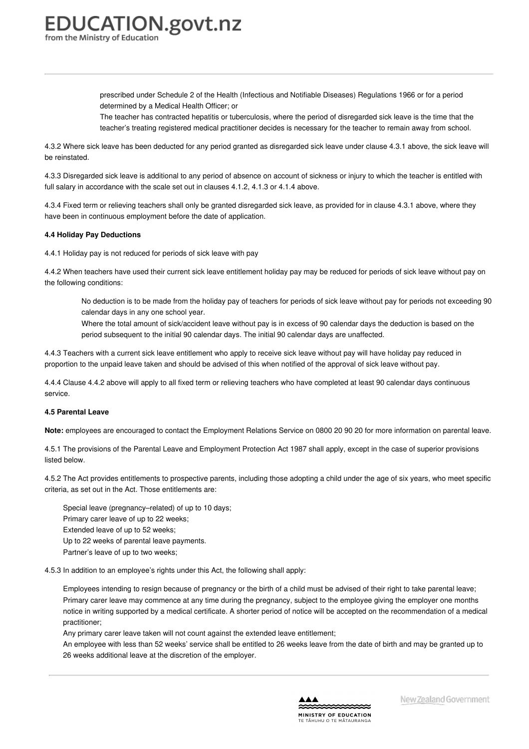prescribed under Schedule 2 of the Health (Infectious and Notifiable Diseases) Regulations 1966 or for a period determined by a Medical Health Officer; or

The teacher has contracted hepatitis or tuberculosis, where the period of disregarded sick leave is the time that the teacher's treating registered medical practitioner decides is necessary for the teacher to remain away from school.

4.3.2 Where sick leave has been deducted for any period granted as disregarded sick leave under clause 4.3.1 above, the sick leave will be reinstated.

4.3.3 Disregarded sick leave is additional to any period of absence on account of sickness or injury to which the teacher is entitled with full salary in accordance with the scale set out in clauses 4.1.2, 4.1.3 or 4.1.4 above.

4.3.4 Fixed term or relieving teachers shall only be granted disregarded sick leave, as provided for in clause 4.3.1 above, where they have been in continuous employment before the date of application.

**4.4 Holiday Pay Deductions**

4.4.1 Holiday pay is not reduced for periods of sick leave with pay

4.4.2 When teachers have used their current sick leave entitlement holiday pay may be reduced for periods of sick leave without pay on the following conditions:

No deduction is to be made from the holiday pay of teachers for periods of sick leave without pay for periods not exceeding 90 calendar days in any one school year.

Where the total amount of sick/accident leave without pay is in excess of 90 calendar days the deduction is based on the period subsequent to the initial 90 calendar days. The initial 90 calendar days are unaffected.

4.4.3 Teachers with a current sick leave entitlement who apply to receive sick leave without pay will have holiday pay reduced in proportion to the unpaid leave taken and should be advised of this when notified of the approval of sick leave without pay.

4.4.4 Clause 4.4.2 above will apply to all fixed term or relieving teachers who have completed at least 90 calendar days continuous service.

**4.5 Parental Leave**

**Note:** employees are encouraged to contact the Employment Relations Service on 0800 20 90 20 for more information on parental leave.

4.5.1 The provisions of the Parental Leave and Employment Protection Act 1987 shall apply, except in the case of superior provisions listed below.

4.5.2 The Act provides entitlements to prospective parents, including those adopting a child under the age of six years, who meet specific criteria, as set out in the Act. Those entitlements are:

Special leave (pregnancy–related) of up to 10 days;
Primary carer leave of up to 22 weeks;
Extended leave of up to 52 weeks;
Up to 22 weeks of parental leave payments.
Partner's leave of up to two weeks;

4.5.3 In addition to an employee's rights under this Act, the following shall apply:

Employees intending to resign because of pregnancy or the birth of a child must be advised of their right to take parental leave;
Primary carer leave may commence at any time during the pregnancy, subject to the employee giving the employer one months notice in writing supported by a medical certificate. A shorter period of notice will be accepted on the recommendation of a medical practitioner;
Any primary carer leave taken will not count against the extended leave entitlement;
An employee with less than 52 weeks' service shall be entitled to 26 weeks leave from the date of birth and may be granted up to 26 weeks additional leave at the discretion of the employer.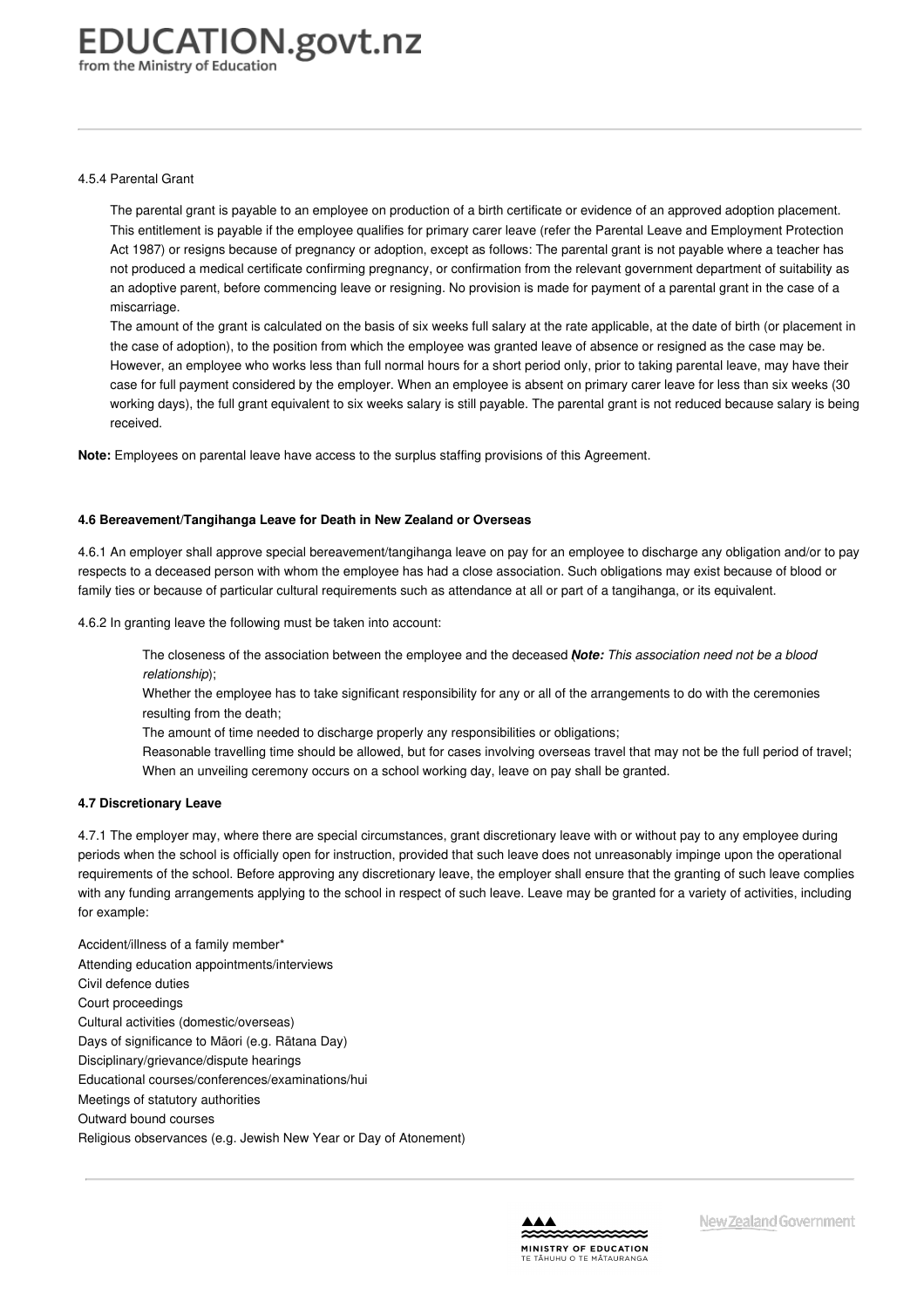4.5.4 Parental Grant

The parental grant is payable to an employee on production of a birth certificate or evidence of an approved adoption placement. This entitlement is payable if the employee qualifies for primary carer leave (refer the Parental Leave and Employment Protection Act 1987) or resigns because of pregnancy or adoption, except as follows: The parental grant is not payable where a teacher has not produced a medical certificate confirming pregnancy, or confirmation from the relevant government department of suitability as an adoptive parent, before commencing leave or resigning. No provision is made for payment of a parental grant in the case of a miscarriage.

The amount of the grant is calculated on the basis of six weeks full salary at the rate applicable, at the date of birth (or placement in the case of adoption), to the position from which the employee was granted leave of absence or resigned as the case may be. However, an employee who works less than full normal hours for a short period only, prior to taking parental leave, may have their case for full payment considered by the employer. When an employee is absent on primary carer leave for less than six weeks (30 working days), the full grant equivalent to six weeks salary is still payable. The parental grant is not reduced because salary is being received.

**Note:** Employees on parental leave have access to the surplus staffing provisions of this Agreement.

**4.6 Bereavement/Tangihanga Leave for Death in New Zealand or Overseas**

4.6.1 An employer shall approve special bereavement/tangihanga leave on pay for an employee to discharge any obligation and/or to pay respects to a deceased person with whom the employee has had a close association. Such obligations may exist because of blood or family ties or because of particular cultural requirements such as attendance at all or part of a tangihanga, or its equivalent.

4.6.2 In granting leave the following must be taken into account:

- The closeness of the association between the employee and the deceased (***Note:*** *This association need not be a blood relationship*);
- Whether the employee has to take significant responsibility for any or all of the arrangements to do with the ceremonies resulting from the death;
- The amount of time needed to discharge properly any responsibilities or obligations;
- Reasonable travelling time should be allowed, but for cases involving overseas travel that may not be the full period of travel;
- When an unveiling ceremony occurs on a school working day, leave on pay shall be granted.

**4.7 Discretionary Leave**

4.7.1 The employer may, where there are special circumstances, grant discretionary leave with or without pay to any employee during periods when the school is officially open for instruction, provided that such leave does not unreasonably impinge upon the operational requirements of the school. Before approving any discretionary leave, the employer shall ensure that the granting of such leave complies with any funding arrangements applying to the school in respect of such leave. Leave may be granted for a variety of activities, including for example:

Accident/illness of a family member*
Attending education appointments/interviews
Civil defence duties
Court proceedings
Cultural activities (domestic/overseas)
Days of significance to Māori (e.g. Rātana Day)
Disciplinary/grievance/dispute hearings
Educational courses/conferences/examinations/hui
Meetings of statutory authorities
Outward bound courses
Religious observances (e.g. Jewish New Year or Day of Atonement)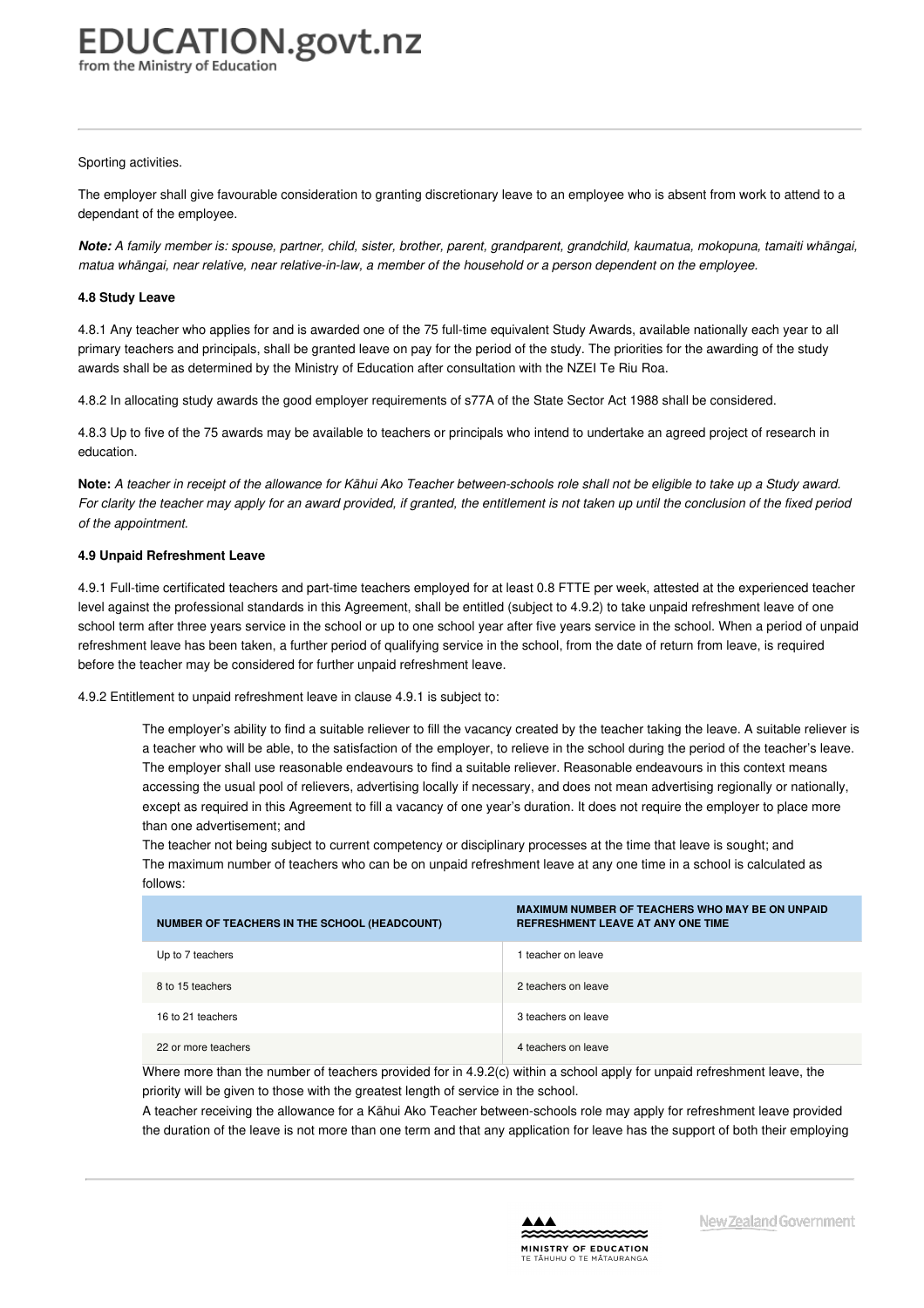Sporting activities.

The employer shall give favourable consideration to granting discretionary leave to an employee who is absent from work to attend to a dependant of the employee.

***Note:*** *A family member is: spouse, partner, child, sister, brother, parent, grandparent, grandchild, kaumatua, mokopuna, tamaiti whāngai, matua whāngai, near relative, near relative-in-law, a member of the household or a person dependent on the employee.*

**4.8 Study Leave**

4.8.1 Any teacher who applies for and is awarded one of the 75 full-time equivalent Study Awards, available nationally each year to all primary teachers and principals, shall be granted leave on pay for the period of the study. The priorities for the awarding of the study awards shall be as determined by the Ministry of Education after consultation with the NZEI Te Riu Roa.

4.8.2 In allocating study awards the good employer requirements of s77A of the State Sector Act 1988 shall be considered.

4.8.3 Up to five of the 75 awards may be available to teachers or principals who intend to undertake an agreed project of research in education.

**Note:** *A teacher in receipt of the allowance for Kāhui Ako Teacher between-schools role shall not be eligible to take up a Study award. For clarity the teacher may apply for an award provided, if granted, the entitlement is not taken up until the conclusion of the fixed period of the appointment.*

**4.9 Unpaid Refreshment Leave**

4.9.1 Full-time certificated teachers and part-time teachers employed for at least 0.8 FTTE per week, attested at the experienced teacher level against the professional standards in this Agreement, shall be entitled (subject to 4.9.2) to take unpaid refreshment leave of one school term after three years service in the school or up to one school year after five years service in the school. When a period of unpaid refreshment leave has been taken, a further period of qualifying service in the school, from the date of return from leave, is required before the teacher may be considered for further unpaid refreshment leave.

4.9.2 Entitlement to unpaid refreshment leave in clause 4.9.1 is subject to:

The employer's ability to find a suitable reliever to fill the vacancy created by the teacher taking the leave. A suitable reliever is a teacher who will be able, to the satisfaction of the employer, to relieve in the school during the period of the teacher's leave. The employer shall use reasonable endeavours to find a suitable reliever. Reasonable endeavours in this context means accessing the usual pool of relievers, advertising locally if necessary, and does not mean advertising regionally or nationally, except as required in this Agreement to fill a vacancy of one year's duration. It does not require the employer to place more than one advertisement; and

The teacher not being subject to current competency or disciplinary processes at the time that leave is sought; and

The maximum number of teachers who can be on unpaid refreshment leave at any one time in a school is calculated as follows:

| NUMBER OF TEACHERS IN THE SCHOOL (HEADCOUNT) | MAXIMUM NUMBER OF TEACHERS WHO MAY BE ON UNPAID REFRESHMENT LEAVE AT ANY ONE TIME |
|---|---|
| Up to 7 teachers | 1 teacher on leave |
| 8 to 15 teachers | 2 teachers on leave |
| 16 to 21 teachers | 3 teachers on leave |
| 22 or more teachers | 4 teachers on leave |

Where more than the number of teachers provided for in 4.9.2(c) within a school apply for unpaid refreshment leave, the priority will be given to those with the greatest length of service in the school.

A teacher receiving the allowance for a Kāhui Ako Teacher between-schools role may apply for refreshment leave provided the duration of the leave is not more than one term and that any application for leave has the support of both their employing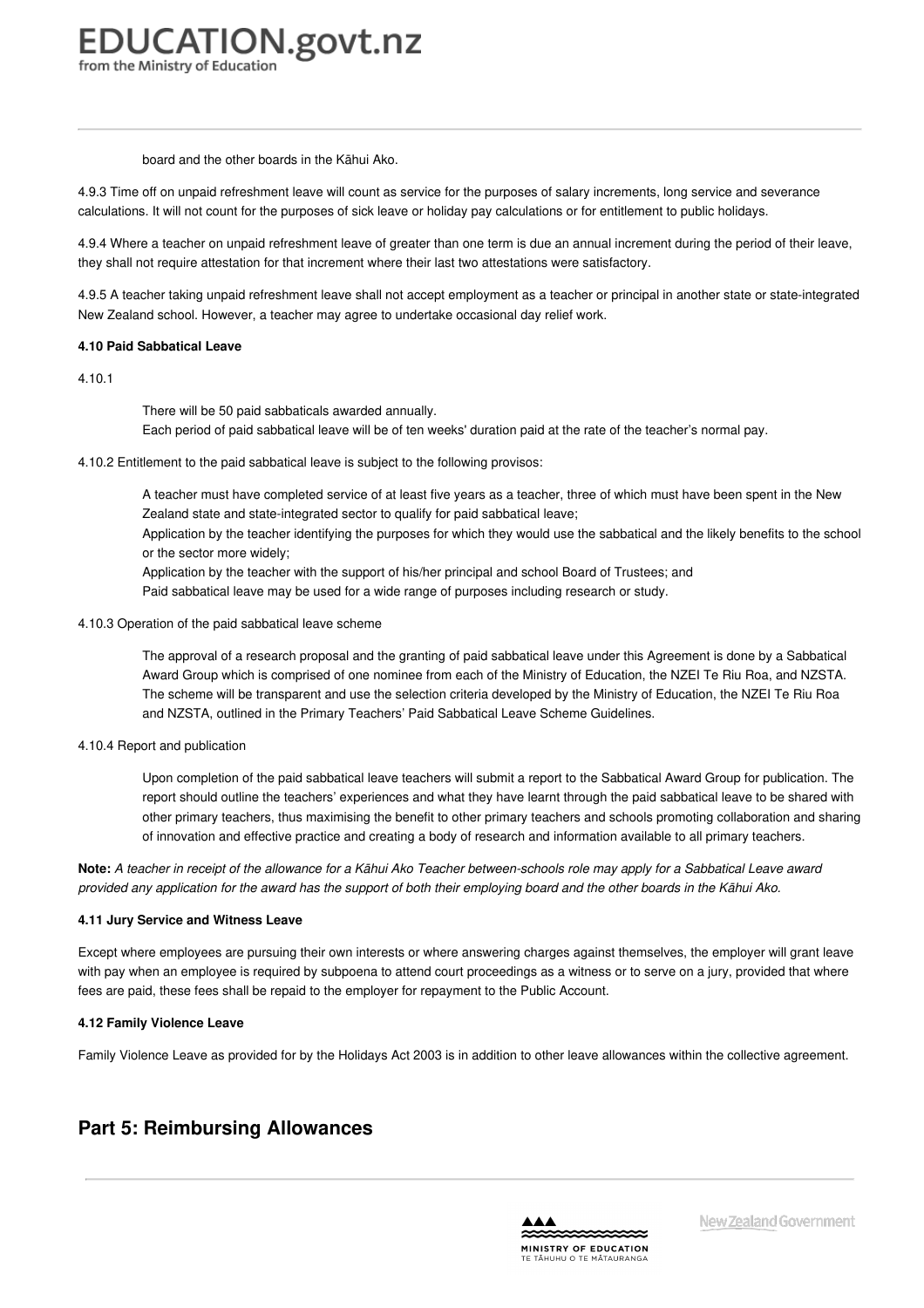board and the other boards in the Kāhui Ako.

4.9.3 Time off on unpaid refreshment leave will count as service for the purposes of salary increments, long service and severance calculations. It will not count for the purposes of sick leave or holiday pay calculations or for entitlement to public holidays.

4.9.4 Where a teacher on unpaid refreshment leave of greater than one term is due an annual increment during the period of their leave, they shall not require attestation for that increment where their last two attestations were satisfactory.

4.9.5 A teacher taking unpaid refreshment leave shall not accept employment as a teacher or principal in another state or state-integrated New Zealand school. However, a teacher may agree to undertake occasional day relief work.

**4.10 Paid Sabbatical Leave**

4.10.1

- There will be 50 paid sabbaticals awarded annually.
- Each period of paid sabbatical leave will be of ten weeks' duration paid at the rate of the teacher's normal pay.

4.10.2 Entitlement to the paid sabbatical leave is subject to the following provisos:

- A teacher must have completed service of at least five years as a teacher, three of which must have been spent in the New Zealand state and state-integrated sector to qualify for paid sabbatical leave;
- Application by the teacher identifying the purposes for which they would use the sabbatical and the likely benefits to the school or the sector more widely;
- Application by the teacher with the support of his/her principal and school Board of Trustees; and
- Paid sabbatical leave may be used for a wide range of purposes including research or study.

4.10.3 Operation of the paid sabbatical leave scheme

The approval of a research proposal and the granting of paid sabbatical leave under this Agreement is done by a Sabbatical Award Group which is comprised of one nominee from each of the Ministry of Education, the NZEI Te Riu Roa, and NZSTA. The scheme will be transparent and use the selection criteria developed by the Ministry of Education, the NZEI Te Riu Roa and NZSTA, outlined in the Primary Teachers' Paid Sabbatical Leave Scheme Guidelines.

4.10.4 Report and publication

Upon completion of the paid sabbatical leave teachers will submit a report to the Sabbatical Award Group for publication. The report should outline the teachers' experiences and what they have learnt through the paid sabbatical leave to be shared with other primary teachers, thus maximising the benefit to other primary teachers and schools promoting collaboration and sharing of innovation and effective practice and creating a body of research and information available to all primary teachers.

**Note:** *A teacher in receipt of the allowance for a Kāhui Ako Teacher between-schools role may apply for a Sabbatical Leave award provided any application for the award has the support of both their employing board and the other boards in the Kāhui Ako.*

**4.11 Jury Service and Witness Leave**

Except where employees are pursuing their own interests or where answering charges against themselves, the employer will grant leave with pay when an employee is required by subpoena to attend court proceedings as a witness or to serve on a jury, provided that where fees are paid, these fees shall be repaid to the employer for repayment to the Public Account.

**4.12 Family Violence Leave**

Family Violence Leave as provided for by the Holidays Act 2003 is in addition to other leave allowances within the collective agreement.

## Part 5: Reimbursing Allowances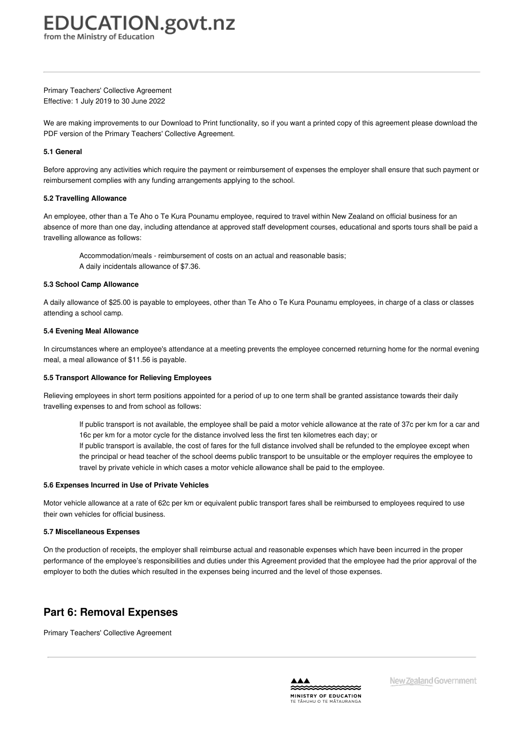Primary Teachers' Collective Agreement
Effective: 1 July 2019 to 30 June 2022

We are making improvements to our Download to Print functionality, so if you want a printed copy of this agreement please download the PDF version of the Primary Teachers' Collective Agreement.

#### 5.1 General

Before approving any activities which require the payment or reimbursement of expenses the employer shall ensure that such payment or reimbursement complies with any funding arrangements applying to the school.

#### 5.2 Travelling Allowance

An employee, other than a Te Aho o Te Kura Pounamu employee, required to travel within New Zealand on official business for an absence of more than one day, including attendance at approved staff development courses, educational and sports tours shall be paid a travelling allowance as follows:

- Accommodation/meals - reimbursement of costs on an actual and reasonable basis;
- A daily incidentals allowance of $7.36.

#### 5.3 School Camp Allowance

A daily allowance of $25.00 is payable to employees, other than Te Aho o Te Kura Pounamu employees, in charge of a class or classes attending a school camp.

#### 5.4 Evening Meal Allowance

In circumstances where an employee's attendance at a meeting prevents the employee concerned returning home for the normal evening meal, a meal allowance of $11.56 is payable.

#### 5.5 Transport Allowance for Relieving Employees

Relieving employees in short term positions appointed for a period of up to one term shall be granted assistance towards their daily travelling expenses to and from school as follows:

- If public transport is not available, the employee shall be paid a motor vehicle allowance at the rate of 37c per km for a car and 16c per km for a motor cycle for the distance involved less the first ten kilometres each day; or
- If public transport is available, the cost of fares for the full distance involved shall be refunded to the employee except when the principal or head teacher of the school deems public transport to be unsuitable or the employer requires the employee to travel by private vehicle in which cases a motor vehicle allowance shall be paid to the employee.

#### 5.6 Expenses Incurred in Use of Private Vehicles

Motor vehicle allowance at a rate of 62c per km or equivalent public transport fares shall be reimbursed to employees required to use their own vehicles for official business.

#### 5.7 Miscellaneous Expenses

On the production of receipts, the employer shall reimburse actual and reasonable expenses which have been incurred in the proper performance of the employee's responsibilities and duties under this Agreement provided that the employee had the prior approval of the employer to both the duties which resulted in the expenses being incurred and the level of those expenses.

## Part 6: Removal Expenses

Primary Teachers' Collective Agreement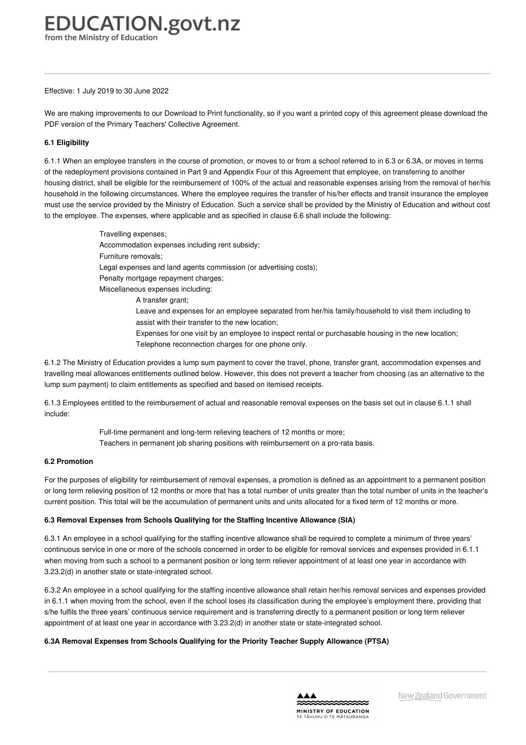Effective: 1 July 2019 to 30 June 2022

We are making improvements to our Download to Print functionality, so if you want a printed copy of this agreement please download the PDF version of the Primary Teachers' Collective Agreement.

**6.1 Eligibility**

6.1.1 When an employee transfers in the course of promotion, or moves to or from a school referred to in 6.3 or 6.3A, or moves in terms of the redeployment provisions contained in Part 9 and Appendix Four of this Agreement that employee, on transferring to another housing district, shall be eligible for the reimbursement of 100% of the actual and reasonable expenses arising from the removal of her/his household in the following circumstances. Where the employee requires the transfer of his/her effects and transit insurance the employee must use the service provided by the Ministry of Education. Such a service shall be provided by the Ministry of Education and without cost to the employee. The expenses, where applicable and as specified in clause 6.6 shall include the following:

- Travelling expenses;
- Accommodation expenses including rent subsidy;
- Furniture removals;
- Legal expenses and land agents commission (or advertising costs);
- Penalty mortgage repayment charges;
- Miscellaneous expenses including:
  - A transfer grant;
  - Leave and expenses for an employee separated from her/his family/household to visit them including to assist with their transfer to the new location;
  - Expenses for one visit by an employee to inspect rental or purchasable housing in the new location;
  - Telephone reconnection charges for one phone only.

6.1.2 The Ministry of Education provides a lump sum payment to cover the travel, phone, transfer grant, accommodation expenses and travelling meal allowances entitlements outlined below. However, this does not prevent a teacher from choosing (as an alternative to the lump sum payment) to claim entitlements as specified and based on itemised receipts.

6.1.3 Employees entitled to the reimbursement of actual and reasonable removal expenses on the basis set out in clause 6.1.1 shall include:

- Full-time permanent and long-term relieving teachers of 12 months or more;
- Teachers in permanent job sharing positions with reimbursement on a pro-rata basis.

**6.2 Promotion**

For the purposes of eligibility for reimbursement of removal expenses, a promotion is defined as an appointment to a permanent position or long term relieving position of 12 months or more that has a total number of units greater than the total number of units in the teacher's current position. This total will be the accumulation of permanent units and units allocated for a fixed term of 12 months or more.

**6.3 Removal Expenses from Schools Qualifying for the Staffing Incentive Allowance (SIA)**

6.3.1 An employee in a school qualifying for the staffing incentive allowance shall be required to complete a minimum of three years' continuous service in one or more of the schools concerned in order to be eligible for removal services and expenses provided in 6.1.1 when moving from such a school to a permanent position or long term reliever appointment of at least one year in accordance with 3.23.2(d) in another state or state-integrated school.

6.3.2 An employee in a school qualifying for the staffing incentive allowance shall retain her/his removal services and expenses provided in 6.1.1 when moving from the school, even if the school loses its classification during the employee's employment there, providing that s/he fulfils the three years' continuous service requirement and is transferring directly to a permanent position or long term reliever appointment of at least one year in accordance with 3.23.2(d) in another state or state-integrated school.

**6.3A Removal Expenses from Schools Qualifying for the Priority Teacher Supply Allowance (PTSA)**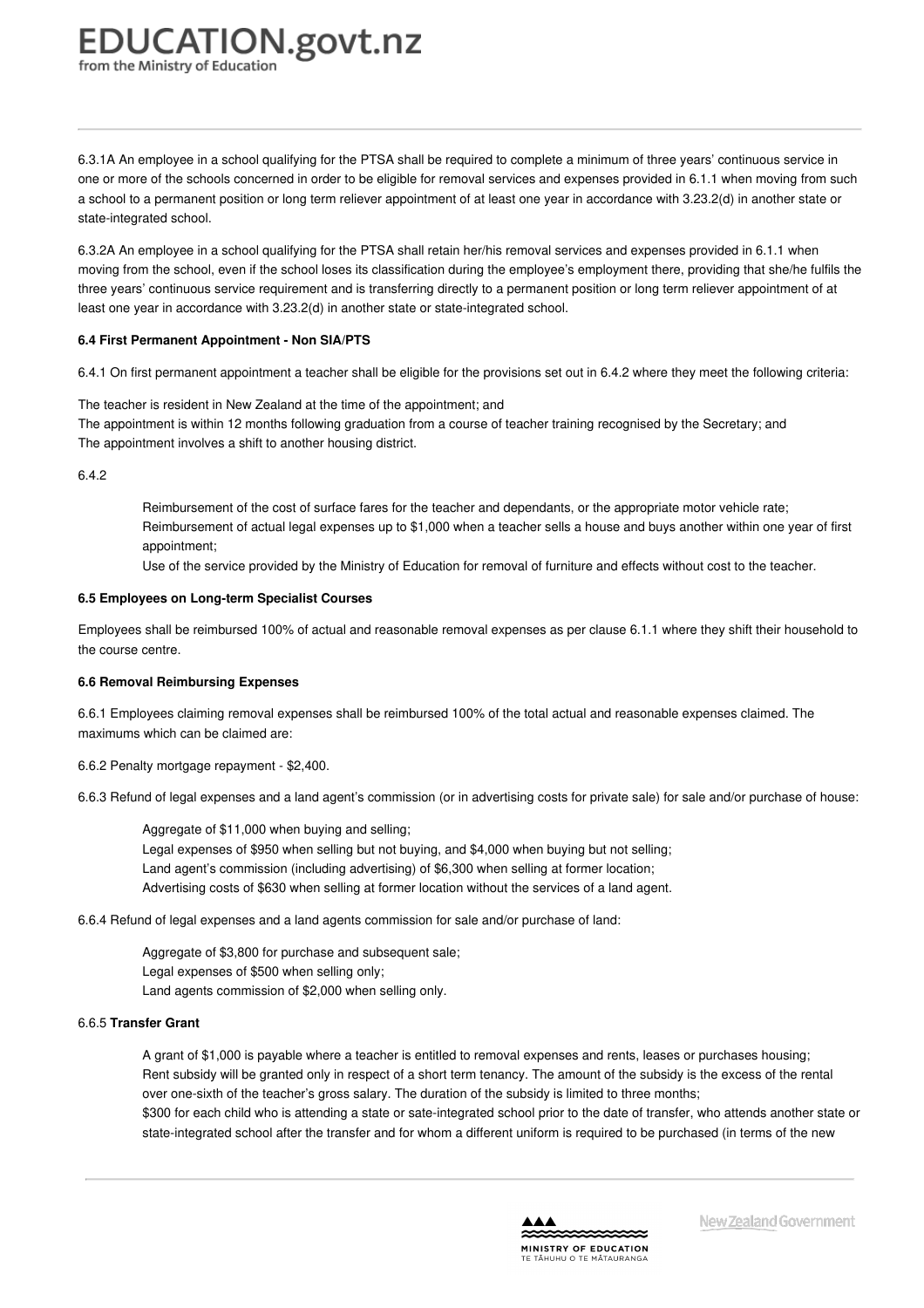6.3.1A An employee in a school qualifying for the PTSA shall be required to complete a minimum of three years' continuous service in one or more of the schools concerned in order to be eligible for removal services and expenses provided in 6.1.1 when moving from such a school to a permanent position or long term reliever appointment of at least one year in accordance with 3.23.2(d) in another state or state-integrated school.

6.3.2A An employee in a school qualifying for the PTSA shall retain her/his removal services and expenses provided in 6.1.1 when moving from the school, even if the school loses its classification during the employee's employment there, providing that she/he fulfils the three years' continuous service requirement and is transferring directly to a permanent position or long term reliever appointment of at least one year in accordance with 3.23.2(d) in another state or state-integrated school.

**6.4 First Permanent Appointment - Non SIA/PTS**

6.4.1 On first permanent appointment a teacher shall be eligible for the provisions set out in 6.4.2 where they meet the following criteria:

The teacher is resident in New Zealand at the time of the appointment; and
The appointment is within 12 months following graduation from a course of teacher training recognised by the Secretary; and
The appointment involves a shift to another housing district.

6.4.2

- Reimbursement of the cost of surface fares for the teacher and dependants, or the appropriate motor vehicle rate;
- Reimbursement of actual legal expenses up to $1,000 when a teacher sells a house and buys another within one year of first appointment;
- Use of the service provided by the Ministry of Education for removal of furniture and effects without cost to the teacher.

**6.5 Employees on Long-term Specialist Courses**

Employees shall be reimbursed 100% of actual and reasonable removal expenses as per clause 6.1.1 where they shift their household to the course centre.

**6.6 Removal Reimbursing Expenses**

6.6.1 Employees claiming removal expenses shall be reimbursed 100% of the total actual and reasonable expenses claimed. The maximums which can be claimed are:

6.6.2 Penalty mortgage repayment - $2,400.

6.6.3 Refund of legal expenses and a land agent's commission (or in advertising costs for private sale) for sale and/or purchase of house:

- Aggregate of $11,000 when buying and selling;
- Legal expenses of $950 when selling but not buying, and $4,000 when buying but not selling;
- Land agent's commission (including advertising) of $6,300 when selling at former location;
- Advertising costs of $630 when selling at former location without the services of a land agent.

6.6.4 Refund of legal expenses and a land agents commission for sale and/or purchase of land:

- Aggregate of $3,800 for purchase and subsequent sale;
- Legal expenses of $500 when selling only;
- Land agents commission of $2,000 when selling only.

6.6.5 **Transfer Grant**

- A grant of $1,000 is payable where a teacher is entitled to removal expenses and rents, leases or purchases housing;
- Rent subsidy will be granted only in respect of a short term tenancy. The amount of the subsidy is the excess of the rental over one-sixth of the teacher's gross salary. The duration of the subsidy is limited to three months;
- $300 for each child who is attending a state or sate-integrated school prior to the date of transfer, who attends another state or state-integrated school after the transfer and for whom a different uniform is required to be purchased (in terms of the new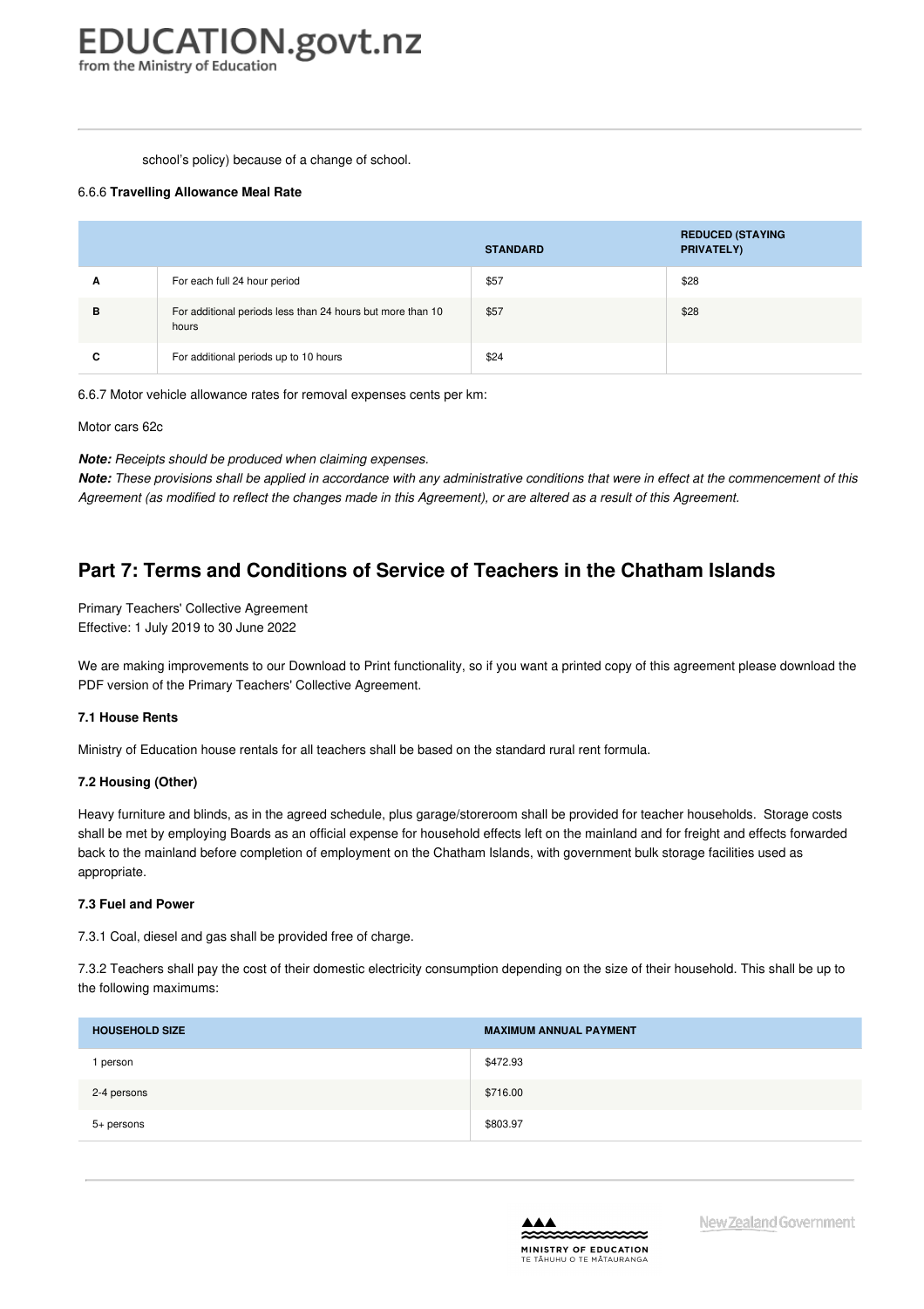school's policy) because of a change of school.

6.6.6 **Travelling Allowance Meal Rate**

| | | STANDARD | REDUCED (STAYING PRIVATELY) |
|---|---|---|---|
| **A** | For each full 24 hour period | $57 | $28 |
| **B** | For additional periods less than 24 hours but more than 10 hours | $57 | $28 |
| **C** | For additional periods up to 10 hours | $24 | |

6.6.7 Motor vehicle allowance rates for removal expenses cents per km:

Motor cars 62c

***Note:*** *Receipts should be produced when claiming expenses.*
***Note:*** *These provisions shall be applied in accordance with any administrative conditions that were in effect at the commencement of this Agreement (as modified to reflect the changes made in this Agreement), or are altered as a result of this Agreement.*

## Part 7: Terms and Conditions of Service of Teachers in the Chatham Islands

Primary Teachers' Collective Agreement
Effective: 1 July 2019 to 30 June 2022

We are making improvements to our Download to Print functionality, so if you want a printed copy of this agreement please download the PDF version of the Primary Teachers' Collective Agreement.

#### 7.1 House Rents

Ministry of Education house rentals for all teachers shall be based on the standard rural rent formula.

#### 7.2 Housing (Other)

Heavy furniture and blinds, as in the agreed schedule, plus garage/storeroom shall be provided for teacher households. Storage costs shall be met by employing Boards as an official expense for household effects left on the mainland and for freight and effects forwarded back to the mainland before completion of employment on the Chatham Islands, with government bulk storage facilities used as appropriate.

#### 7.3 Fuel and Power

7.3.1 Coal, diesel and gas shall be provided free of charge.

7.3.2 Teachers shall pay the cost of their domestic electricity consumption depending on the size of their household. This shall be up to the following maximums:

| HOUSEHOLD SIZE | MAXIMUM ANNUAL PAYMENT |
|---|---|
| 1 person | $472.93 |
| 2-4 persons | $716.00 |
| 5+ persons | $803.97 |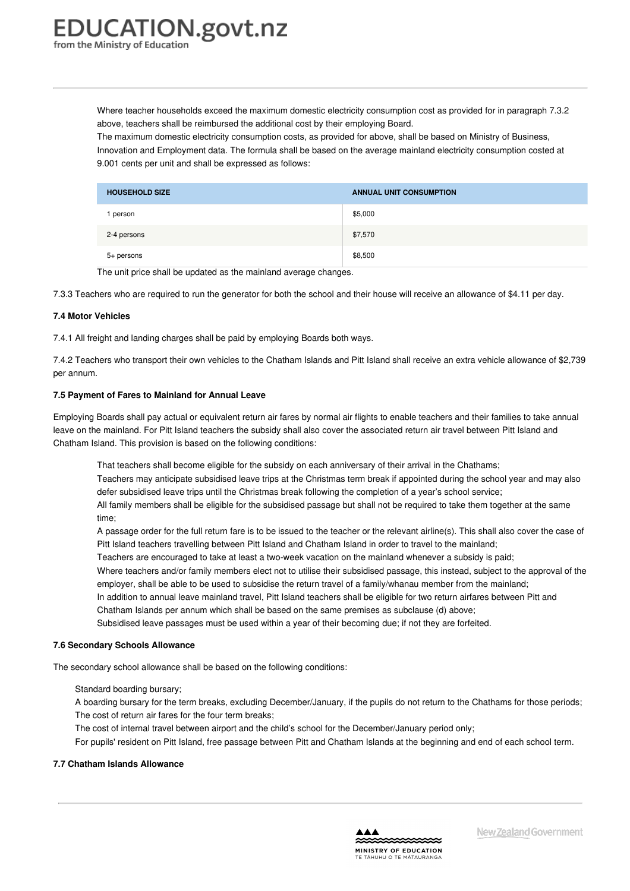Where teacher households exceed the maximum domestic electricity consumption cost as provided for in paragraph 7.3.2 above, teachers shall be reimbursed the additional cost by their employing Board.

The maximum domestic electricity consumption costs, as provided for above, shall be based on Ministry of Business, Innovation and Employment data. The formula shall be based on the average mainland electricity consumption costed at 9.001 cents per unit and shall be expressed as follows:

| HOUSEHOLD SIZE | ANNUAL UNIT CONSUMPTION |
|---|---|
| 1 person | $5,000 |
| 2-4 persons | $7,570 |
| 5+ persons | $8,500 |

The unit price shall be updated as the mainland average changes.

7.3.3 Teachers who are required to run the generator for both the school and their house will receive an allowance of $4.11 per day.

**7.4 Motor Vehicles**

7.4.1 All freight and landing charges shall be paid by employing Boards both ways.

7.4.2 Teachers who transport their own vehicles to the Chatham Islands and Pitt Island shall receive an extra vehicle allowance of $2,739 per annum.

**7.5 Payment of Fares to Mainland for Annual Leave**

Employing Boards shall pay actual or equivalent return air fares by normal air flights to enable teachers and their families to take annual leave on the mainland. For Pitt Island teachers the subsidy shall also cover the associated return air travel between Pitt Island and Chatham Island. This provision is based on the following conditions:

- That teachers shall become eligible for the subsidy on each anniversary of their arrival in the Chathams;
- Teachers may anticipate subsidised leave trips at the Christmas term break if appointed during the school year and may also defer subsidised leave trips until the Christmas break following the completion of a year's school service;
- All family members shall be eligible for the subsidised passage but shall not be required to take them together at the same time;
- A passage order for the full return fare is to be issued to the teacher or the relevant airline(s). This shall also cover the case of Pitt Island teachers travelling between Pitt Island and Chatham Island in order to travel to the mainland;
- Teachers are encouraged to take at least a two-week vacation on the mainland whenever a subsidy is paid;
- Where teachers and/or family members elect not to utilise their subsidised passage, this instead, subject to the approval of the employer, shall be able to be used to subsidise the return travel of a family/whanau member from the mainland;
- In addition to annual leave mainland travel, Pitt Island teachers shall be eligible for two return airfares between Pitt and Chatham Islands per annum which shall be based on the same premises as subclause (d) above;
- Subsidised leave passages must be used within a year of their becoming due; if not they are forfeited.

**7.6 Secondary Schools Allowance**

The secondary school allowance shall be based on the following conditions:

- Standard boarding bursary;
- A boarding bursary for the term breaks, excluding December/January, if the pupils do not return to the Chathams for those periods;
- The cost of return air fares for the four term breaks;
- The cost of internal travel between airport and the child's school for the December/January period only;
- For pupils' resident on Pitt Island, free passage between Pitt and Chatham Islands at the beginning and end of each school term.

**7.7 Chatham Islands Allowance**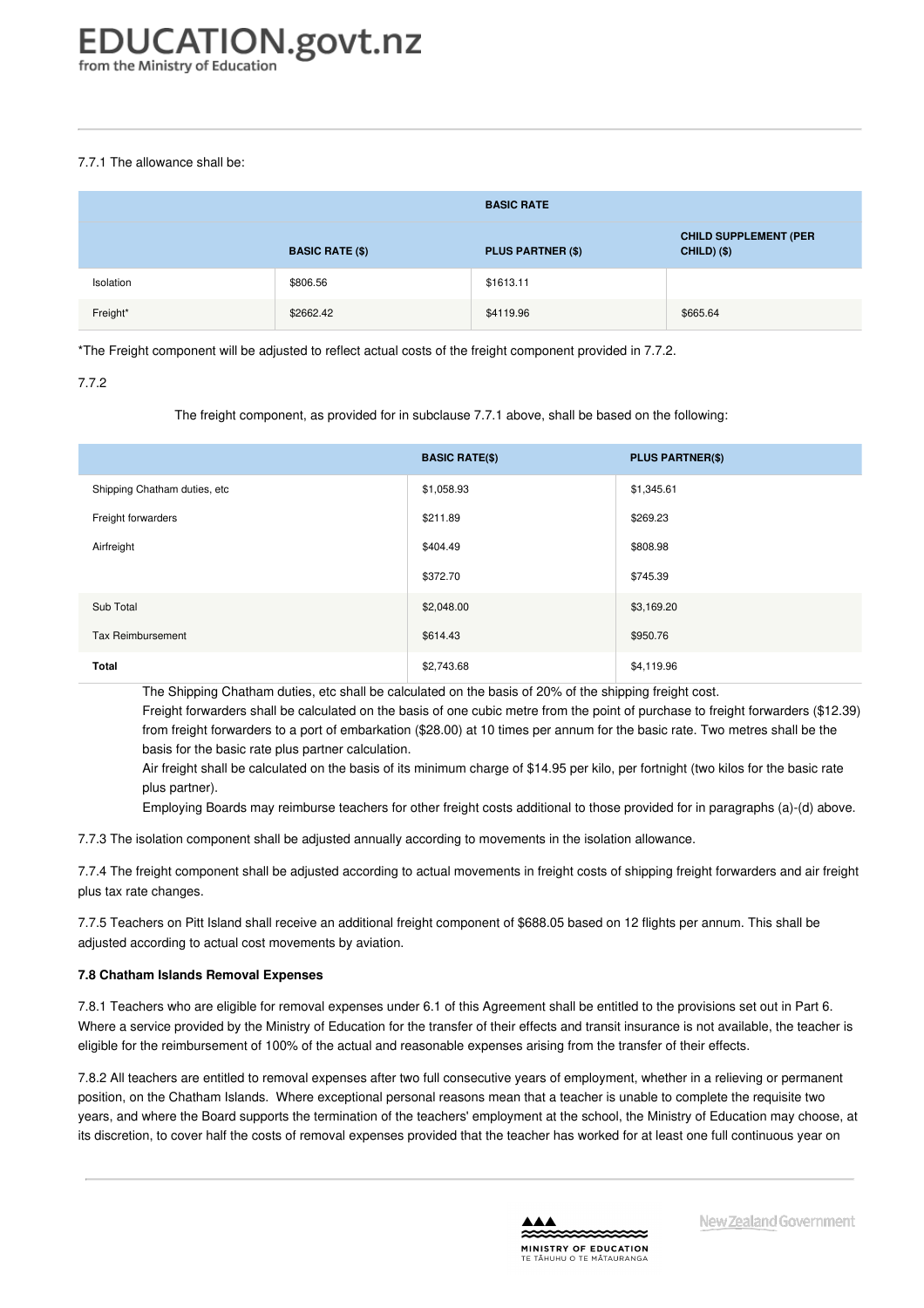7.7.1 The allowance shall be:

| BASIC RATE | | | |
|---|---|---|---|
| | **BASIC RATE ($)** | **PLUS PARTNER ($)** | **CHILD SUPPLEMENT (PER CHILD) ($)** |
| Isolation | $806.56 | $1613.11 | |
| Freight* | $2662.42 | $4119.96 | $665.64 |

*The Freight component will be adjusted to reflect actual costs of the freight component provided in 7.7.2.

7.7.2

The freight component, as provided for in subclause 7.7.1 above, shall be based on the following:

| | **BASIC RATE($)** | **PLUS PARTNER($)** |
|---|---|---|
| Shipping Chatham duties, etc | $1,058.93 | $1,345.61 |
| Freight forwarders | $211.89 | $269.23 |
| Airfreight | $404.49 | $808.98 |
| | $372.70 | $745.39 |
| Sub Total | $2,048.00 | $3,169.20 |
| Tax Reimbursement | $614.43 | $950.76 |
| **Total** | $2,743.68 | $4,119.96 |

The Shipping Chatham duties, etc shall be calculated on the basis of 20% of the shipping freight cost.

Freight forwarders shall be calculated on the basis of one cubic metre from the point of purchase to freight forwarders ($12.39) from freight forwarders to a port of embarkation ($28.00) at 10 times per annum for the basic rate. Two metres shall be the basis for the basic rate plus partner calculation.

Air freight shall be calculated on the basis of its minimum charge of $14.95 per kilo, per fortnight (two kilos for the basic rate plus partner).

Employing Boards may reimburse teachers for other freight costs additional to those provided for in paragraphs (a)-(d) above.

7.7.3 The isolation component shall be adjusted annually according to movements in the isolation allowance.

7.7.4 The freight component shall be adjusted according to actual movements in freight costs of shipping freight forwarders and air freight plus tax rate changes.

7.7.5 Teachers on Pitt Island shall receive an additional freight component of $688.05 based on 12 flights per annum. This shall be adjusted according to actual cost movements by aviation.

**7.8 Chatham Islands Removal Expenses**

7.8.1 Teachers who are eligible for removal expenses under 6.1 of this Agreement shall be entitled to the provisions set out in Part 6. Where a service provided by the Ministry of Education for the transfer of their effects and transit insurance is not available, the teacher is eligible for the reimbursement of 100% of the actual and reasonable expenses arising from the transfer of their effects.

7.8.2 All teachers are entitled to removal expenses after two full consecutive years of employment, whether in a relieving or permanent position, on the Chatham Islands. Where exceptional personal reasons mean that a teacher is unable to complete the requisite two years, and where the Board supports the termination of the teachers' employment at the school, the Ministry of Education may choose, at its discretion, to cover half the costs of removal expenses provided that the teacher has worked for at least one full continuous year on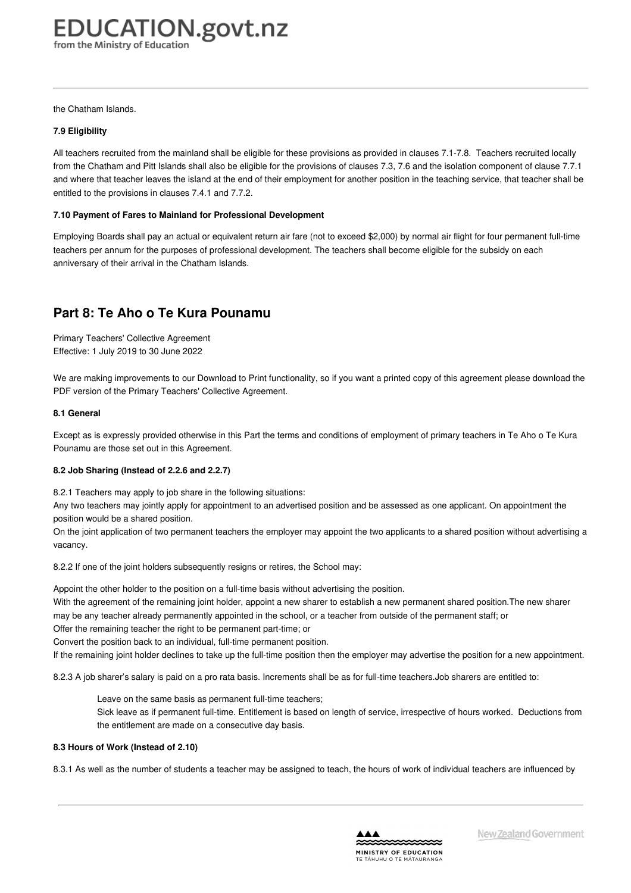the Chatham Islands.

**7.9 Eligibility**

All teachers recruited from the mainland shall be eligible for these provisions as provided in clauses 7.1-7.8. Teachers recruited locally from the Chatham and Pitt Islands shall also be eligible for the provisions of clauses 7.3, 7.6 and the isolation component of clause 7.7.1 and where that teacher leaves the island at the end of their employment for another position in the teaching service, that teacher shall be entitled to the provisions in clauses 7.4.1 and 7.7.2.

**7.10 Payment of Fares to Mainland for Professional Development**

Employing Boards shall pay an actual or equivalent return air fare (not to exceed $2,000) by normal air flight for four permanent full-time teachers per annum for the purposes of professional development. The teachers shall become eligible for the subsidy on each anniversary of their arrival in the Chatham Islands.

## Part 8: Te Aho o Te Kura Pounamu

Primary Teachers' Collective Agreement
Effective: 1 July 2019 to 30 June 2022

We are making improvements to our Download to Print functionality, so if you want a printed copy of this agreement please download the PDF version of the Primary Teachers' Collective Agreement.

**8.1 General**

Except as is expressly provided otherwise in this Part the terms and conditions of employment of primary teachers in Te Aho o Te Kura Pounamu are those set out in this Agreement.

**8.2 Job Sharing (Instead of 2.2.6 and 2.2.7)**

8.2.1 Teachers may apply to job share in the following situations:
Any two teachers may jointly apply for appointment to an advertised position and be assessed as one applicant. On appointment the position would be a shared position.
On the joint application of two permanent teachers the employer may appoint the two applicants to a shared position without advertising a vacancy.

8.2.2 If one of the joint holders subsequently resigns or retires, the School may:

Appoint the other holder to the position on a full-time basis without advertising the position.
With the agreement of the remaining joint holder, appoint a new sharer to establish a new permanent shared position.The new sharer may be any teacher already permanently appointed in the school, or a teacher from outside of the permanent staff; or
Offer the remaining teacher the right to be permanent part-time; or
Convert the position back to an individual, full-time permanent position.
If the remaining joint holder declines to take up the full-time position then the employer may advertise the position for a new appointment.

8.2.3 A job sharer's salary is paid on a pro rata basis. Increments shall be as for full-time teachers.Job sharers are entitled to:

> Leave on the same basis as permanent full-time teachers;
> Sick leave as if permanent full-time. Entitlement is based on length of service, irrespective of hours worked. Deductions from the entitlement are made on a consecutive day basis.

**8.3 Hours of Work (Instead of 2.10)**

8.3.1 As well as the number of students a teacher may be assigned to teach, the hours of work of individual teachers are influenced by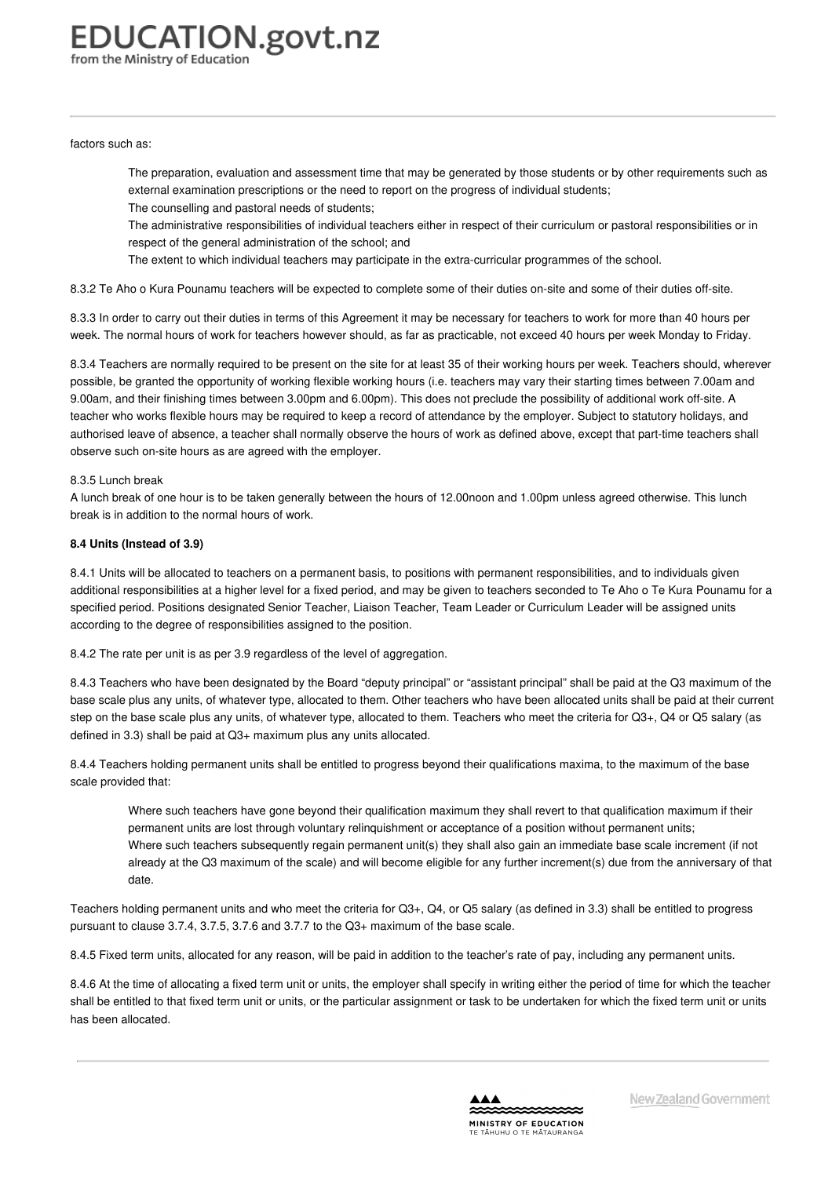factors such as:

- The preparation, evaluation and assessment time that may be generated by those students or by other requirements such as external examination prescriptions or the need to report on the progress of individual students;
- The counselling and pastoral needs of students;
- The administrative responsibilities of individual teachers either in respect of their curriculum or pastoral responsibilities or in respect of the general administration of the school; and
- The extent to which individual teachers may participate in the extra-curricular programmes of the school.

8.3.2 Te Aho o Kura Pounamu teachers will be expected to complete some of their duties on-site and some of their duties off-site.

8.3.3 In order to carry out their duties in terms of this Agreement it may be necessary for teachers to work for more than 40 hours per week. The normal hours of work for teachers however should, as far as practicable, not exceed 40 hours per week Monday to Friday.

8.3.4 Teachers are normally required to be present on the site for at least 35 of their working hours per week. Teachers should, wherever possible, be granted the opportunity of working flexible working hours (i.e. teachers may vary their starting times between 7.00am and 9.00am, and their finishing times between 3.00pm and 6.00pm). This does not preclude the possibility of additional work off-site. A teacher who works flexible hours may be required to keep a record of attendance by the employer. Subject to statutory holidays, and authorised leave of absence, a teacher shall normally observe the hours of work as defined above, except that part-time teachers shall observe such on-site hours as are agreed with the employer.

8.3.5 Lunch break
A lunch break of one hour is to be taken generally between the hours of 12.00noon and 1.00pm unless agreed otherwise. This lunch break is in addition to the normal hours of work.

**8.4 Units (Instead of 3.9)**

8.4.1 Units will be allocated to teachers on a permanent basis, to positions with permanent responsibilities, and to individuals given additional responsibilities at a higher level for a fixed period, and may be given to teachers seconded to Te Aho o Te Kura Pounamu for a specified period. Positions designated Senior Teacher, Liaison Teacher, Team Leader or Curriculum Leader will be assigned units according to the degree of responsibilities assigned to the position.

8.4.2 The rate per unit is as per 3.9 regardless of the level of aggregation.

8.4.3 Teachers who have been designated by the Board "deputy principal" or "assistant principal" shall be paid at the Q3 maximum of the base scale plus any units, of whatever type, allocated to them. Other teachers who have been allocated units shall be paid at their current step on the base scale plus any units, of whatever type, allocated to them. Teachers who meet the criteria for Q3+, Q4 or Q5 salary (as defined in 3.3) shall be paid at Q3+ maximum plus any units allocated.

8.4.4 Teachers holding permanent units shall be entitled to progress beyond their qualifications maxima, to the maximum of the base scale provided that:

- Where such teachers have gone beyond their qualification maximum they shall revert to that qualification maximum if their permanent units are lost through voluntary relinquishment or acceptance of a position without permanent units;
- Where such teachers subsequently regain permanent unit(s) they shall also gain an immediate base scale increment (if not already at the Q3 maximum of the scale) and will become eligible for any further increment(s) due from the anniversary of that date.

Teachers holding permanent units and who meet the criteria for Q3+, Q4, or Q5 salary (as defined in 3.3) shall be entitled to progress pursuant to clause 3.7.4, 3.7.5, 3.7.6 and 3.7.7 to the Q3+ maximum of the base scale.

8.4.5 Fixed term units, allocated for any reason, will be paid in addition to the teacher's rate of pay, including any permanent units.

8.4.6 At the time of allocating a fixed term unit or units, the employer shall specify in writing either the period of time for which the teacher shall be entitled to that fixed term unit or units, or the particular assignment or task to be undertaken for which the fixed term unit or units has been allocated.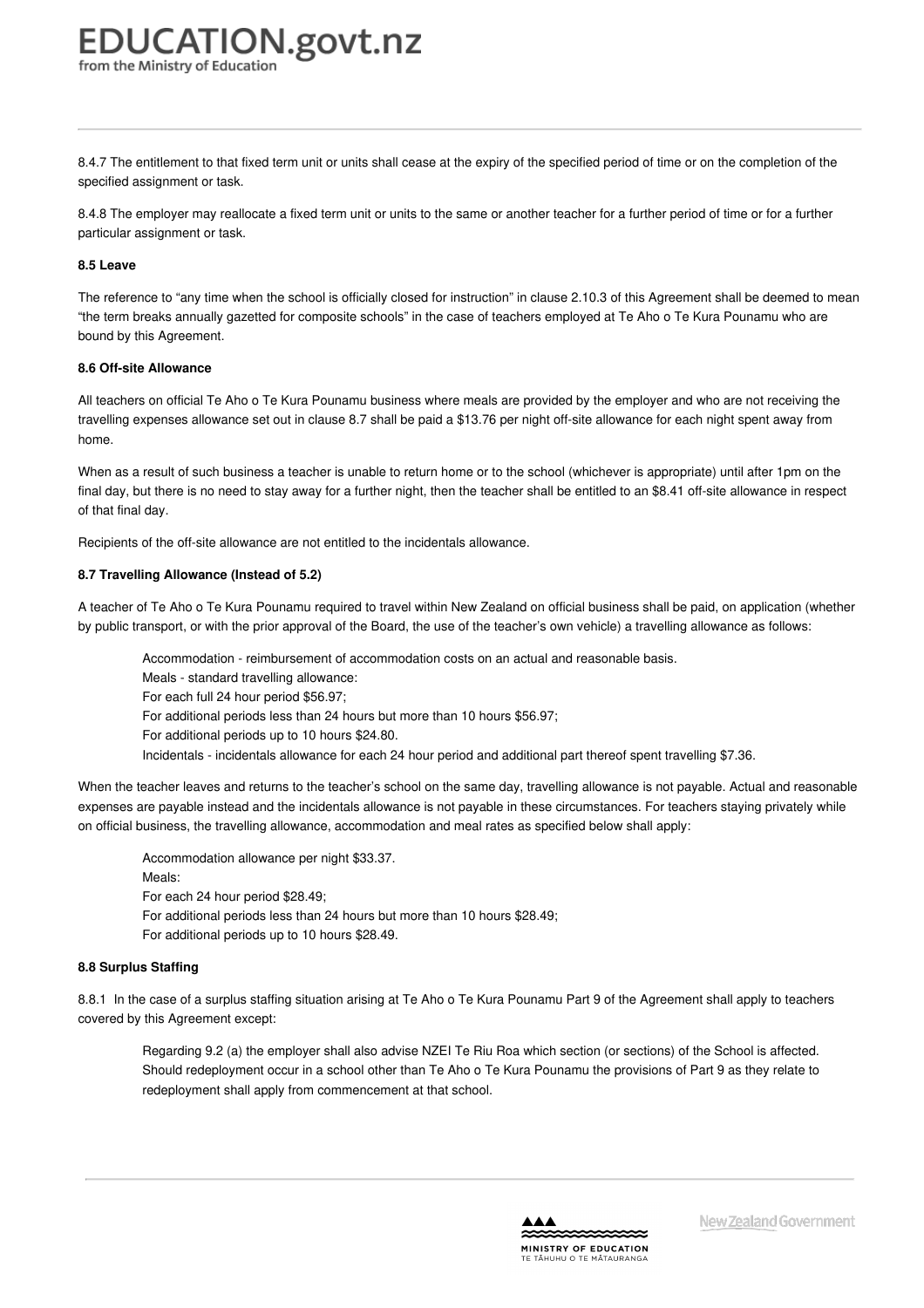8.4.7 The entitlement to that fixed term unit or units shall cease at the expiry of the specified period of time or on the completion of the specified assignment or task.

8.4.8 The employer may reallocate a fixed term unit or units to the same or another teacher for a further period of time or for a further particular assignment or task.

**8.5 Leave**

The reference to "any time when the school is officially closed for instruction" in clause 2.10.3 of this Agreement shall be deemed to mean "the term breaks annually gazetted for composite schools" in the case of teachers employed at Te Aho o Te Kura Pounamu who are bound by this Agreement.

**8.6 Off-site Allowance**

All teachers on official Te Aho o Te Kura Pounamu business where meals are provided by the employer and who are not receiving the travelling expenses allowance set out in clause 8.7 shall be paid a $13.76 per night off-site allowance for each night spent away from home.

When as a result of such business a teacher is unable to return home or to the school (whichever is appropriate) until after 1pm on the final day, but there is no need to stay away for a further night, then the teacher shall be entitled to an $8.41 off-site allowance in respect of that final day.

Recipients of the off-site allowance are not entitled to the incidentals allowance.

**8.7 Travelling Allowance (Instead of 5.2)**

A teacher of Te Aho o Te Kura Pounamu required to travel within New Zealand on official business shall be paid, on application (whether by public transport, or with the prior approval of the Board, the use of the teacher's own vehicle) a travelling allowance as follows:

> Accommodation - reimbursement of accommodation costs on an actual and reasonable basis.
> Meals - standard travelling allowance:
> For each full 24 hour period $56.97;
> For additional periods less than 24 hours but more than 10 hours $56.97;
> For additional periods up to 10 hours $24.80.
> Incidentals - incidentals allowance for each 24 hour period and additional part thereof spent travelling $7.36.

When the teacher leaves and returns to the teacher's school on the same day, travelling allowance is not payable. Actual and reasonable expenses are payable instead and the incidentals allowance is not payable in these circumstances. For teachers staying privately while on official business, the travelling allowance, accommodation and meal rates as specified below shall apply:

> Accommodation allowance per night $33.37.
> Meals:
> For each 24 hour period $28.49;
> For additional periods less than 24 hours but more than 10 hours $28.49;
> For additional periods up to 10 hours $28.49.

**8.8 Surplus Staffing**

8.8.1 In the case of a surplus staffing situation arising at Te Aho o Te Kura Pounamu Part 9 of the Agreement shall apply to teachers covered by this Agreement except:

> Regarding 9.2 (a) the employer shall also advise NZEI Te Riu Roa which section (or sections) of the School is affected. Should redeployment occur in a school other than Te Aho o Te Kura Pounamu the provisions of Part 9 as they relate to redeployment shall apply from commencement at that school.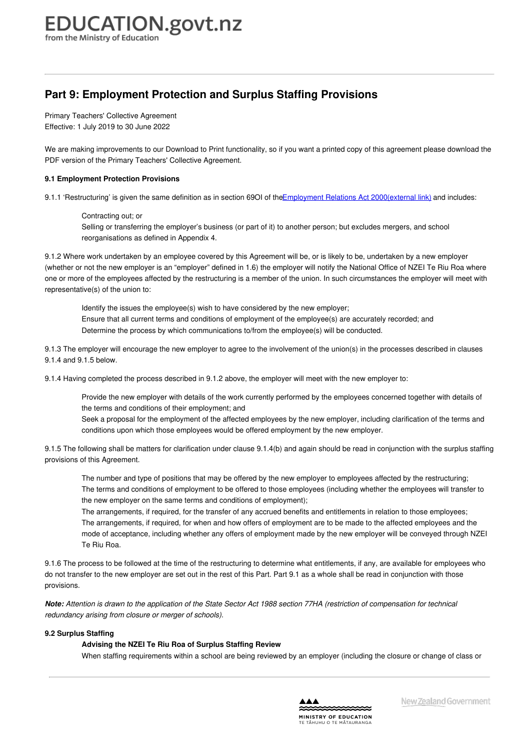# Part 9: Employment Protection and Surplus Staffing Provisions

Primary Teachers' Collective Agreement
Effective: 1 July 2019 to 30 June 2022

We are making improvements to our Download to Print functionality, so if you want a printed copy of this agreement please download the PDF version of the Primary Teachers' Collective Agreement.

**9.1 Employment Protection Provisions**

9.1.1 'Restructuring' is given the same definition as in section 69OI of the Employment Relations Act 2000(external link) and includes:

- Contracting out; or
- Selling or transferring the employer's business (or part of it) to another person; but excludes mergers, and school reorganisations as defined in Appendix 4.

9.1.2 Where work undertaken by an employee covered by this Agreement will be, or is likely to be, undertaken by a new employer (whether or not the new employer is an "employer" defined in 1.6) the employer will notify the National Office of NZEI Te Riu Roa where one or more of the employees affected by the restructuring is a member of the union. In such circumstances the employer will meet with representative(s) of the union to:

- Identify the issues the employee(s) wish to have considered by the new employer;
- Ensure that all current terms and conditions of employment of the employee(s) are accurately recorded; and
- Determine the process by which communications to/from the employee(s) will be conducted.

9.1.3 The employer will encourage the new employer to agree to the involvement of the union(s) in the processes described in clauses 9.1.4 and 9.1.5 below.

9.1.4 Having completed the process described in 9.1.2 above, the employer will meet with the new employer to:

- Provide the new employer with details of the work currently performed by the employees concerned together with details of the terms and conditions of their employment; and
- Seek a proposal for the employment of the affected employees by the new employer, including clarification of the terms and conditions upon which those employees would be offered employment by the new employer.

9.1.5 The following shall be matters for clarification under clause 9.1.4(b) and again should be read in conjunction with the surplus staffing provisions of this Agreement.

- The number and type of positions that may be offered by the new employer to employees affected by the restructuring;
- The terms and conditions of employment to be offered to those employees (including whether the employees will transfer to the new employer on the same terms and conditions of employment);
- The arrangements, if required, for the transfer of any accrued benefits and entitlements in relation to those employees;
- The arrangements, if required, for when and how offers of employment are to be made to the affected employees and the mode of acceptance, including whether any offers of employment made by the new employer will be conveyed through NZEI Te Riu Roa.

9.1.6 The process to be followed at the time of the restructuring to determine what entitlements, if any, are available for employees who do not transfer to the new employer are set out in the rest of this Part. Part 9.1 as a whole shall be read in conjunction with those provisions.

***Note:*** *Attention is drawn to the application of the State Sector Act 1988 section 77HA (restriction of compensation for technical redundancy arising from closure or merger of schools).*

**9.2 Surplus Staffing**

**Advising the NZEI Te Riu Roa of Surplus Staffing Review**

When staffing requirements within a school are being reviewed by an employer (including the closure or change of class or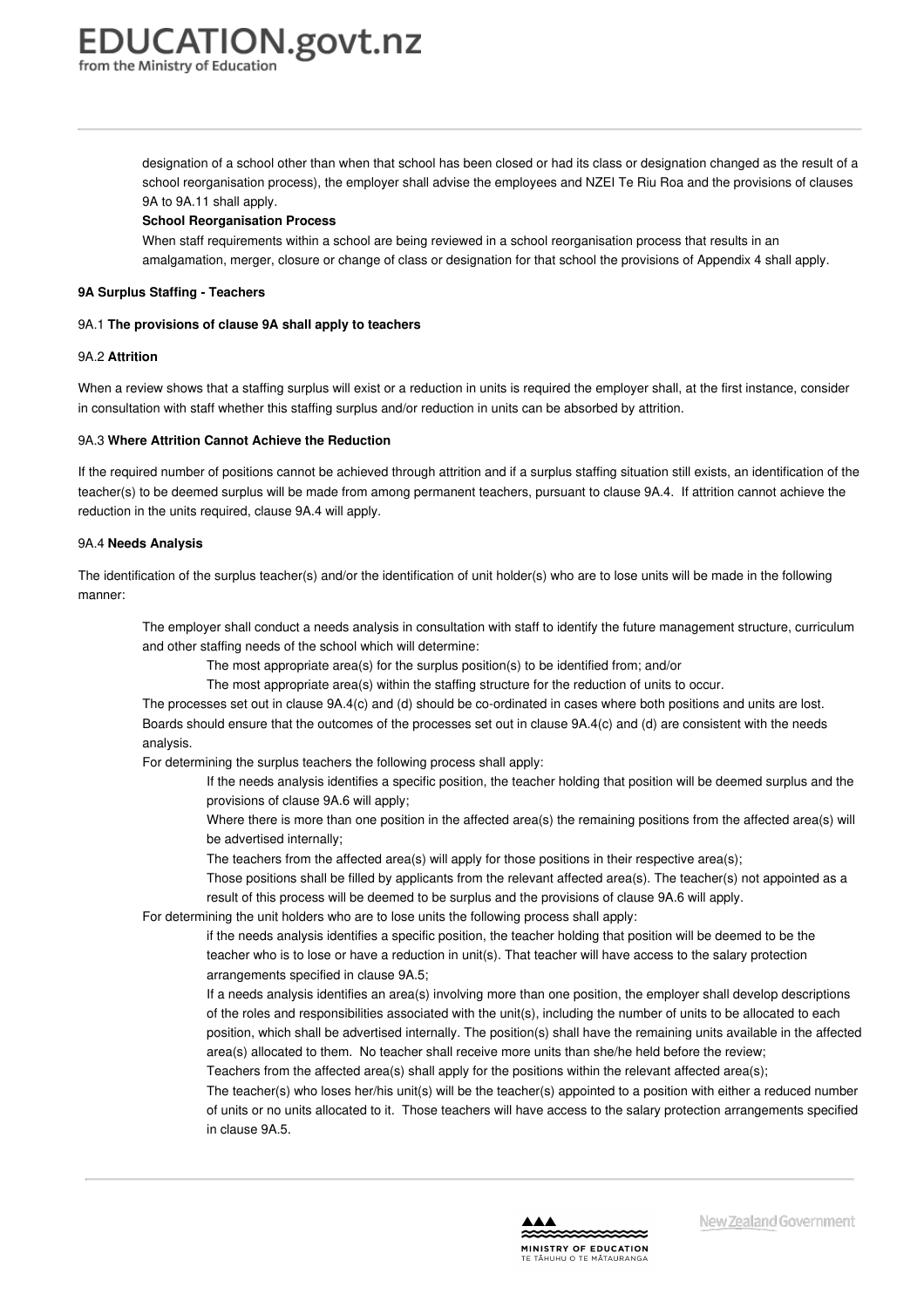designation of a school other than when that school has been closed or had its class or designation changed as the result of a school reorganisation process), the employer shall advise the employees and NZEI Te Riu Roa and the provisions of clauses 9A to 9A.11 shall apply.

**School Reorganisation Process**

When staff requirements within a school are being reviewed in a school reorganisation process that results in an amalgamation, merger, closure or change of class or designation for that school the provisions of Appendix 4 shall apply.

**9A Surplus Staffing - Teachers**

9A.1 **The provisions of clause 9A shall apply to teachers**

9A.2 **Attrition**

When a review shows that a staffing surplus will exist or a reduction in units is required the employer shall, at the first instance, consider in consultation with staff whether this staffing surplus and/or reduction in units can be absorbed by attrition.

9A.3 **Where Attrition Cannot Achieve the Reduction**

If the required number of positions cannot be achieved through attrition and if a surplus staffing situation still exists, an identification of the teacher(s) to be deemed surplus will be made from among permanent teachers, pursuant to clause 9A.4. If attrition cannot achieve the reduction in the units required, clause 9A.4 will apply.

9A.4 **Needs Analysis**

The identification of the surplus teacher(s) and/or the identification of unit holder(s) who are to lose units will be made in the following manner:

The employer shall conduct a needs analysis in consultation with staff to identify the future management structure, curriculum and other staffing needs of the school which will determine:

- The most appropriate area(s) for the surplus position(s) to be identified from; and/or
- The most appropriate area(s) within the staffing structure for the reduction of units to occur.

The processes set out in clause 9A.4(c) and (d) should be co-ordinated in cases where both positions and units are lost.

Boards should ensure that the outcomes of the processes set out in clause 9A.4(c) and (d) are consistent with the needs analysis.

For determining the surplus teachers the following process shall apply:

- If the needs analysis identifies a specific position, the teacher holding that position will be deemed surplus and the provisions of clause 9A.6 will apply;
- Where there is more than one position in the affected area(s) the remaining positions from the affected area(s) will be advertised internally;
- The teachers from the affected area(s) will apply for those positions in their respective area(s);
- Those positions shall be filled by applicants from the relevant affected area(s). The teacher(s) not appointed as a result of this process will be deemed to be surplus and the provisions of clause 9A.6 will apply.

For determining the unit holders who are to lose units the following process shall apply:

- if the needs analysis identifies a specific position, the teacher holding that position will be deemed to be the teacher who is to lose or have a reduction in unit(s). That teacher will have access to the salary protection arrangements specified in clause 9A.5;
- If a needs analysis identifies an area(s) involving more than one position, the employer shall develop descriptions of the roles and responsibilities associated with the unit(s), including the number of units to be allocated to each position, which shall be advertised internally. The position(s) shall have the remaining units available in the affected area(s) allocated to them. No teacher shall receive more units than she/he held before the review;
- Teachers from the affected area(s) shall apply for the positions within the relevant affected area(s);
- The teacher(s) who loses her/his unit(s) will be the teacher(s) appointed to a position with either a reduced number of units or no units allocated to it. Those teachers will have access to the salary protection arrangements specified in clause 9A.5.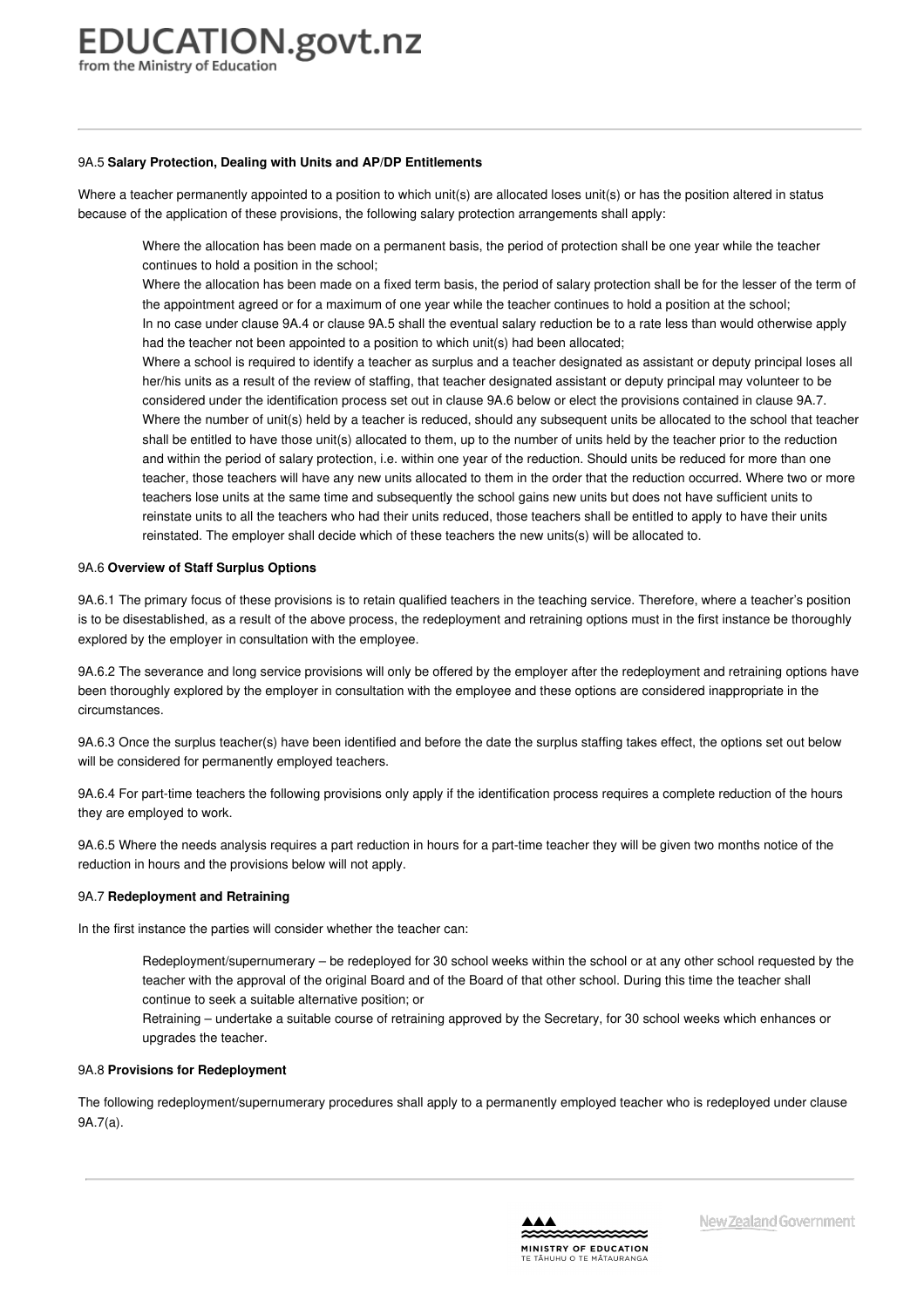9A.5 **Salary Protection, Dealing with Units and AP/DP Entitlements**

Where a teacher permanently appointed to a position to which unit(s) are allocated loses unit(s) or has the position altered in status because of the application of these provisions, the following salary protection arrangements shall apply:

> Where the allocation has been made on a permanent basis, the period of protection shall be one year while the teacher continues to hold a position in the school;
>
> Where the allocation has been made on a fixed term basis, the period of salary protection shall be for the lesser of the term of the appointment agreed or for a maximum of one year while the teacher continues to hold a position at the school;
>
> In no case under clause 9A.4 or clause 9A.5 shall the eventual salary reduction be to a rate less than would otherwise apply had the teacher not been appointed to a position to which unit(s) had been allocated;
>
> Where a school is required to identify a teacher as surplus and a teacher designated as assistant or deputy principal loses all her/his units as a result of the review of staffing, that teacher designated assistant or deputy principal may volunteer to be considered under the identification process set out in clause 9A.6 below or elect the provisions contained in clause 9A.7.
>
> Where the number of unit(s) held by a teacher is reduced, should any subsequent units be allocated to the school that teacher shall be entitled to have those unit(s) allocated to them, up to the number of units held by the teacher prior to the reduction and within the period of salary protection, i.e. within one year of the reduction. Should units be reduced for more than one teacher, those teachers will have any new units allocated to them in the order that the reduction occurred. Where two or more teachers lose units at the same time and subsequently the school gains new units but does not have sufficient units to reinstate units to all the teachers who had their units reduced, those teachers shall be entitled to apply to have their units reinstated. The employer shall decide which of these teachers the new units(s) will be allocated to.

9A.6 **Overview of Staff Surplus Options**

9A.6.1 The primary focus of these provisions is to retain qualified teachers in the teaching service. Therefore, where a teacher's position is to be disestablished, as a result of the above process, the redeployment and retraining options must in the first instance be thoroughly explored by the employer in consultation with the employee.

9A.6.2 The severance and long service provisions will only be offered by the employer after the redeployment and retraining options have been thoroughly explored by the employer in consultation with the employee and these options are considered inappropriate in the circumstances.

9A.6.3 Once the surplus teacher(s) have been identified and before the date the surplus staffing takes effect, the options set out below will be considered for permanently employed teachers.

9A.6.4 For part-time teachers the following provisions only apply if the identification process requires a complete reduction of the hours they are employed to work.

9A.6.5 Where the needs analysis requires a part reduction in hours for a part-time teacher they will be given two months notice of the reduction in hours and the provisions below will not apply.

9A.7 **Redeployment and Retraining**

In the first instance the parties will consider whether the teacher can:

> Redeployment/supernumerary – be redeployed for 30 school weeks within the school or at any other school requested by the teacher with the approval of the original Board and of the Board of that other school. During this time the teacher shall continue to seek a suitable alternative position; or
>
> Retraining – undertake a suitable course of retraining approved by the Secretary, for 30 school weeks which enhances or upgrades the teacher.

9A.8 **Provisions for Redeployment**

The following redeployment/supernumerary procedures shall apply to a permanently employed teacher who is redeployed under clause 9A.7(a).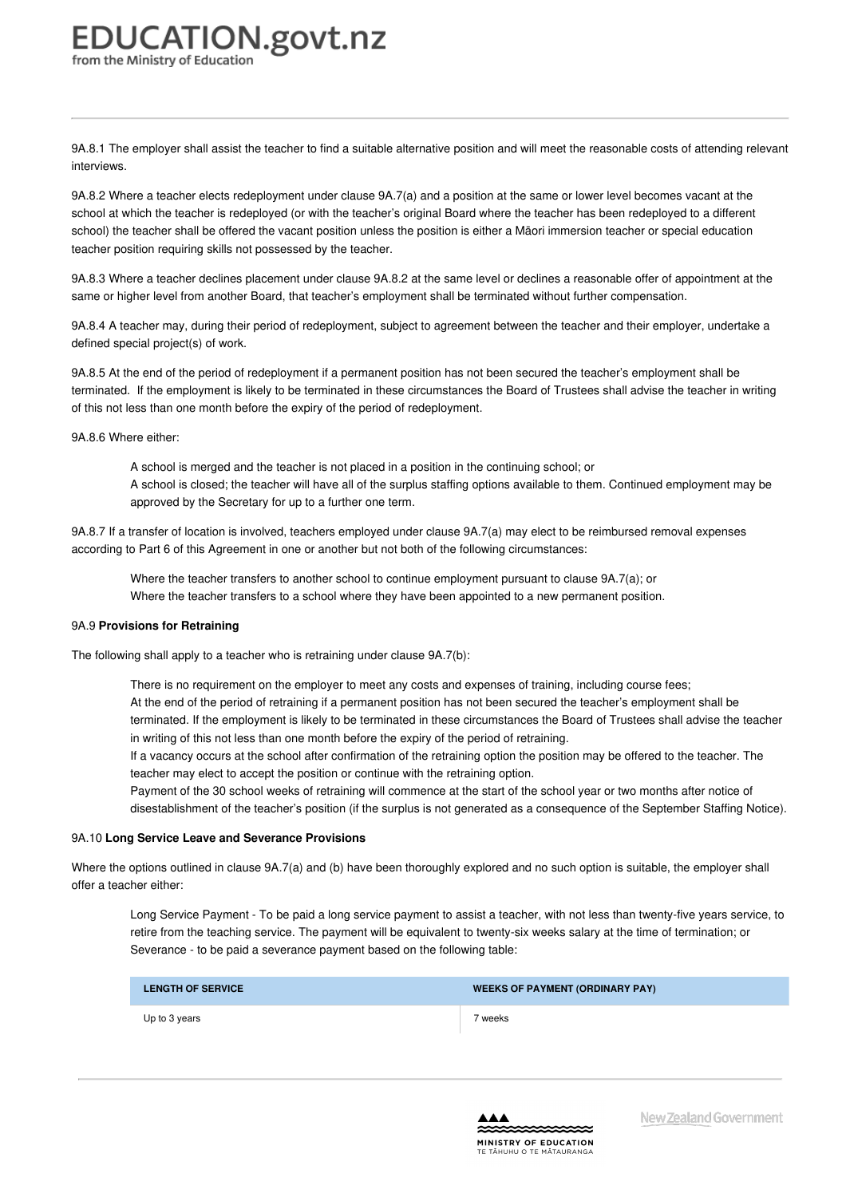9A.8.1 The employer shall assist the teacher to find a suitable alternative position and will meet the reasonable costs of attending relevant interviews.

9A.8.2 Where a teacher elects redeployment under clause 9A.7(a) and a position at the same or lower level becomes vacant at the school at which the teacher is redeployed (or with the teacher's original Board where the teacher has been redeployed to a different school) the teacher shall be offered the vacant position unless the position is either a Māori immersion teacher or special education teacher position requiring skills not possessed by the teacher.

9A.8.3 Where a teacher declines placement under clause 9A.8.2 at the same level or declines a reasonable offer of appointment at the same or higher level from another Board, that teacher's employment shall be terminated without further compensation.

9A.8.4 A teacher may, during their period of redeployment, subject to agreement between the teacher and their employer, undertake a defined special project(s) of work.

9A.8.5 At the end of the period of redeployment if a permanent position has not been secured the teacher's employment shall be terminated. If the employment is likely to be terminated in these circumstances the Board of Trustees shall advise the teacher in writing of this not less than one month before the expiry of the period of redeployment.

9A.8.6 Where either:

- A school is merged and the teacher is not placed in a position in the continuing school; or
- A school is closed; the teacher will have all of the surplus staffing options available to them. Continued employment may be approved by the Secretary for up to a further one term.

9A.8.7 If a transfer of location is involved, teachers employed under clause 9A.7(a) may elect to be reimbursed removal expenses according to Part 6 of this Agreement in one or another but not both of the following circumstances:

- Where the teacher transfers to another school to continue employment pursuant to clause 9A.7(a); or
- Where the teacher transfers to a school where they have been appointed to a new permanent position.

9A.9 **Provisions for Retraining**

The following shall apply to a teacher who is retraining under clause 9A.7(b):

- There is no requirement on the employer to meet any costs and expenses of training, including course fees;
- At the end of the period of retraining if a permanent position has not been secured the teacher's employment shall be terminated. If the employment is likely to be terminated in these circumstances the Board of Trustees shall advise the teacher in writing of this not less than one month before the expiry of the period of retraining.
- If a vacancy occurs at the school after confirmation of the retraining option the position may be offered to the teacher. The teacher may elect to accept the position or continue with the retraining option.
- Payment of the 30 school weeks of retraining will commence at the start of the school year or two months after notice of disestablishment of the teacher's position (if the surplus is not generated as a consequence of the September Staffing Notice).

9A.10 **Long Service Leave and Severance Provisions**

Where the options outlined in clause 9A.7(a) and (b) have been thoroughly explored and no such option is suitable, the employer shall offer a teacher either:

- Long Service Payment - To be paid a long service payment to assist a teacher, with not less than twenty-five years service, to retire from the teaching service. The payment will be equivalent to twenty-six weeks salary at the time of termination; or
- Severance - to be paid a severance payment based on the following table:

| LENGTH OF SERVICE | WEEKS OF PAYMENT (ORDINARY PAY) |
|---|---|
| Up to 3 years | 7 weeks |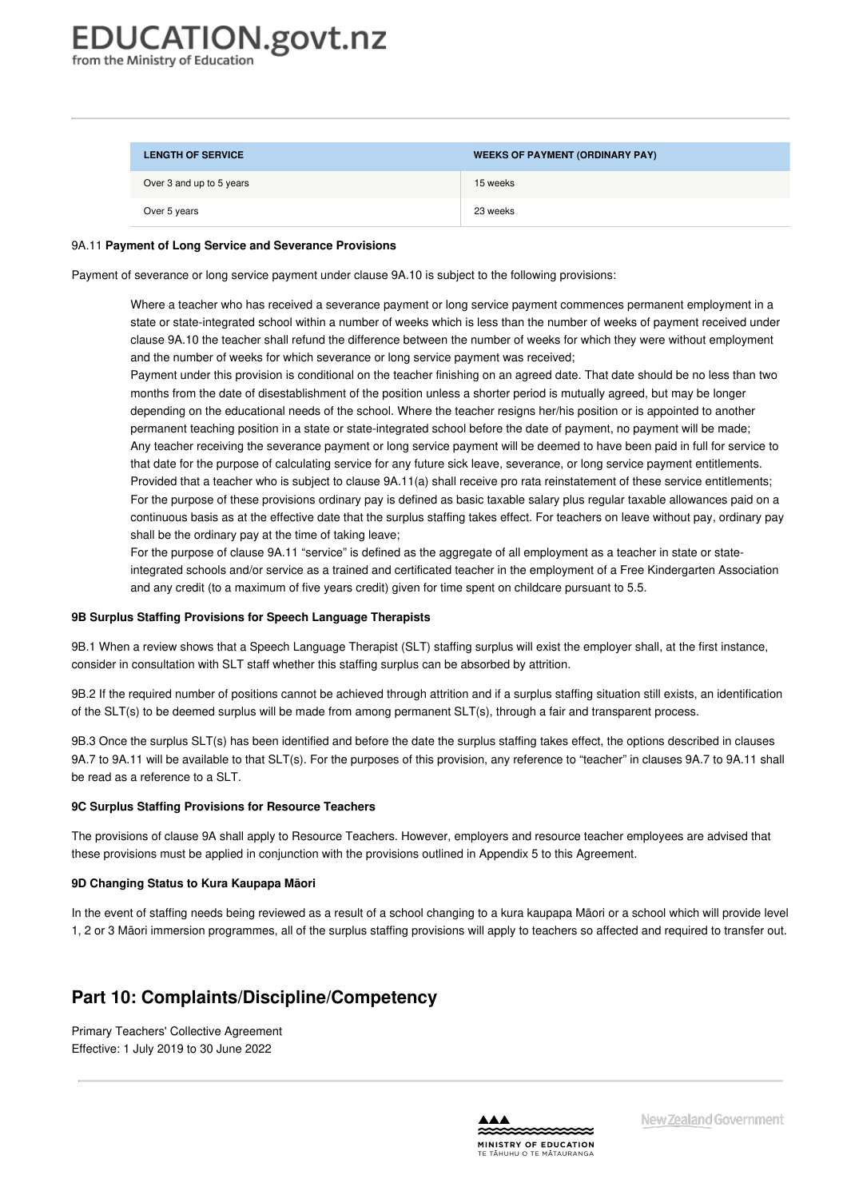| LENGTH OF SERVICE | WEEKS OF PAYMENT (ORDINARY PAY) |
| --- | --- |
| Over 3 and up to 5 years | 15 weeks |
| Over 5 years | 23 weeks |

9A.11 **Payment of Long Service and Severance Provisions**

Payment of severance or long service payment under clause 9A.10 is subject to the following provisions:

> Where a teacher who has received a severance payment or long service payment commences permanent employment in a state or state-integrated school within a number of weeks which is less than the number of weeks of payment received under clause 9A.10 the teacher shall refund the difference between the number of weeks for which they were without employment and the number of weeks for which severance or long service payment was received;
> Payment under this provision is conditional on the teacher finishing on an agreed date. That date should be no less than two months from the date of disestablishment of the position unless a shorter period is mutually agreed, but may be longer depending on the educational needs of the school. Where the teacher resigns her/his position or is appointed to another permanent teaching position in a state or state-integrated school before the date of payment, no payment will be made;
> Any teacher receiving the severance payment or long service payment will be deemed to have been paid in full for service to that date for the purpose of calculating service for any future sick leave, severance, or long service payment entitlements. Provided that a teacher who is subject to clause 9A.11(a) shall receive pro rata reinstatement of these service entitlements;
> For the purpose of these provisions ordinary pay is defined as basic taxable salary plus regular taxable allowances paid on a continuous basis as at the effective date that the surplus staffing takes effect. For teachers on leave without pay, ordinary pay shall be the ordinary pay at the time of taking leave;
> For the purpose of clause 9A.11 "service" is defined as the aggregate of all employment as a teacher in state or state-integrated schools and/or service as a trained and certificated teacher in the employment of a Free Kindergarten Association and any credit (to a maximum of five years credit) given for time spent on childcare pursuant to 5.5.

**9B Surplus Staffing Provisions for Speech Language Therapists**

9B.1 When a review shows that a Speech Language Therapist (SLT) staffing surplus will exist the employer shall, at the first instance, consider in consultation with SLT staff whether this staffing surplus can be absorbed by attrition.

9B.2 If the required number of positions cannot be achieved through attrition and if a surplus staffing situation still exists, an identification of the SLT(s) to be deemed surplus will be made from among permanent SLT(s), through a fair and transparent process.

9B.3 Once the surplus SLT(s) has been identified and before the date the surplus staffing takes effect, the options described in clauses 9A.7 to 9A.11 will be available to that SLT(s). For the purposes of this provision, any reference to "teacher" in clauses 9A.7 to 9A.11 shall be read as a reference to a SLT.

**9C Surplus Staffing Provisions for Resource Teachers**

The provisions of clause 9A shall apply to Resource Teachers. However, employers and resource teacher employees are advised that these provisions must be applied in conjunction with the provisions outlined in Appendix 5 to this Agreement.

**9D Changing Status to Kura Kaupapa Māori**

In the event of staffing needs being reviewed as a result of a school changing to a kura kaupapa Māori or a school which will provide level 1, 2 or 3 Māori immersion programmes, all of the surplus staffing provisions will apply to teachers so affected and required to transfer out.

## Part 10: Complaints/Discipline/Competency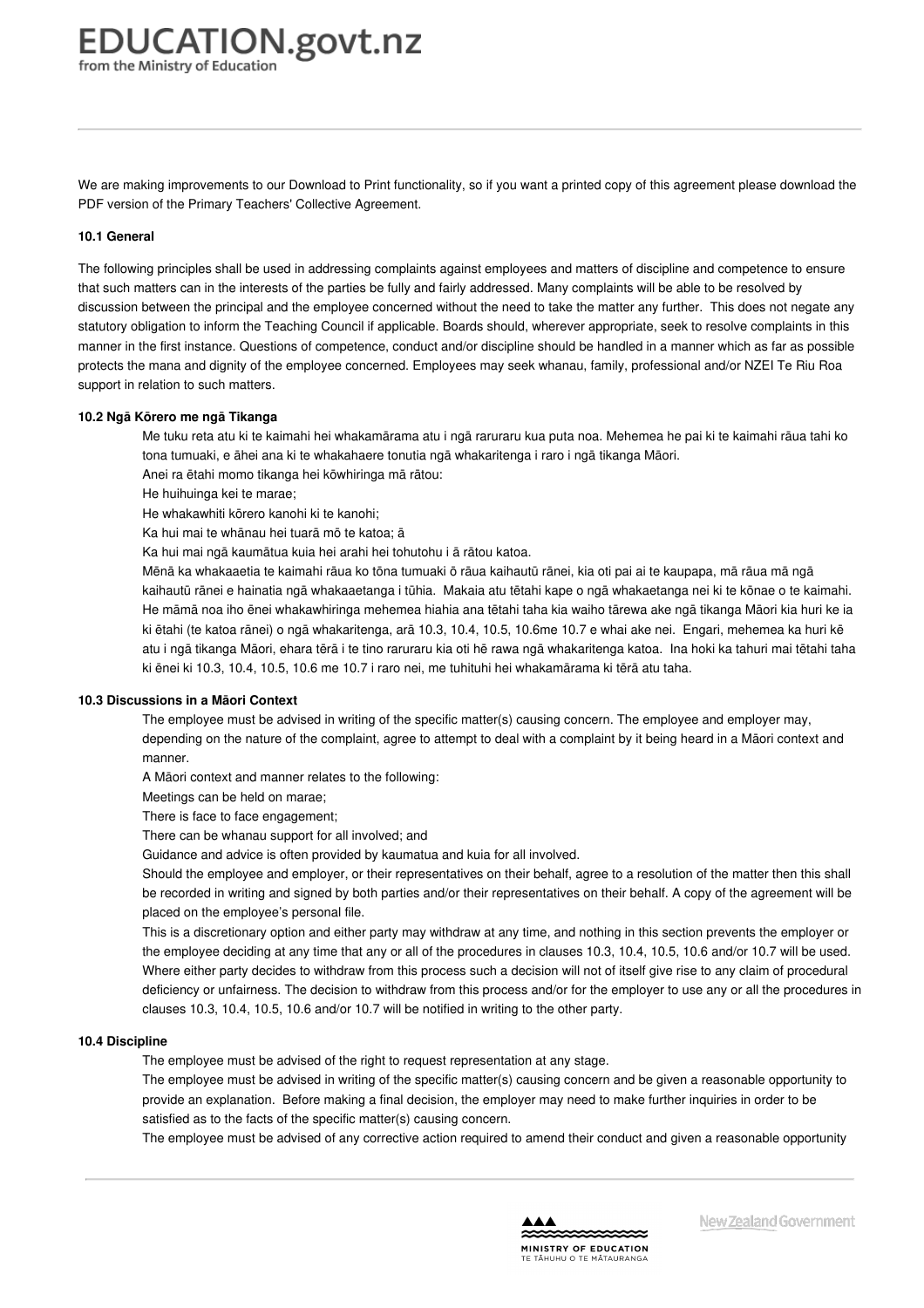We are making improvements to our Download to Print functionality, so if you want a printed copy of this agreement please download the PDF version of the Primary Teachers' Collective Agreement.

### 10.1 General

The following principles shall be used in addressing complaints against employees and matters of discipline and competence to ensure that such matters can in the interests of the parties be fully and fairly addressed. Many complaints will be able to be resolved by discussion between the principal and the employee concerned without the need to take the matter any further. This does not negate any statutory obligation to inform the Teaching Council if applicable. Boards should, wherever appropriate, seek to resolve complaints in this manner in the first instance. Questions of competence, conduct and/or discipline should be handled in a manner which as far as possible protects the mana and dignity of the employee concerned. Employees may seek whanau, family, professional and/or NZEI Te Riu Roa support in relation to such matters.

### 10.2 Ngā Kōrero me ngā Tikanga

Me tuku reta atu ki te kaimahi hei whakamārama atu i ngā raruraru kua puta noa. Mehemea he pai ki te kaimahi rāua tahi ko tona tumuaki, e āhei ana ki te whakahaere tonutia ngā whakaritenga i raro i ngā tikanga Māori.

Anei ra ētahi momo tikanga hei kōwhiringa mā rātou:

He huihuinga kei te marae;

He whakawhiti kōrero kanohi ki te kanohi;

Ka hui mai te whānau hei tuarā mō te katoa; ā

Ka hui mai ngā kaumātua kuia hei arahi hei tohutohu i ā rātou katoa.

Mēnā ka whakaaetia te kaimahi rāua ko tōna tumuaki ō rāua kaihautū rānei, kia oti pai ai te kaupapa, mā rāua mā ngā kaihautū rānei e hainatia ngā whakaaetanga i tūhia. Makaia atu tētahi kape o ngā whakaetanga nei ki te kōnae o te kaimahi. He māmā noa iho ēnei whakawhiringa mehemea hiahia ana tētahi taha kia waiho tārewa ake ngā tikanga Māori kia huri ke ia ki ētahi (te katoa rānei) o ngā whakaritenga, arā 10.3, 10.4, 10.5, 10.6me 10.7 e whai ake nei. Engari, mehemea ka huri kē atu i ngā tikanga Māori, ehara tērā i te tino raruraru kia oti hē rawa ngā whakaritenga katoa. Ina hoki ka tahuri mai tētahi taha ki ēnei ki 10.3, 10.4, 10.5, 10.6 me 10.7 i raro nei, me tuhituhi hei whakamārama ki tērā atu taha.

### 10.3 Discussions in a Māori Context

The employee must be advised in writing of the specific matter(s) causing concern. The employee and employer may, depending on the nature of the complaint, agree to attempt to deal with a complaint by it being heard in a Māori context and manner.

A Māori context and manner relates to the following:

Meetings can be held on marae;

There is face to face engagement;

There can be whanau support for all involved; and

Guidance and advice is often provided by kaumatua and kuia for all involved.

Should the employee and employer, or their representatives on their behalf, agree to a resolution of the matter then this shall be recorded in writing and signed by both parties and/or their representatives on their behalf. A copy of the agreement will be placed on the employee's personal file.

This is a discretionary option and either party may withdraw at any time, and nothing in this section prevents the employer or the employee deciding at any time that any or all of the procedures in clauses 10.3, 10.4, 10.5, 10.6 and/or 10.7 will be used. Where either party decides to withdraw from this process such a decision will not of itself give rise to any claim of procedural deficiency or unfairness. The decision to withdraw from this process and/or for the employer to use any or all the procedures in clauses 10.3, 10.4, 10.5, 10.6 and/or 10.7 will be notified in writing to the other party.

### 10.4 Discipline

The employee must be advised of the right to request representation at any stage.

The employee must be advised in writing of the specific matter(s) causing concern and be given a reasonable opportunity to provide an explanation. Before making a final decision, the employer may need to make further inquiries in order to be satisfied as to the facts of the specific matter(s) causing concern.

The employee must be advised of any corrective action required to amend their conduct and given a reasonable opportunity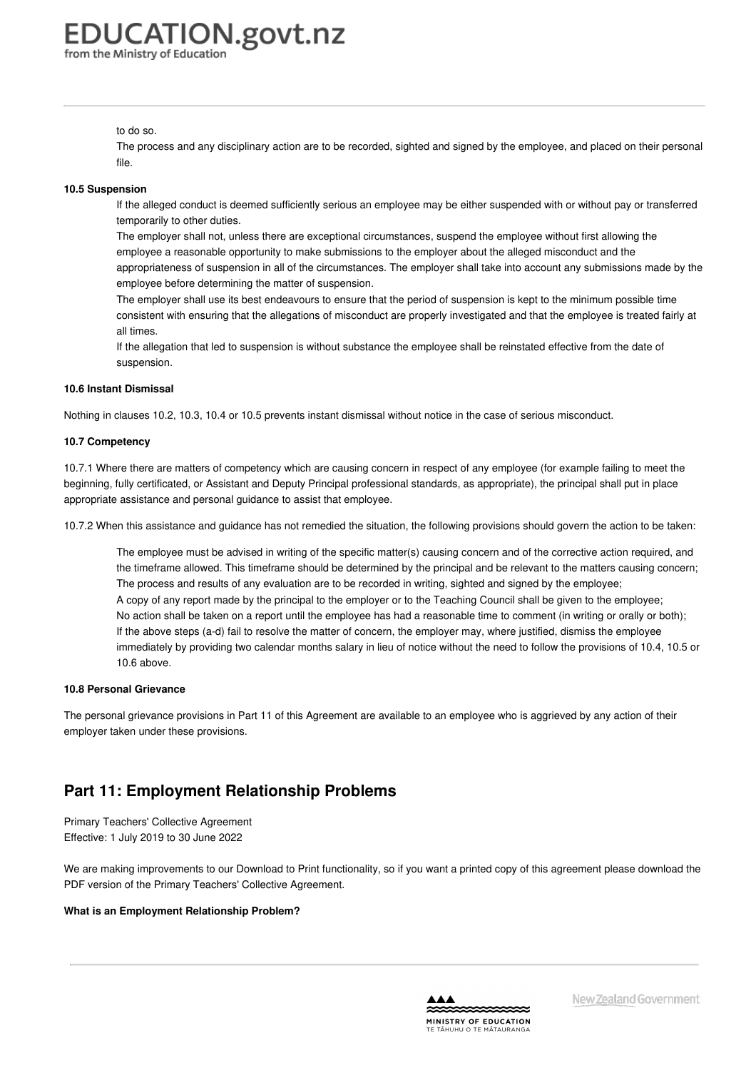to do so.

The process and any disciplinary action are to be recorded, sighted and signed by the employee, and placed on their personal file.

**10.5 Suspension**

If the alleged conduct is deemed sufficiently serious an employee may be either suspended with or without pay or transferred temporarily to other duties.

The employer shall not, unless there are exceptional circumstances, suspend the employee without first allowing the employee a reasonable opportunity to make submissions to the employer about the alleged misconduct and the appropriateness of suspension in all of the circumstances. The employer shall take into account any submissions made by the employee before determining the matter of suspension.

The employer shall use its best endeavours to ensure that the period of suspension is kept to the minimum possible time consistent with ensuring that the allegations of misconduct are properly investigated and that the employee is treated fairly at all times.

If the allegation that led to suspension is without substance the employee shall be reinstated effective from the date of suspension.

**10.6 Instant Dismissal**

Nothing in clauses 10.2, 10.3, 10.4 or 10.5 prevents instant dismissal without notice in the case of serious misconduct.

**10.7 Competency**

10.7.1 Where there are matters of competency which are causing concern in respect of any employee (for example failing to meet the beginning, fully certificated, or Assistant and Deputy Principal professional standards, as appropriate), the principal shall put in place appropriate assistance and personal guidance to assist that employee.

10.7.2 When this assistance and guidance has not remedied the situation, the following provisions should govern the action to be taken:

The employee must be advised in writing of the specific matter(s) causing concern and of the corrective action required, and the timeframe allowed. This timeframe should be determined by the principal and be relevant to the matters causing concern;

The process and results of any evaluation are to be recorded in writing, sighted and signed by the employee;

A copy of any report made by the principal to the employer or to the Teaching Council shall be given to the employee;

No action shall be taken on a report until the employee has had a reasonable time to comment (in writing or orally or both);

If the above steps (a-d) fail to resolve the matter of concern, the employer may, where justified, dismiss the employee immediately by providing two calendar months salary in lieu of notice without the need to follow the provisions of 10.4, 10.5 or 10.6 above.

**10.8 Personal Grievance**

The personal grievance provisions in Part 11 of this Agreement are available to an employee who is aggrieved by any action of their employer taken under these provisions.

## Part 11: Employment Relationship Problems

Primary Teachers' Collective Agreement
Effective: 1 July 2019 to 30 June 2022

We are making improvements to our Download to Print functionality, so if you want a printed copy of this agreement please download the PDF version of the Primary Teachers' Collective Agreement.

**What is an Employment Relationship Problem?**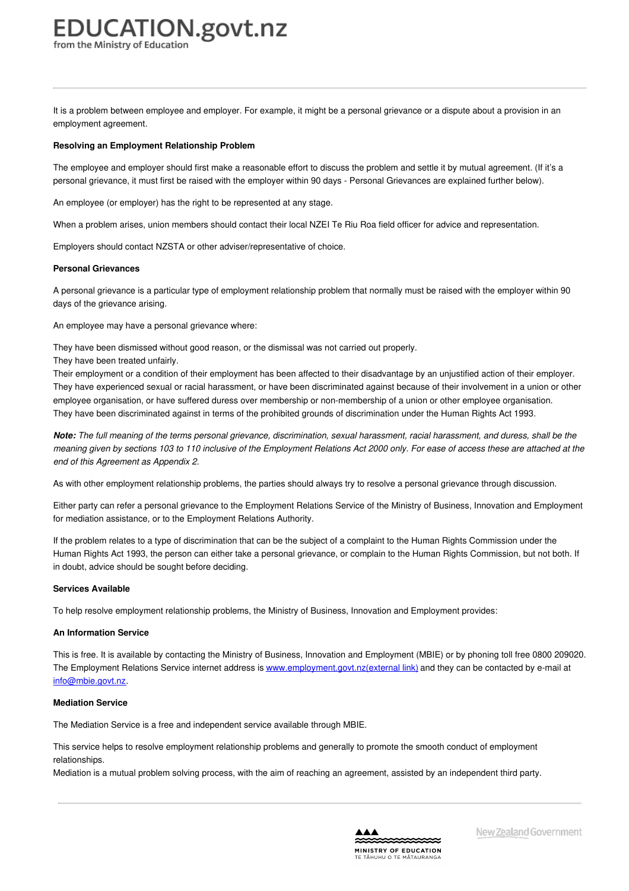It is a problem between employee and employer. For example, it might be a personal grievance or a dispute about a provision in an employment agreement.

**Resolving an Employment Relationship Problem**

The employee and employer should first make a reasonable effort to discuss the problem and settle it by mutual agreement. (If it's a personal grievance, it must first be raised with the employer within 90 days - Personal Grievances are explained further below).

An employee (or employer) has the right to be represented at any stage.

When a problem arises, union members should contact their local NZEI Te Riu Roa field officer for advice and representation.

Employers should contact NZSTA or other adviser/representative of choice.

**Personal Grievances**

A personal grievance is a particular type of employment relationship problem that normally must be raised with the employer within 90 days of the grievance arising.

An employee may have a personal grievance where:

They have been dismissed without good reason, or the dismissal was not carried out properly.
They have been treated unfairly.
Their employment or a condition of their employment has been affected to their disadvantage by an unjustified action of their employer.
They have experienced sexual or racial harassment, or have been discriminated against because of their involvement in a union or other employee organisation, or have suffered duress over membership or non-membership of a union or other employee organisation.
They have been discriminated against in terms of the prohibited grounds of discrimination under the Human Rights Act 1993.

***Note:*** *The full meaning of the terms personal grievance, discrimination, sexual harassment, racial harassment, and duress, shall be the meaning given by sections 103 to 110 inclusive of the Employment Relations Act 2000 only. For ease of access these are attached at the end of this Agreement as Appendix 2.*

As with other employment relationship problems, the parties should always try to resolve a personal grievance through discussion.

Either party can refer a personal grievance to the Employment Relations Service of the Ministry of Business, Innovation and Employment for mediation assistance, or to the Employment Relations Authority.

If the problem relates to a type of discrimination that can be the subject of a complaint to the Human Rights Commission under the Human Rights Act 1993, the person can either take a personal grievance, or complain to the Human Rights Commission, but not both. If in doubt, advice should be sought before deciding.

**Services Available**

To help resolve employment relationship problems, the Ministry of Business, Innovation and Employment provides:

**An Information Service**

This is free. It is available by contacting the Ministry of Business, Innovation and Employment (MBIE) or by phoning toll free 0800 209020. The Employment Relations Service internet address is [www.employment.govt.nz(external link)](http://www.employment.govt.nz) and they can be contacted by e-mail at [info@mbie.govt.nz](mailto:info@mbie.govt.nz).

**Mediation Service**

The Mediation Service is a free and independent service available through MBIE.

This service helps to resolve employment relationship problems and generally to promote the smooth conduct of employment relationships.
Mediation is a mutual problem solving process, with the aim of reaching an agreement, assisted by an independent third party.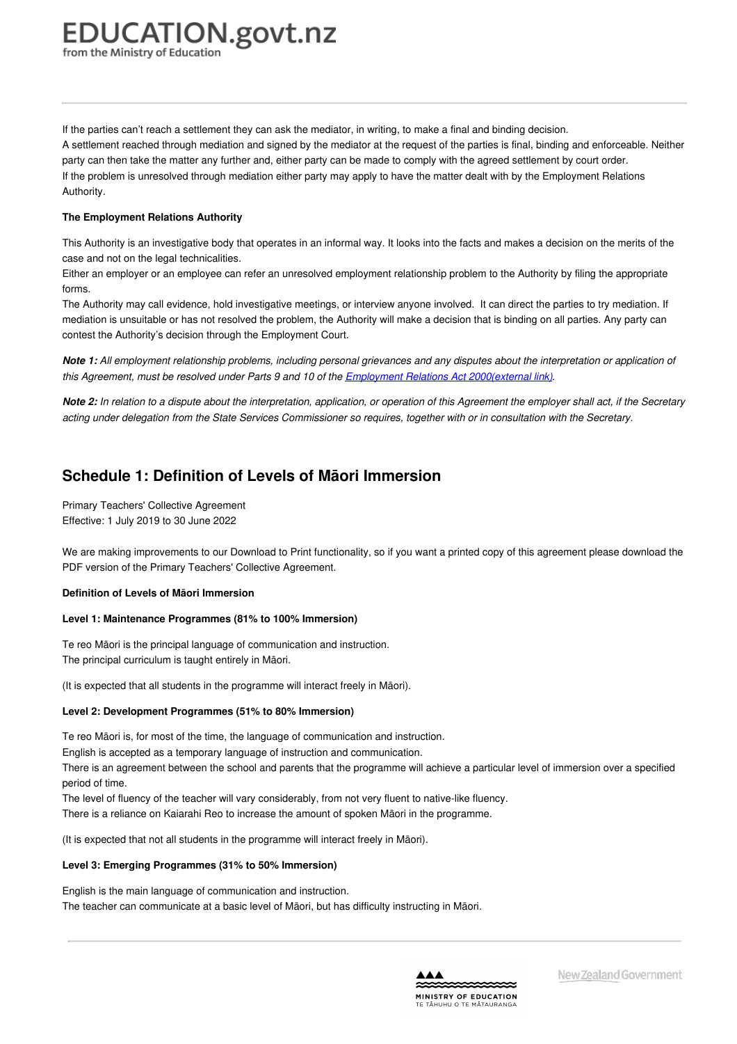If the parties can't reach a settlement they can ask the mediator, in writing, to make a final and binding decision.
A settlement reached through mediation and signed by the mediator at the request of the parties is final, binding and enforceable. Neither party can then take the matter any further and, either party can be made to comply with the agreed settlement by court order.
If the problem is unresolved through mediation either party may apply to have the matter dealt with by the Employment Relations Authority.

**The Employment Relations Authority**

This Authority is an investigative body that operates in an informal way. It looks into the facts and makes a decision on the merits of the case and not on the legal technicalities.
Either an employer or an employee can refer an unresolved employment relationship problem to the Authority by filing the appropriate forms.
The Authority may call evidence, hold investigative meetings, or interview anyone involved. It can direct the parties to try mediation. If mediation is unsuitable or has not resolved the problem, the Authority will make a decision that is binding on all parties. Any party can contest the Authority's decision through the Employment Court.

***Note 1:*** *All employment relationship problems, including personal grievances and any disputes about the interpretation or application of this Agreement, must be resolved under Parts 9 and 10 of the [Employment Relations Act 2000(external link)].*

***Note 2:*** *In relation to a dispute about the interpretation, application, or operation of this Agreement the employer shall act, if the Secretary acting under delegation from the State Services Commissioner so requires, together with or in consultation with the Secretary.*

## Schedule 1: Definition of Levels of Māori Immersion

Primary Teachers' Collective Agreement
Effective: 1 July 2019 to 30 June 2022

We are making improvements to our Download to Print functionality, so if you want a printed copy of this agreement please download the PDF version of the Primary Teachers' Collective Agreement.

**Definition of Levels of Māori Immersion**

**Level 1: Maintenance Programmes (81% to 100% Immersion)**

Te reo Māori is the principal language of communication and instruction.
The principal curriculum is taught entirely in Māori.

(It is expected that all students in the programme will interact freely in Māori).

**Level 2: Development Programmes (51% to 80% Immersion)**

Te reo Māori is, for most of the time, the language of communication and instruction.
English is accepted as a temporary language of instruction and communication.
There is an agreement between the school and parents that the programme will achieve a particular level of immersion over a specified period of time.
The level of fluency of the teacher will vary considerably, from not very fluent to native-like fluency.
There is a reliance on Kaiarahi Reo to increase the amount of spoken Māori in the programme.

(It is expected that not all students in the programme will interact freely in Māori).

**Level 3: Emerging Programmes (31% to 50% Immersion)**

English is the main language of communication and instruction.
The teacher can communicate at a basic level of Māori, but has difficulty instructing in Māori.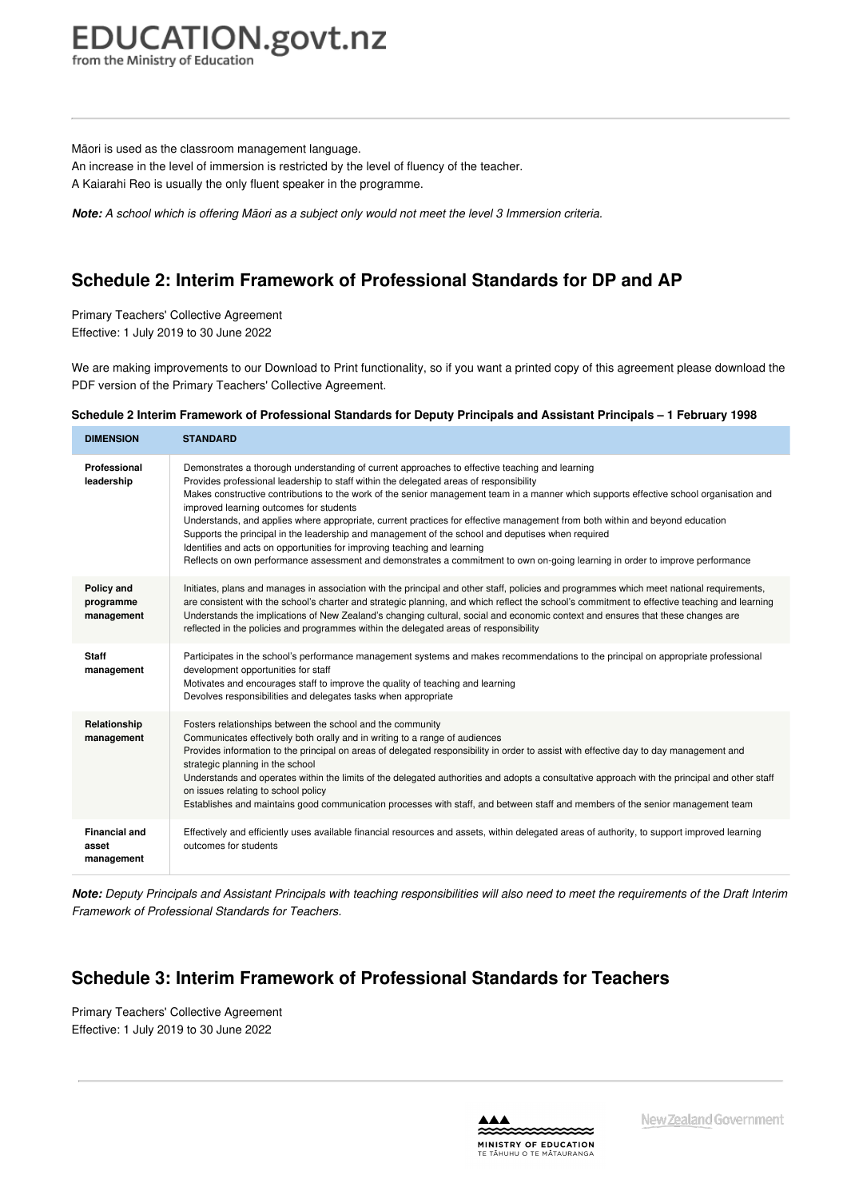Māori is used as the classroom management language.
An increase in the level of immersion is restricted by the level of fluency of the teacher.
A Kaiarahi Reo is usually the only fluent speaker in the programme.

***Note:*** *A school which is offering Māori as a subject only would not meet the level 3 Immersion criteria.*

## Schedule 2: Interim Framework of Professional Standards for DP and AP

Primary Teachers' Collective Agreement
Effective: 1 July 2019 to 30 June 2022

We are making improvements to our Download to Print functionality, so if you want a printed copy of this agreement please download the PDF version of the Primary Teachers' Collective Agreement.

**Schedule 2 Interim Framework of Professional Standards for Deputy Principals and Assistant Principals – 1 February 1998**

| DIMENSION | STANDARD |
|---|---|
| **Professional leadership** | Demonstrates a thorough understanding of current approaches to effective teaching and learning<br>Provides professional leadership to staff within the delegated areas of responsibility<br>Makes constructive contributions to the work of the senior management team in a manner which supports effective school organisation and improved learning outcomes for students<br>Understands, and applies where appropriate, current practices for effective management from both within and beyond education<br>Supports the principal in the leadership and management of the school and deputises when required<br>Identifies and acts on opportunities for improving teaching and learning<br>Reflects on own performance assessment and demonstrates a commitment to own on-going learning in order to improve performance |
| **Policy and programme management** | Initiates, plans and manages in association with the principal and other staff, policies and programmes which meet national requirements, are consistent with the school's charter and strategic planning, and which reflect the school's commitment to effective teaching and learning<br>Understands the implications of New Zealand's changing cultural, social and economic context and ensures that these changes are reflected in the policies and programmes within the delegated areas of responsibility |
| **Staff management** | Participates in the school's performance management systems and makes recommendations to the principal on appropriate professional development opportunities for staff<br>Motivates and encourages staff to improve the quality of teaching and learning<br>Devolves responsibilities and delegates tasks when appropriate |
| **Relationship management** | Fosters relationships between the school and the community<br>Communicates effectively both orally and in writing to a range of audiences<br>Provides information to the principal on areas of delegated responsibility in order to assist with effective day to day management and strategic planning in the school<br>Understands and operates within the limits of the delegated authorities and adopts a consultative approach with the principal and other staff on issues relating to school policy<br>Establishes and maintains good communication processes with staff, and between staff and members of the senior management team |
| **Financial and asset management** | Effectively and efficiently uses available financial resources and assets, within delegated areas of authority, to support improved learning outcomes for students |

***Note:*** *Deputy Principals and Assistant Principals with teaching responsibilities will also need to meet the requirements of the Draft Interim Framework of Professional Standards for Teachers.*

## Schedule 3: Interim Framework of Professional Standards for Teachers

Primary Teachers' Collective Agreement
Effective: 1 July 2019 to 30 June 2022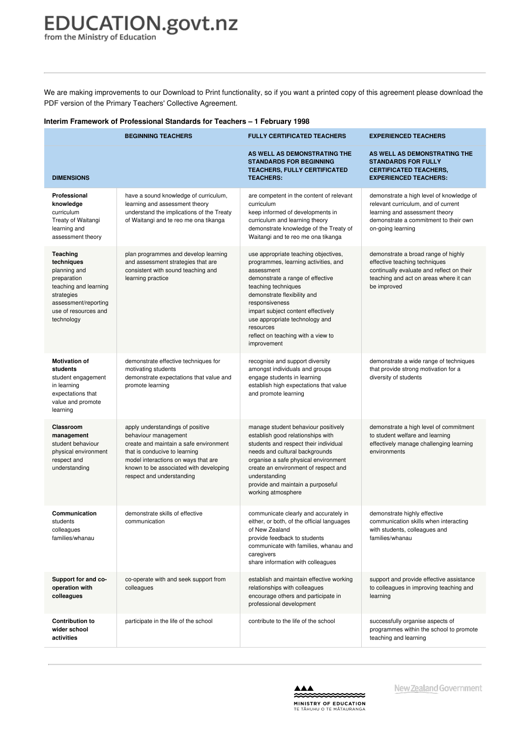We are making improvements to our Download to Print functionality, so if you want a printed copy of this agreement please download the PDF version of the Primary Teachers' Collective Agreement.

**Interim Framework of Professional Standards for Teachers – 1 February 1998**

| | BEGINNING TEACHERS | FULLY CERTIFICATED TEACHERS | EXPERIENCED TEACHERS |
|---|---|---|---|
| **DIMENSIONS** | | **AS WELL AS DEMONSTRATING THE STANDARDS FOR BEGINNING TEACHERS, FULLY CERTIFICATED TEACHERS:** | **AS WELL AS DEMONSTRATING THE STANDARDS FOR FULLY CERTIFICATED TEACHERS, EXPERIENCED TEACHERS:** |
| **Professional knowledge** curriculum Treaty of Waitangi learning and assessment theory | have a sound knowledge of curriculum, learning and assessment theory understand the implications of the Treaty of Waitangi and te reo me ona tikanga | are competent in the content of relevant curriculum keep informed of developments in curriculum and learning theory demonstrate knowledge of the Treaty of Waitangi and te reo me ona tikanga | demonstrate a high level of knowledge of relevant curriculum, and of current learning and assessment theory demonstrate a commitment to their own on-going learning |
| **Teaching techniques** planning and preparation teaching and learning strategies assessment/reporting use of resources and technology | plan programmes and develop learning and assessment strategies that are consistent with sound teaching and learning practice | use appropriate teaching objectives, programmes, learning activities, and assessment demonstrate a range of effective teaching techniques demonstrate flexibility and responsiveness impart subject content effectively use appropriate technology and resources reflect on teaching with a view to improvement | demonstrate a broad range of highly effective teaching techniques continually evaluate and reflect on their teaching and act on areas where it can be improved |
| **Motivation of students** student engagement in learning expectations that value and promote learning | demonstrate effective techniques for motivating students demonstrate expectations that value and promote learning | recognise and support diversity amongst individuals and groups engage students in learning establish high expectations that value and promote learning | demonstrate a wide range of techniques that provide strong motivation for a diversity of students |
| **Classroom management** student behaviour physical environment respect and understanding | apply understandings of positive behaviour management create and maintain a safe environment that is conducive to learning model interactions on ways that are known to be associated with developing respect and understanding | manage student behaviour positively establish good relationships with students and respect their individual needs and cultural backgrounds organise a safe physical environment create an environment of respect and understanding provide and maintain a purposeful working atmosphere | demonstrate a high level of commitment to student welfare and learning effectively manage challenging learning environments |
| **Communication** students colleagues families/whanau | demonstrate skills of effective communication | communicate clearly and accurately in either, or both, of the official languages of New Zealand provide feedback to students communicate with families, whanau and caregivers share information with colleagues | demonstrate highly effective communication skills when interacting with students, colleagues and families/whanau |
| **Support for and co-operation with colleagues** | co-operate with and seek support from colleagues | establish and maintain effective working relationships with colleagues encourage others and participate in professional development | support and provide effective assistance to colleagues in improving teaching and learning |
| **Contribution to wider school activities** | participate in the life of the school | contribute to the life of the school | successfully organise aspects of programmes within the school to promote teaching and learning |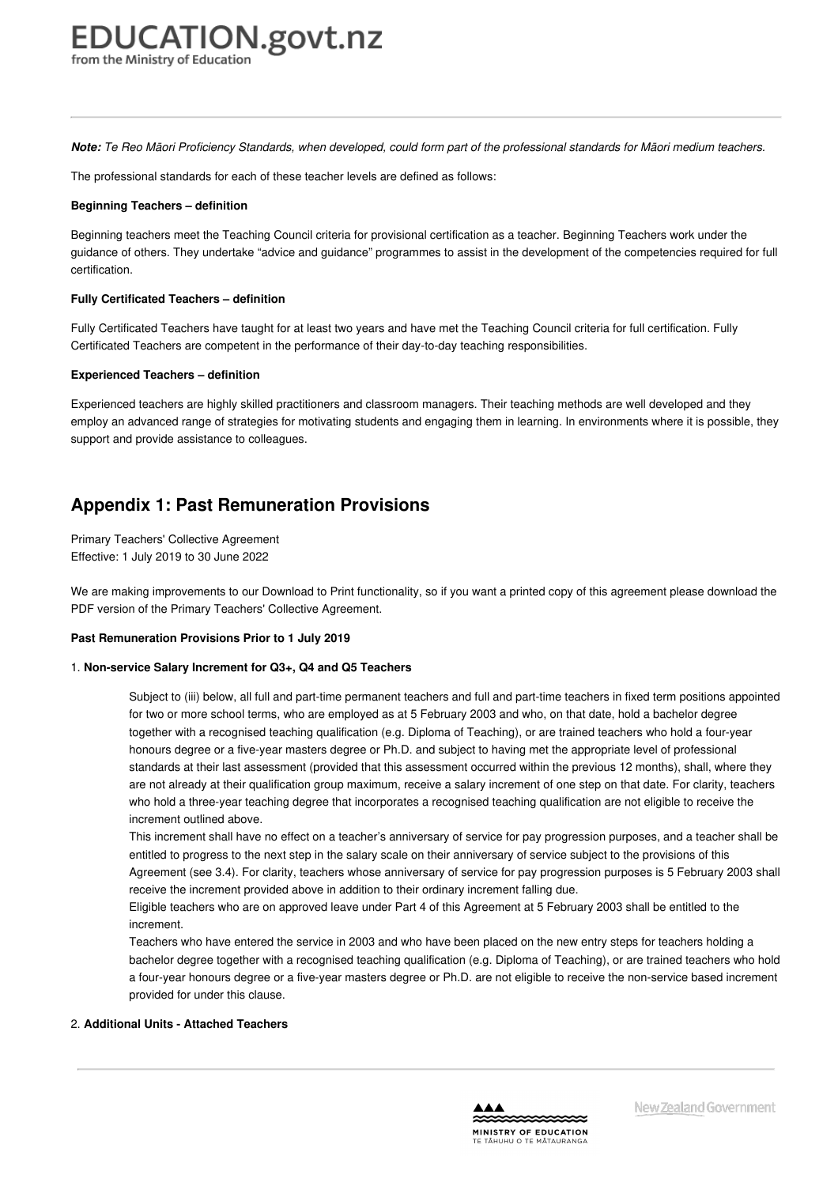***Note:*** *Te Reo Māori Proficiency Standards, when developed, could form part of the professional standards for Māori medium teachers.*

The professional standards for each of these teacher levels are defined as follows:

**Beginning Teachers – definition**

Beginning teachers meet the Teaching Council criteria for provisional certification as a teacher. Beginning Teachers work under the guidance of others. They undertake "advice and guidance" programmes to assist in the development of the competencies required for full certification.

**Fully Certificated Teachers – definition**

Fully Certificated Teachers have taught for at least two years and have met the Teaching Council criteria for full certification. Fully Certificated Teachers are competent in the performance of their day-to-day teaching responsibilities.

**Experienced Teachers – definition**

Experienced teachers are highly skilled practitioners and classroom managers. Their teaching methods are well developed and they employ an advanced range of strategies for motivating students and engaging them in learning. In environments where it is possible, they support and provide assistance to colleagues.

## Appendix 1: Past Remuneration Provisions

Primary Teachers' Collective Agreement
Effective: 1 July 2019 to 30 June 2022

We are making improvements to our Download to Print functionality, so if you want a printed copy of this agreement please download the PDF version of the Primary Teachers' Collective Agreement.

**Past Remuneration Provisions Prior to 1 July 2019**

1. **Non-service Salary Increment for Q3+, Q4 and Q5 Teachers**

   Subject to (iii) below, all full and part-time permanent teachers and full and part-time teachers in fixed term positions appointed for two or more school terms, who are employed as at 5 February 2003 and who, on that date, hold a bachelor degree together with a recognised teaching qualification (e.g. Diploma of Teaching), or are trained teachers who hold a four-year honours degree or a five-year masters degree or Ph.D. and subject to having met the appropriate level of professional standards at their last assessment (provided that this assessment occurred within the previous 12 months), shall, where they are not already at their qualification group maximum, receive a salary increment of one step on that date. For clarity, teachers who hold a three-year teaching degree that incorporates a recognised teaching qualification are not eligible to receive the increment outlined above.
   This increment shall have no effect on a teacher's anniversary of service for pay progression purposes, and a teacher shall be entitled to progress to the next step in the salary scale on their anniversary of service subject to the provisions of this Agreement (see 3.4). For clarity, teachers whose anniversary of service for pay progression purposes is 5 February 2003 shall receive the increment provided above in addition to their ordinary increment falling due.
   Eligible teachers who are on approved leave under Part 4 of this Agreement at 5 February 2003 shall be entitled to the increment.
   Teachers who have entered the service in 2003 and who have been placed on the new entry steps for teachers holding a bachelor degree together with a recognised teaching qualification (e.g. Diploma of Teaching), or are trained teachers who hold a four-year honours degree or a five-year masters degree or Ph.D. are not eligible to receive the non-service based increment provided for under this clause.

2. **Additional Units - Attached Teachers**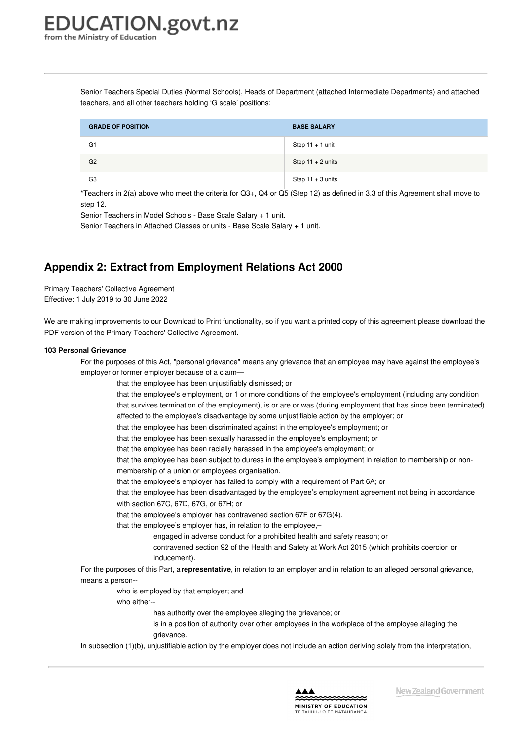Senior Teachers Special Duties (Normal Schools), Heads of Department (attached Intermediate Departments) and attached teachers, and all other teachers holding 'G scale' positions:

| GRADE OF POSITION | BASE SALARY |
| --- | --- |
| G1 | Step 11 + 1 unit |
| G2 | Step 11 + 2 units |
| G3 | Step 11 + 3 units |

*Teachers in 2(a) above who meet the criteria for Q3+, Q4 or Q5 (Step 12) as defined in 3.3 of this Agreement shall move to step 12.

Senior Teachers in Model Schools - Base Scale Salary + 1 unit.

Senior Teachers in Attached Classes or units - Base Scale Salary + 1 unit.

## Appendix 2: Extract from Employment Relations Act 2000

Primary Teachers' Collective Agreement
Effective: 1 July 2019 to 30 June 2022

We are making improvements to our Download to Print functionality, so if you want a printed copy of this agreement please download the PDF version of the Primary Teachers' Collective Agreement.

**103 Personal Grievance**

For the purposes of this Act, "personal grievance" means any grievance that an employee may have against the employee's employer or former employer because of a claim—

- that the employee has been unjustifiably dismissed; or
- that the employee's employment, or 1 or more conditions of the employee's employment (including any condition that survives termination of the employment), is or are or was (during employment that has since been terminated) affected to the employee's disadvantage by some unjustifiable action by the employer; or
- that the employee has been discriminated against in the employee's employment; or
- that the employee has been sexually harassed in the employee's employment; or
- that the employee has been racially harassed in the employee's employment; or
- that the employee has been subject to duress in the employee's employment in relation to membership or non-membership of a union or employees organisation.
- that the employee's employer has failed to comply with a requirement of Part 6A; or
- that the employee has been disadvantaged by the employee's employment agreement not being in accordance with section 67C, 67D, 67G, or 67H; or
- that the employee's employer has contravened section 67F or 67G(4).
- that the employee's employer has, in relation to the employee,–
  - engaged in adverse conduct for a prohibited health and safety reason; or
  - contravened section 92 of the Health and Safety at Work Act 2015 (which prohibits coercion or inducement).

For the purposes of this Part, a **representative**, in relation to an employer and in relation to an alleged personal grievance, means a person--

- who is employed by that employer; and
- who either--
  - has authority over the employee alleging the grievance; or
  - is in a position of authority over other employees in the workplace of the employee alleging the grievance.

In subsection (1)(b), unjustifiable action by the employer does not include an action deriving solely from the interpretation,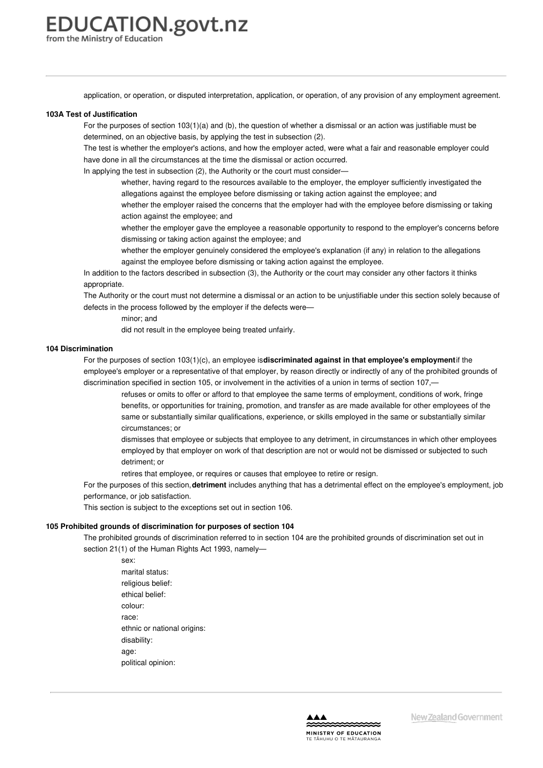application, or operation, or disputed interpretation, application, or operation, of any provision of any employment agreement.

**103A Test of Justification**

For the purposes of section 103(1)(a) and (b), the question of whether a dismissal or an action was justifiable must be determined, on an objective basis, by applying the test in subsection (2).

The test is whether the employer's actions, and how the employer acted, were what a fair and reasonable employer could have done in all the circumstances at the time the dismissal or action occurred.

In applying the test in subsection (2), the Authority or the court must consider—

whether, having regard to the resources available to the employer, the employer sufficiently investigated the allegations against the employee before dismissing or taking action against the employee; and

whether the employer raised the concerns that the employer had with the employee before dismissing or taking action against the employee; and

whether the employer gave the employee a reasonable opportunity to respond to the employer's concerns before dismissing or taking action against the employee; and

whether the employer genuinely considered the employee's explanation (if any) in relation to the allegations against the employee before dismissing or taking action against the employee.

In addition to the factors described in subsection (3), the Authority or the court may consider any other factors it thinks appropriate.

The Authority or the court must not determine a dismissal or an action to be unjustifiable under this section solely because of defects in the process followed by the employer if the defects were—

minor; and

did not result in the employee being treated unfairly.

**104 Discrimination**

For the purposes of section 103(1)(c), an employee is **discriminated against in that employee's employment** if the employee's employer or a representative of that employer, by reason directly or indirectly of any of the prohibited grounds of discrimination specified in section 105, or involvement in the activities of a union in terms of section 107,—

refuses or omits to offer or afford to that employee the same terms of employment, conditions of work, fringe benefits, or opportunities for training, promotion, and transfer as are made available for other employees of the same or substantially similar qualifications, experience, or skills employed in the same or substantially similar circumstances; or

dismisses that employee or subjects that employee to any detriment, in circumstances in which other employees employed by that employer on work of that description are not or would not be dismissed or subjected to such detriment; or

retires that employee, or requires or causes that employee to retire or resign.

For the purposes of this section, **detriment** includes anything that has a detrimental effect on the employee's employment, job performance, or job satisfaction.

This section is subject to the exceptions set out in section 106.

**105 Prohibited grounds of discrimination for purposes of section 104**

The prohibited grounds of discrimination referred to in section 104 are the prohibited grounds of discrimination set out in section 21(1) of the Human Rights Act 1993, namely—

sex:

marital status:

religious belief:

ethical belief:

colour:

race:

ethnic or national origins:

disability:

age:

political opinion: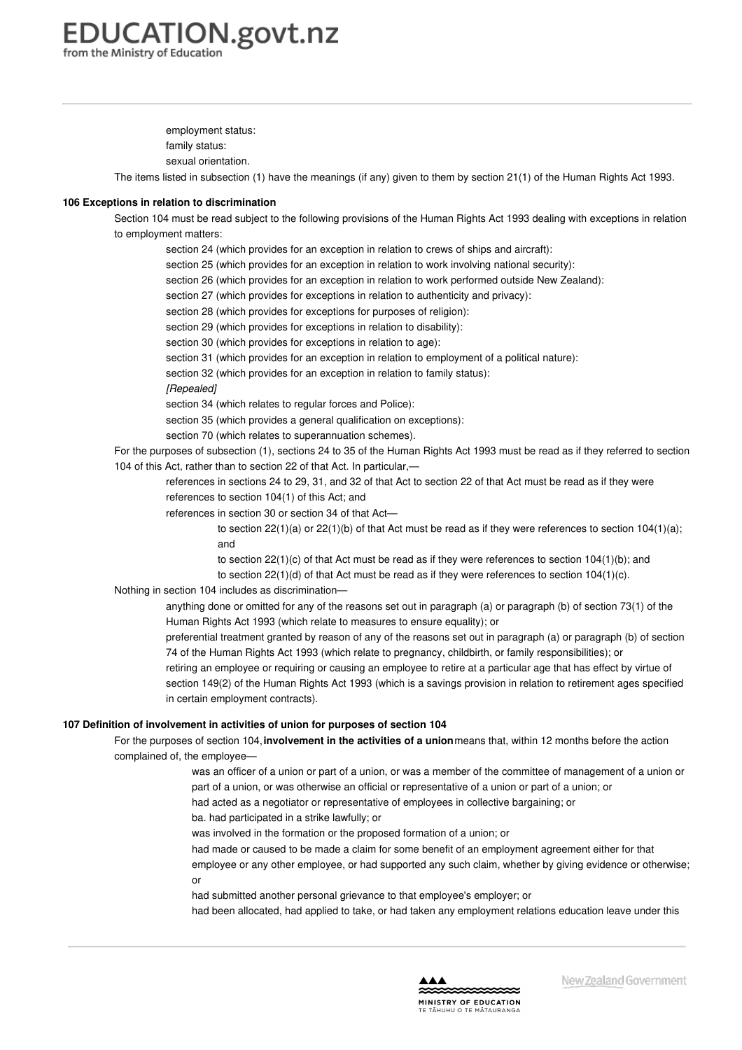employment status:

family status:

sexual orientation.

The items listed in subsection (1) have the meanings (if any) given to them by section 21(1) of the Human Rights Act 1993.

**106 Exceptions in relation to discrimination**

Section 104 must be read subject to the following provisions of the Human Rights Act 1993 dealing with exceptions in relation to employment matters:

section 24 (which provides for an exception in relation to crews of ships and aircraft):

section 25 (which provides for an exception in relation to work involving national security):

section 26 (which provides for an exception in relation to work performed outside New Zealand):

section 27 (which provides for exceptions in relation to authenticity and privacy):

section 28 (which provides for exceptions for purposes of religion):

section 29 (which provides for exceptions in relation to disability):

section 30 (which provides for exceptions in relation to age):

section 31 (which provides for an exception in relation to employment of a political nature):

section 32 (which provides for an exception in relation to family status):

*[Repealed]*

section 34 (which relates to regular forces and Police):

section 35 (which provides a general qualification on exceptions):

section 70 (which relates to superannuation schemes).

For the purposes of subsection (1), sections 24 to 35 of the Human Rights Act 1993 must be read as if they referred to section 104 of this Act, rather than to section 22 of that Act. In particular,—

references in sections 24 to 29, 31, and 32 of that Act to section 22 of that Act must be read as if they were references to section 104(1) of this Act; and

references in section 30 or section 34 of that Act—

to section 22(1)(a) or 22(1)(b) of that Act must be read as if they were references to section 104(1)(a); and

to section 22(1)(c) of that Act must be read as if they were references to section 104(1)(b); and

to section 22(1)(d) of that Act must be read as if they were references to section 104(1)(c).

Nothing in section 104 includes as discrimination—

anything done or omitted for any of the reasons set out in paragraph (a) or paragraph (b) of section 73(1) of the Human Rights Act 1993 (which relate to measures to ensure equality); or

preferential treatment granted by reason of any of the reasons set out in paragraph (a) or paragraph (b) of section 74 of the Human Rights Act 1993 (which relate to pregnancy, childbirth, or family responsibilities); or

retiring an employee or requiring or causing an employee to retire at a particular age that has effect by virtue of section 149(2) of the Human Rights Act 1993 (which is a savings provision in relation to retirement ages specified in certain employment contracts).

**107 Definition of involvement in activities of union for purposes of section 104**

For the purposes of section 104, **involvement in the activities of a union** means that, within 12 months before the action complained of, the employee—

was an officer of a union or part of a union, or was a member of the committee of management of a union or part of a union, or was otherwise an official or representative of a union or part of a union; or

had acted as a negotiator or representative of employees in collective bargaining; or

ba. had participated in a strike lawfully; or

was involved in the formation or the proposed formation of a union; or

had made or caused to be made a claim for some benefit of an employment agreement either for that employee or any other employee, or had supported any such claim, whether by giving evidence or otherwise; or

had submitted another personal grievance to that employee's employer; or

had been allocated, had applied to take, or had taken any employment relations education leave under this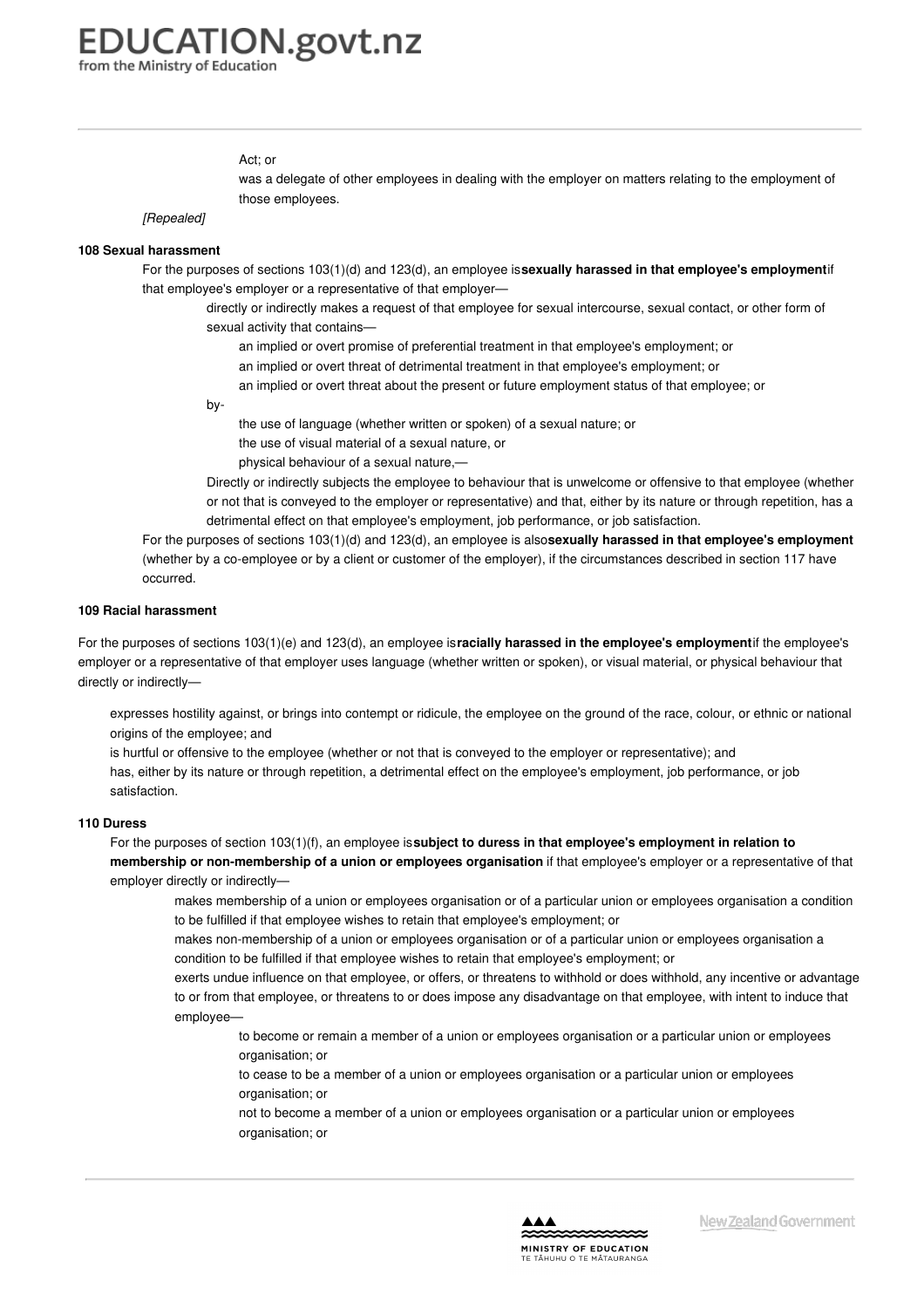Act; or

was a delegate of other employees in dealing with the employer on matters relating to the employment of those employees.

*[Repealed]*

**108 Sexual harassment**

For the purposes of sections 103(1)(d) and 123(d), an employee is **sexually harassed in that employee's employment** if that employee's employer or a representative of that employer—

directly or indirectly makes a request of that employee for sexual intercourse, sexual contact, or other form of sexual activity that contains—

an implied or overt promise of preferential treatment in that employee's employment; or

an implied or overt threat of detrimental treatment in that employee's employment; or

an implied or overt threat about the present or future employment status of that employee; or

by-

the use of language (whether written or spoken) of a sexual nature; or

the use of visual material of a sexual nature, or

physical behaviour of a sexual nature,—

Directly or indirectly subjects the employee to behaviour that is unwelcome or offensive to that employee (whether or not that is conveyed to the employer or representative) and that, either by its nature or through repetition, has a detrimental effect on that employee's employment, job performance, or job satisfaction.

For the purposes of sections 103(1)(d) and 123(d), an employee is also **sexually harassed in that employee's employment** (whether by a co-employee or by a client or customer of the employer), if the circumstances described in section 117 have occurred.

**109 Racial harassment**

For the purposes of sections 103(1)(e) and 123(d), an employee is **racially harassed in the employee's employment** if the employee's employer or a representative of that employer uses language (whether written or spoken), or visual material, or physical behaviour that directly or indirectly—

expresses hostility against, or brings into contempt or ridicule, the employee on the ground of the race, colour, or ethnic or national origins of the employee; and

is hurtful or offensive to the employee (whether or not that is conveyed to the employer or representative); and

has, either by its nature or through repetition, a detrimental effect on the employee's employment, job performance, or job satisfaction.

**110 Duress**

For the purposes of section 103(1)(f), an employee is **subject to duress in that employee's employment in relation to membership or non-membership of a union or employees organisation** if that employee's employer or a representative of that employer directly or indirectly—

makes membership of a union or employees organisation or of a particular union or employees organisation a condition to be fulfilled if that employee wishes to retain that employee's employment; or

makes non-membership of a union or employees organisation or of a particular union or employees organisation a condition to be fulfilled if that employee wishes to retain that employee's employment; or

exerts undue influence on that employee, or offers, or threatens to withhold or does withhold, any incentive or advantage to or from that employee, or threatens to or does impose any disadvantage on that employee, with intent to induce that employee—

to become or remain a member of a union or employees organisation or a particular union or employees organisation; or

to cease to be a member of a union or employees organisation or a particular union or employees organisation; or

not to become a member of a union or employees organisation or a particular union or employees organisation; or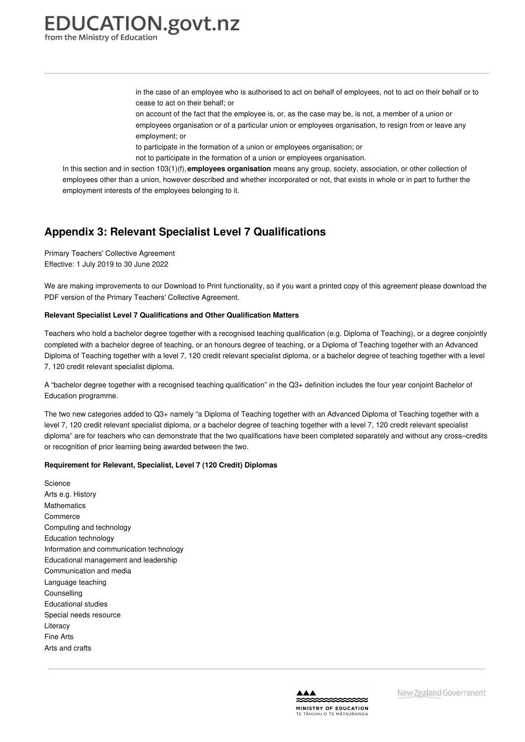in the case of an employee who is authorised to act on behalf of employees, not to act on their behalf or to cease to act on their behalf; or

on account of the fact that the employee is, or, as the case may be, is not, a member of a union or employees organisation or of a particular union or employees organisation, to resign from or leave any employment; or

to participate in the formation of a union or employees organisation; or

not to participate in the formation of a union or employees organisation.

In this section and in section 103(1)(f), **employees organisation** means any group, society, association, or other collection of employees other than a union, however described and whether incorporated or not, that exists in whole or in part to further the employment interests of the employees belonging to it.

## Appendix 3: Relevant Specialist Level 7 Qualifications

Primary Teachers' Collective Agreement
Effective: 1 July 2019 to 30 June 2022

We are making improvements to our Download to Print functionality, so if you want a printed copy of this agreement please download the PDF version of the Primary Teachers' Collective Agreement.

**Relevant Specialist Level 7 Qualifications and Other Qualification Matters**

Teachers who hold a bachelor degree together with a recognised teaching qualification (e.g. Diploma of Teaching), or a degree conjointly completed with a bachelor degree of teaching, or an honours degree of teaching, or a Diploma of Teaching together with an Advanced Diploma of Teaching together with a level 7, 120 credit relevant specialist diploma, or a bachelor degree of teaching together with a level 7, 120 credit relevant specialist diploma.

A "bachelor degree together with a recognised teaching qualification" in the Q3+ definition includes the four year conjoint Bachelor of Education programme.

The two new categories added to Q3+ namely "a Diploma of Teaching together with an Advanced Diploma of Teaching together with a level 7, 120 credit relevant specialist diploma, or a bachelor degree of teaching together with a level 7, 120 credit relevant specialist diploma" are for teachers who can demonstrate that the two qualifications have been completed separately and without any cross–credits or recognition of prior learning being awarded between the two.

**Requirement for Relevant, Specialist, Level 7 (120 Credit) Diplomas**

Science
Arts e.g. History
Mathematics
Commerce
Computing and technology
Education technology
Information and communication technology
Educational management and leadership
Communication and media
Language teaching
Counselling
Educational studies
Special needs resource
Literacy
Fine Arts
Arts and crafts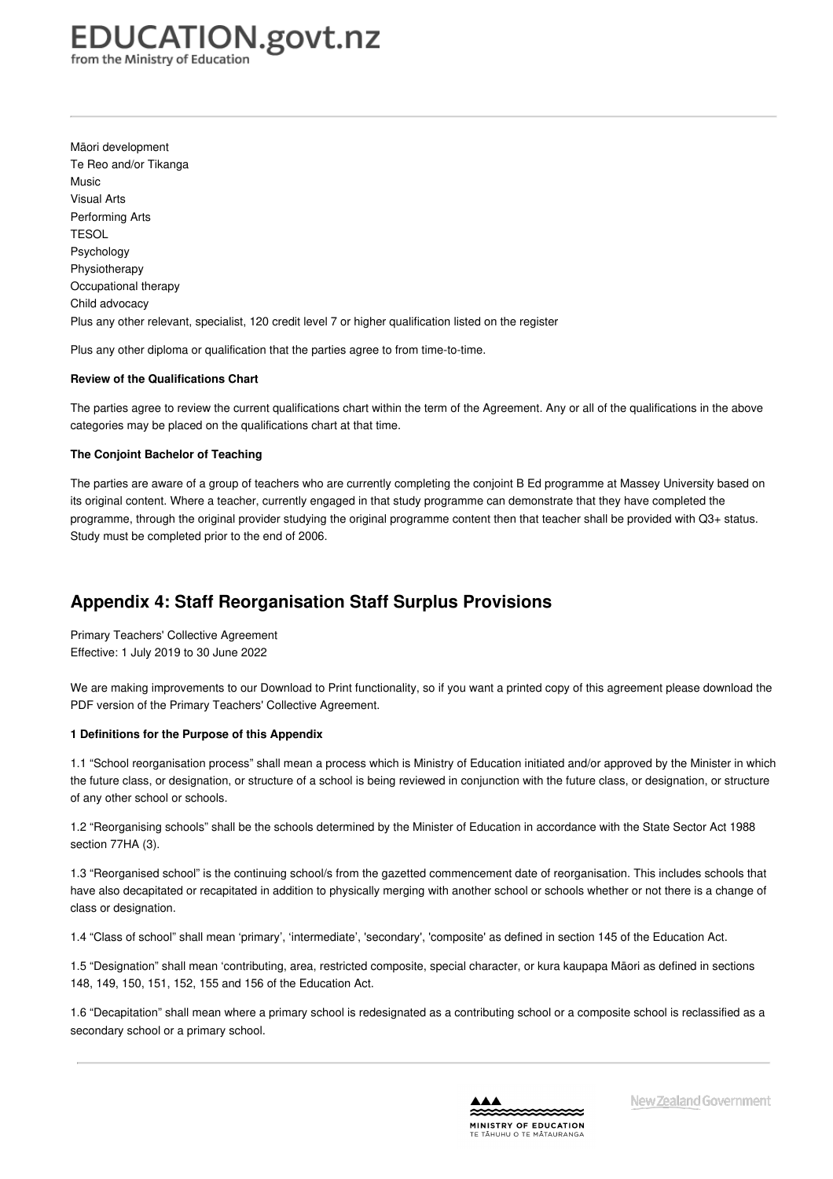Māori development
Te Reo and/or Tikanga
Music
Visual Arts
Performing Arts
TESOL
Psychology
Physiotherapy
Occupational therapy
Child advocacy
Plus any other relevant, specialist, 120 credit level 7 or higher qualification listed on the register

Plus any other diploma or qualification that the parties agree to from time-to-time.

**Review of the Qualifications Chart**

The parties agree to review the current qualifications chart within the term of the Agreement. Any or all of the qualifications in the above categories may be placed on the qualifications chart at that time.

**The Conjoint Bachelor of Teaching**

The parties are aware of a group of teachers who are currently completing the conjoint B Ed programme at Massey University based on its original content. Where a teacher, currently engaged in that study programme can demonstrate that they have completed the programme, through the original provider studying the original programme content then that teacher shall be provided with Q3+ status. Study must be completed prior to the end of 2006.

## Appendix 4: Staff Reorganisation Staff Surplus Provisions

Primary Teachers' Collective Agreement
Effective: 1 July 2019 to 30 June 2022

We are making improvements to our Download to Print functionality, so if you want a printed copy of this agreement please download the PDF version of the Primary Teachers' Collective Agreement.

**1 Definitions for the Purpose of this Appendix**

1.1 "School reorganisation process" shall mean a process which is Ministry of Education initiated and/or approved by the Minister in which the future class, or designation, or structure of a school is being reviewed in conjunction with the future class, or designation, or structure of any other school or schools.

1.2 "Reorganising schools" shall be the schools determined by the Minister of Education in accordance with the State Sector Act 1988 section 77HA (3).

1.3 "Reorganised school" is the continuing school/s from the gazetted commencement date of reorganisation. This includes schools that have also decapitated or recapitated in addition to physically merging with another school or schools whether or not there is a change of class or designation.

1.4 "Class of school" shall mean 'primary', 'intermediate', 'secondary', 'composite' as defined in section 145 of the Education Act.

1.5 "Designation" shall mean 'contributing, area, restricted composite, special character, or kura kaupapa Māori as defined in sections 148, 149, 150, 151, 152, 155 and 156 of the Education Act.

1.6 "Decapitation" shall mean where a primary school is redesignated as a contributing school or a composite school is reclassified as a secondary school or a primary school.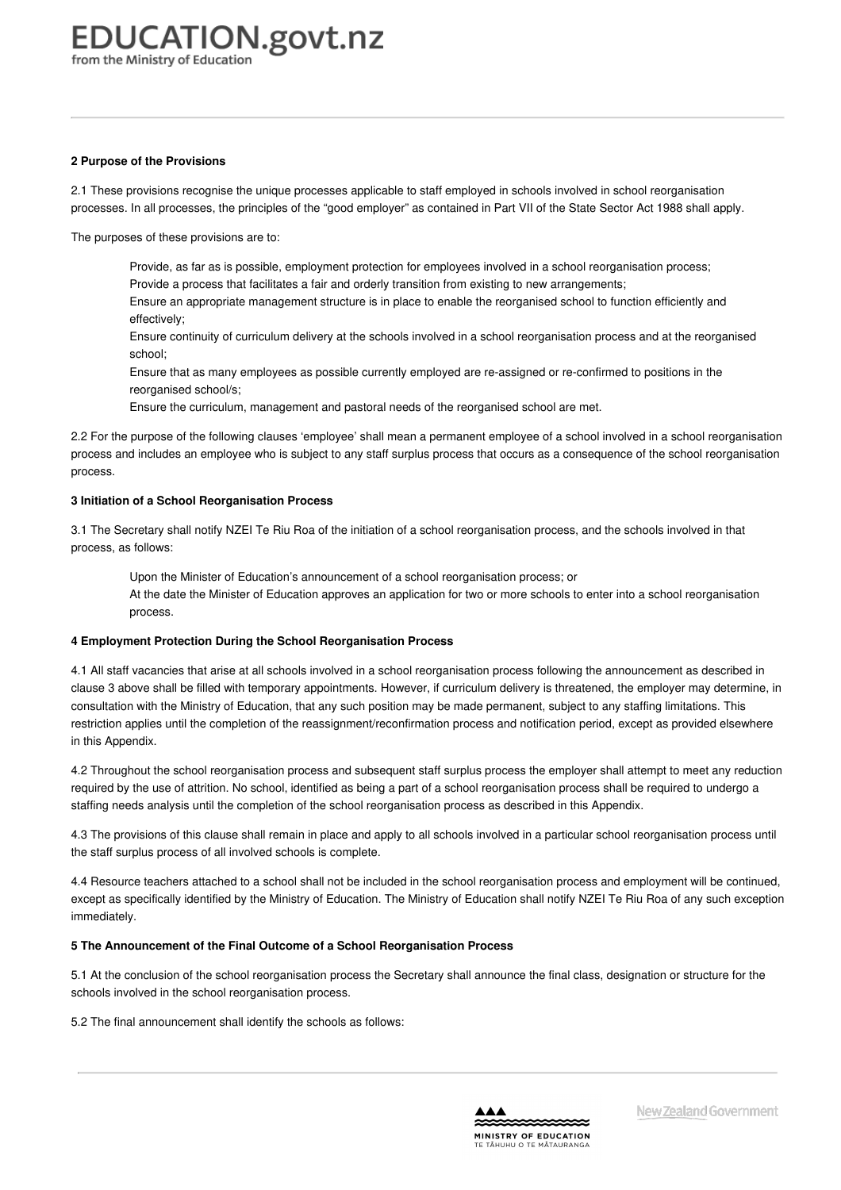#### 2 Purpose of the Provisions

2.1 These provisions recognise the unique processes applicable to staff employed in schools involved in school reorganisation processes. In all processes, the principles of the “good employer” as contained in Part VII of the State Sector Act 1988 shall apply.

The purposes of these provisions are to:

- Provide, as far as is possible, employment protection for employees involved in a school reorganisation process;
- Provide a process that facilitates a fair and orderly transition from existing to new arrangements;
- Ensure an appropriate management structure is in place to enable the reorganised school to function efficiently and effectively;
- Ensure continuity of curriculum delivery at the schools involved in a school reorganisation process and at the reorganised school;
- Ensure that as many employees as possible currently employed are re-assigned or re-confirmed to positions in the reorganised school/s;
- Ensure the curriculum, management and pastoral needs of the reorganised school are met.

2.2 For the purpose of the following clauses ‘employee’ shall mean a permanent employee of a school involved in a school reorganisation process and includes an employee who is subject to any staff surplus process that occurs as a consequence of the school reorganisation process.

#### 3 Initiation of a School Reorganisation Process

3.1 The Secretary shall notify NZEI Te Riu Roa of the initiation of a school reorganisation process, and the schools involved in that process, as follows:

- Upon the Minister of Education’s announcement of a school reorganisation process; or
- At the date the Minister of Education approves an application for two or more schools to enter into a school reorganisation process.

#### 4 Employment Protection During the School Reorganisation Process

4.1 All staff vacancies that arise at all schools involved in a school reorganisation process following the announcement as described in clause 3 above shall be filled with temporary appointments. However, if curriculum delivery is threatened, the employer may determine, in consultation with the Ministry of Education, that any such position may be made permanent, subject to any staffing limitations. This restriction applies until the completion of the reassignment/reconfirmation process and notification period, except as provided elsewhere in this Appendix.

4.2 Throughout the school reorganisation process and subsequent staff surplus process the employer shall attempt to meet any reduction required by the use of attrition. No school, identified as being a part of a school reorganisation process shall be required to undergo a staffing needs analysis until the completion of the school reorganisation process as described in this Appendix.

4.3 The provisions of this clause shall remain in place and apply to all schools involved in a particular school reorganisation process until the staff surplus process of all involved schools is complete.

4.4 Resource teachers attached to a school shall not be included in the school reorganisation process and employment will be continued, except as specifically identified by the Ministry of Education. The Ministry of Education shall notify NZEI Te Riu Roa of any such exception immediately.

#### 5 The Announcement of the Final Outcome of a School Reorganisation Process

5.1 At the conclusion of the school reorganisation process the Secretary shall announce the final class, designation or structure for the schools involved in the school reorganisation process.

5.2 The final announcement shall identify the schools as follows: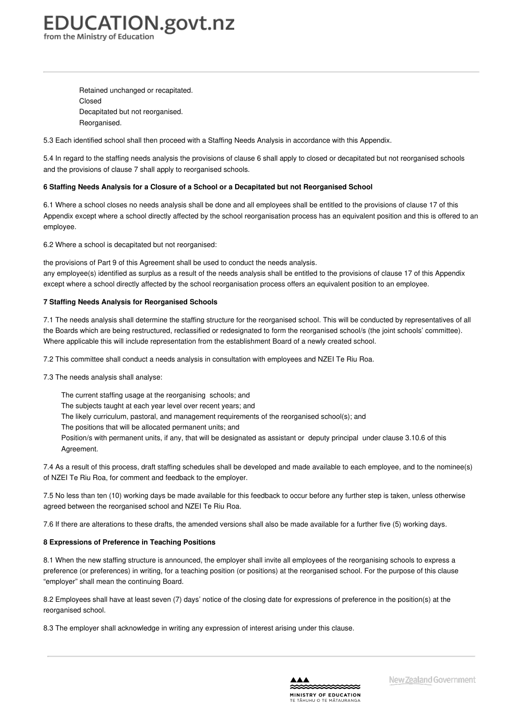- Retained unchanged or recapitated.
- Closed
- Decapitated but not reorganised.
- Reorganised.

5.3 Each identified school shall then proceed with a Staffing Needs Analysis in accordance with this Appendix.

5.4 In regard to the staffing needs analysis the provisions of clause 6 shall apply to closed or decapitated but not reorganised schools and the provisions of clause 7 shall apply to reorganised schools.

**6 Staffing Needs Analysis for a Closure of a School or a Decapitated but not Reorganised School**

6.1 Where a school closes no needs analysis shall be done and all employees shall be entitled to the provisions of clause 17 of this Appendix except where a school directly affected by the school reorganisation process has an equivalent position and this is offered to an employee.

6.2 Where a school is decapitated but not reorganised:

- the provisions of Part 9 of this Agreement shall be used to conduct the needs analysis.
- any employee(s) identified as surplus as a result of the needs analysis shall be entitled to the provisions of clause 17 of this Appendix except where a school directly affected by the school reorganisation process offers an equivalent position to an employee.

**7 Staffing Needs Analysis for Reorganised Schools**

7.1 The needs analysis shall determine the staffing structure for the reorganised school. This will be conducted by representatives of all the Boards which are being restructured, reclassified or redesignated to form the reorganised school/s (the joint schools' committee). Where applicable this will include representation from the establishment Board of a newly created school.

7.2 This committee shall conduct a needs analysis in consultation with employees and NZEI Te Riu Roa.

7.3 The needs analysis shall analyse:

- The current staffing usage at the reorganising schools; and
- The subjects taught at each year level over recent years; and
- The likely curriculum, pastoral, and management requirements of the reorganised school(s); and
- The positions that will be allocated permanent units; and
- Position/s with permanent units, if any, that will be designated as assistant or deputy principal under clause 3.10.6 of this Agreement.

7.4 As a result of this process, draft staffing schedules shall be developed and made available to each employee, and to the nominee(s) of NZEI Te Riu Roa, for comment and feedback to the employer.

7.5 No less than ten (10) working days be made available for this feedback to occur before any further step is taken, unless otherwise agreed between the reorganised school and NZEI Te Riu Roa.

7.6 If there are alterations to these drafts, the amended versions shall also be made available for a further five (5) working days.

**8 Expressions of Preference in Teaching Positions**

8.1 When the new staffing structure is announced, the employer shall invite all employees of the reorganising schools to express a preference (or preferences) in writing, for a teaching position (or positions) at the reorganised school. For the purpose of this clause "employer" shall mean the continuing Board.

8.2 Employees shall have at least seven (7) days' notice of the closing date for expressions of preference in the position(s) at the reorganised school.

8.3 The employer shall acknowledge in writing any expression of interest arising under this clause.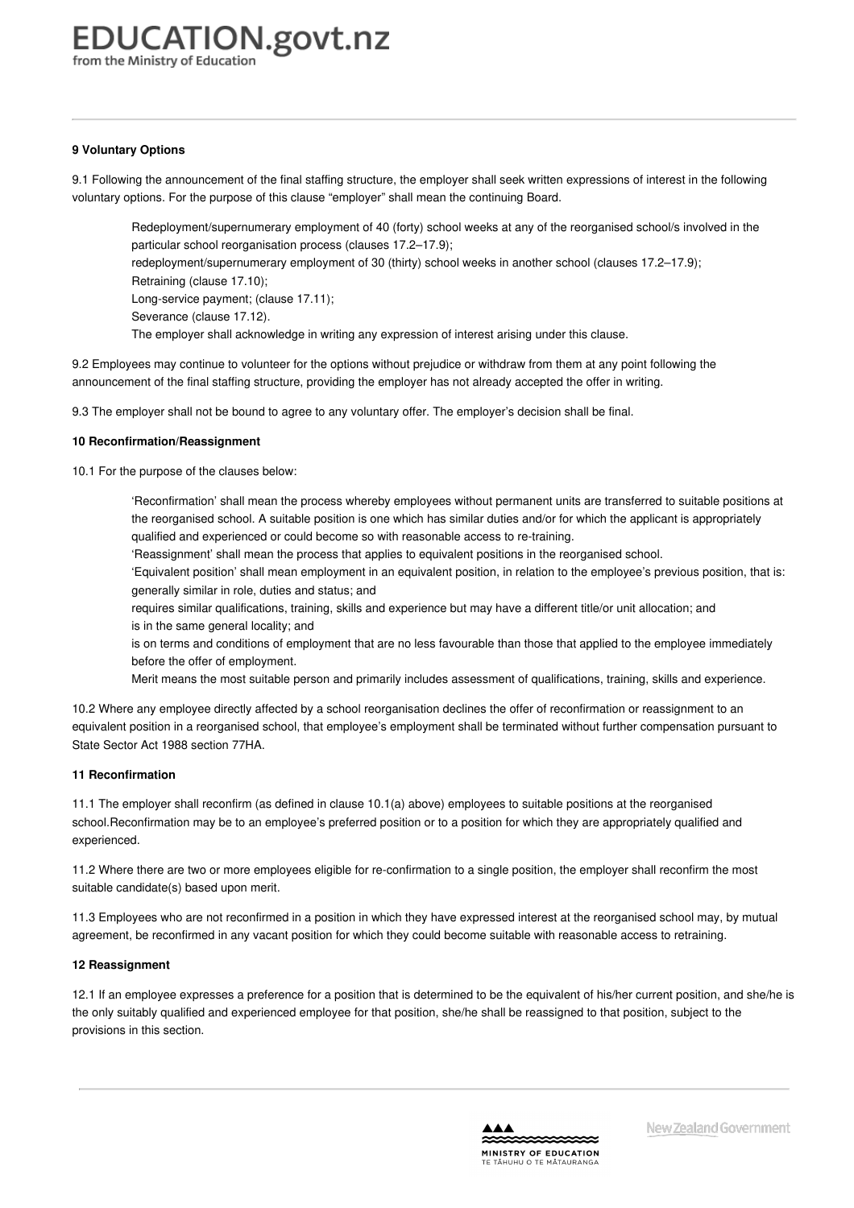**9 Voluntary Options**

9.1 Following the announcement of the final staffing structure, the employer shall seek written expressions of interest in the following voluntary options. For the purpose of this clause "employer" shall mean the continuing Board.

> Redeployment/supernumerary employment of 40 (forty) school weeks at any of the reorganised school/s involved in the particular school reorganisation process (clauses 17.2–17.9);
> redeployment/supernumerary employment of 30 (thirty) school weeks in another school (clauses 17.2–17.9);
> Retraining (clause 17.10);
> Long-service payment; (clause 17.11);
> Severance (clause 17.12).
> The employer shall acknowledge in writing any expression of interest arising under this clause.

9.2 Employees may continue to volunteer for the options without prejudice or withdraw from them at any point following the announcement of the final staffing structure, providing the employer has not already accepted the offer in writing.

9.3 The employer shall not be bound to agree to any voluntary offer. The employer's decision shall be final.

**10 Reconfirmation/Reassignment**

10.1 For the purpose of the clauses below:

> 'Reconfirmation' shall mean the process whereby employees without permanent units are transferred to suitable positions at the reorganised school. A suitable position is one which has similar duties and/or for which the applicant is appropriately qualified and experienced or could become so with reasonable access to re-training.
> 'Reassignment' shall mean the process that applies to equivalent positions in the reorganised school.
> 'Equivalent position' shall mean employment in an equivalent position, in relation to the employee's previous position, that is:
> generally similar in role, duties and status; and
> requires similar qualifications, training, skills and experience but may have a different title/or unit allocation; and
> is in the same general locality; and
> is on terms and conditions of employment that are no less favourable than those that applied to the employee immediately before the offer of employment.
> Merit means the most suitable person and primarily includes assessment of qualifications, training, skills and experience.

10.2 Where any employee directly affected by a school reorganisation declines the offer of reconfirmation or reassignment to an equivalent position in a reorganised school, that employee's employment shall be terminated without further compensation pursuant to State Sector Act 1988 section 77HA.

**11 Reconfirmation**

11.1 The employer shall reconfirm (as defined in clause 10.1(a) above) employees to suitable positions at the reorganised school.Reconfirmation may be to an employee's preferred position or to a position for which they are appropriately qualified and experienced.

11.2 Where there are two or more employees eligible for re-confirmation to a single position, the employer shall reconfirm the most suitable candidate(s) based upon merit.

11.3 Employees who are not reconfirmed in a position in which they have expressed interest at the reorganised school may, by mutual agreement, be reconfirmed in any vacant position for which they could become suitable with reasonable access to retraining.

**12 Reassignment**

12.1 If an employee expresses a preference for a position that is determined to be the equivalent of his/her current position, and she/he is the only suitably qualified and experienced employee for that position, she/he shall be reassigned to that position, subject to the provisions in this section.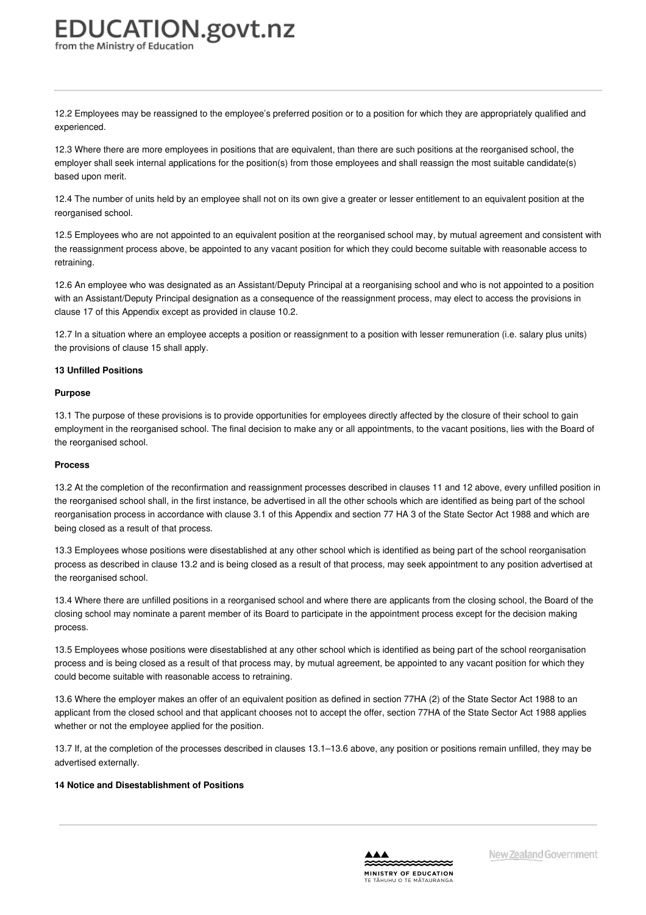12.2 Employees may be reassigned to the employee's preferred position or to a position for which they are appropriately qualified and experienced.

12.3 Where there are more employees in positions that are equivalent, than there are such positions at the reorganised school, the employer shall seek internal applications for the position(s) from those employees and shall reassign the most suitable candidate(s) based upon merit.

12.4 The number of units held by an employee shall not on its own give a greater or lesser entitlement to an equivalent position at the reorganised school.

12.5 Employees who are not appointed to an equivalent position at the reorganised school may, by mutual agreement and consistent with the reassignment process above, be appointed to any vacant position for which they could become suitable with reasonable access to retraining.

12.6 An employee who was designated as an Assistant/Deputy Principal at a reorganising school and who is not appointed to a position with an Assistant/Deputy Principal designation as a consequence of the reassignment process, may elect to access the provisions in clause 17 of this Appendix except as provided in clause 10.2.

12.7 In a situation where an employee accepts a position or reassignment to a position with lesser remuneration (i.e. salary plus units) the provisions of clause 15 shall apply.

**13 Unfilled Positions**

**Purpose**

13.1 The purpose of these provisions is to provide opportunities for employees directly affected by the closure of their school to gain employment in the reorganised school. The final decision to make any or all appointments, to the vacant positions, lies with the Board of the reorganised school.

**Process**

13.2 At the completion of the reconfirmation and reassignment processes described in clauses 11 and 12 above, every unfilled position in the reorganised school shall, in the first instance, be advertised in all the other schools which are identified as being part of the school reorganisation process in accordance with clause 3.1 of this Appendix and section 77 HA 3 of the State Sector Act 1988 and which are being closed as a result of that process.

13.3 Employees whose positions were disestablished at any other school which is identified as being part of the school reorganisation process as described in clause 13.2 and is being closed as a result of that process, may seek appointment to any position advertised at the reorganised school.

13.4 Where there are unfilled positions in a reorganised school and where there are applicants from the closing school, the Board of the closing school may nominate a parent member of its Board to participate in the appointment process except for the decision making process.

13.5 Employees whose positions were disestablished at any other school which is identified as being part of the school reorganisation process and is being closed as a result of that process may, by mutual agreement, be appointed to any vacant position for which they could become suitable with reasonable access to retraining.

13.6 Where the employer makes an offer of an equivalent position as defined in section 77HA (2) of the State Sector Act 1988 to an applicant from the closed school and that applicant chooses not to accept the offer, section 77HA of the State Sector Act 1988 applies whether or not the employee applied for the position.

13.7 If, at the completion of the processes described in clauses 13.1–13.6 above, any position or positions remain unfilled, they may be advertised externally.

**14 Notice and Disestablishment of Positions**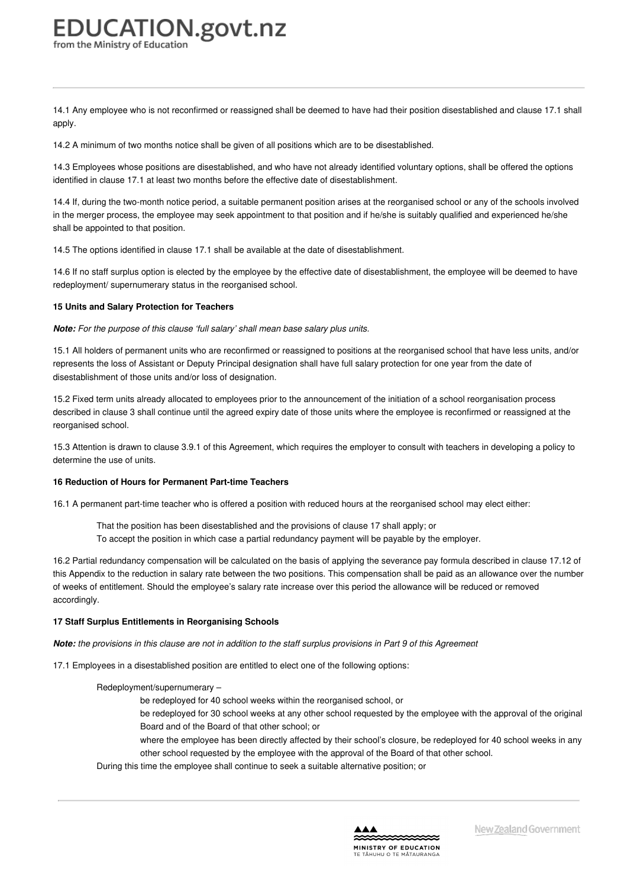14.1 Any employee who is not reconfirmed or reassigned shall be deemed to have had their position disestablished and clause 17.1 shall apply.

14.2 A minimum of two months notice shall be given of all positions which are to be disestablished.

14.3 Employees whose positions are disestablished, and who have not already identified voluntary options, shall be offered the options identified in clause 17.1 at least two months before the effective date of disestablishment.

14.4 If, during the two-month notice period, a suitable permanent position arises at the reorganised school or any of the schools involved in the merger process, the employee may seek appointment to that position and if he/she is suitably qualified and experienced he/she shall be appointed to that position.

14.5 The options identified in clause 17.1 shall be available at the date of disestablishment.

14.6 If no staff surplus option is elected by the employee by the effective date of disestablishment, the employee will be deemed to have redeployment/ supernumerary status in the reorganised school.

**15 Units and Salary Protection for Teachers**

***Note:*** *For the purpose of this clause 'full salary' shall mean base salary plus units.*

15.1 All holders of permanent units who are reconfirmed or reassigned to positions at the reorganised school that have less units, and/or represents the loss of Assistant or Deputy Principal designation shall have full salary protection for one year from the date of disestablishment of those units and/or loss of designation.

15.2 Fixed term units already allocated to employees prior to the announcement of the initiation of a school reorganisation process described in clause 3 shall continue until the agreed expiry date of those units where the employee is reconfirmed or reassigned at the reorganised school.

15.3 Attention is drawn to clause 3.9.1 of this Agreement, which requires the employer to consult with teachers in developing a policy to determine the use of units.

**16 Reduction of Hours for Permanent Part-time Teachers**

16.1 A permanent part-time teacher who is offered a position with reduced hours at the reorganised school may elect either:

- That the position has been disestablished and the provisions of clause 17 shall apply; or
- To accept the position in which case a partial redundancy payment will be payable by the employer.

16.2 Partial redundancy compensation will be calculated on the basis of applying the severance pay formula described in clause 17.12 of this Appendix to the reduction in salary rate between the two positions. This compensation shall be paid as an allowance over the number of weeks of entitlement. Should the employee's salary rate increase over this period the allowance will be reduced or removed accordingly.

**17 Staff Surplus Entitlements in Reorganising Schools**

***Note:*** *the provisions in this clause are not in addition to the staff surplus provisions in Part 9 of this Agreement*

17.1 Employees in a disestablished position are entitled to elect one of the following options:

- Redeployment/supernumerary –
  - be redeployed for 40 school weeks within the reorganised school, or
  - be redeployed for 30 school weeks at any other school requested by the employee with the approval of the original Board and of the Board of that other school; or
  - where the employee has been directly affected by their school's closure, be redeployed for 40 school weeks in any other school requested by the employee with the approval of the Board of that other school.

  During this time the employee shall continue to seek a suitable alternative position; or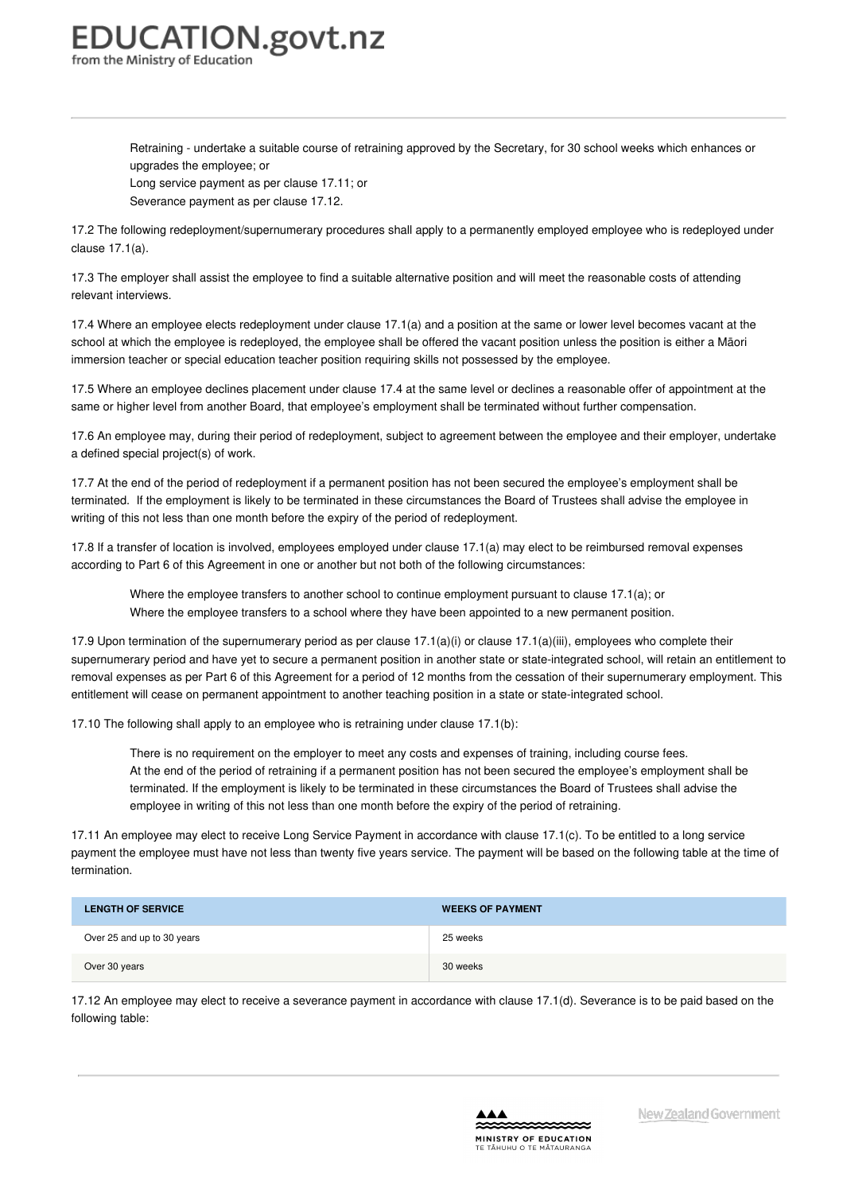Retraining - undertake a suitable course of retraining approved by the Secretary, for 30 school weeks which enhances or upgrades the employee; or
Long service payment as per clause 17.11; or
Severance payment as per clause 17.12.

17.2 The following redeployment/supernumerary procedures shall apply to a permanently employed employee who is redeployed under clause 17.1(a).

17.3 The employer shall assist the employee to find a suitable alternative position and will meet the reasonable costs of attending relevant interviews.

17.4 Where an employee elects redeployment under clause 17.1(a) and a position at the same or lower level becomes vacant at the school at which the employee is redeployed, the employee shall be offered the vacant position unless the position is either a Māori immersion teacher or special education teacher position requiring skills not possessed by the employee.

17.5 Where an employee declines placement under clause 17.4 at the same level or declines a reasonable offer of appointment at the same or higher level from another Board, that employee's employment shall be terminated without further compensation.

17.6 An employee may, during their period of redeployment, subject to agreement between the employee and their employer, undertake a defined special project(s) of work.

17.7 At the end of the period of redeployment if a permanent position has not been secured the employee's employment shall be terminated. If the employment is likely to be terminated in these circumstances the Board of Trustees shall advise the employee in writing of this not less than one month before the expiry of the period of redeployment.

17.8 If a transfer of location is involved, employees employed under clause 17.1(a) may elect to be reimbursed removal expenses according to Part 6 of this Agreement in one or another but not both of the following circumstances:

Where the employee transfers to another school to continue employment pursuant to clause 17.1(a); or
Where the employee transfers to a school where they have been appointed to a new permanent position.

17.9 Upon termination of the supernumerary period as per clause 17.1(a)(i) or clause 17.1(a)(iii), employees who complete their supernumerary period and have yet to secure a permanent position in another state or state-integrated school, will retain an entitlement to removal expenses as per Part 6 of this Agreement for a period of 12 months from the cessation of their supernumerary employment. This entitlement will cease on permanent appointment to another teaching position in a state or state-integrated school.

17.10 The following shall apply to an employee who is retraining under clause 17.1(b):

There is no requirement on the employer to meet any costs and expenses of training, including course fees.
At the end of the period of retraining if a permanent position has not been secured the employee's employment shall be terminated. If the employment is likely to be terminated in these circumstances the Board of Trustees shall advise the employee in writing of this not less than one month before the expiry of the period of retraining.

17.11 An employee may elect to receive Long Service Payment in accordance with clause 17.1(c). To be entitled to a long service payment the employee must have not less than twenty five years service. The payment will be based on the following table at the time of termination.

| LENGTH OF SERVICE | WEEKS OF PAYMENT |
| --- | --- |
| Over 25 and up to 30 years | 25 weeks |
| Over 30 years | 30 weeks |

17.12 An employee may elect to receive a severance payment in accordance with clause 17.1(d). Severance is to be paid based on the following table: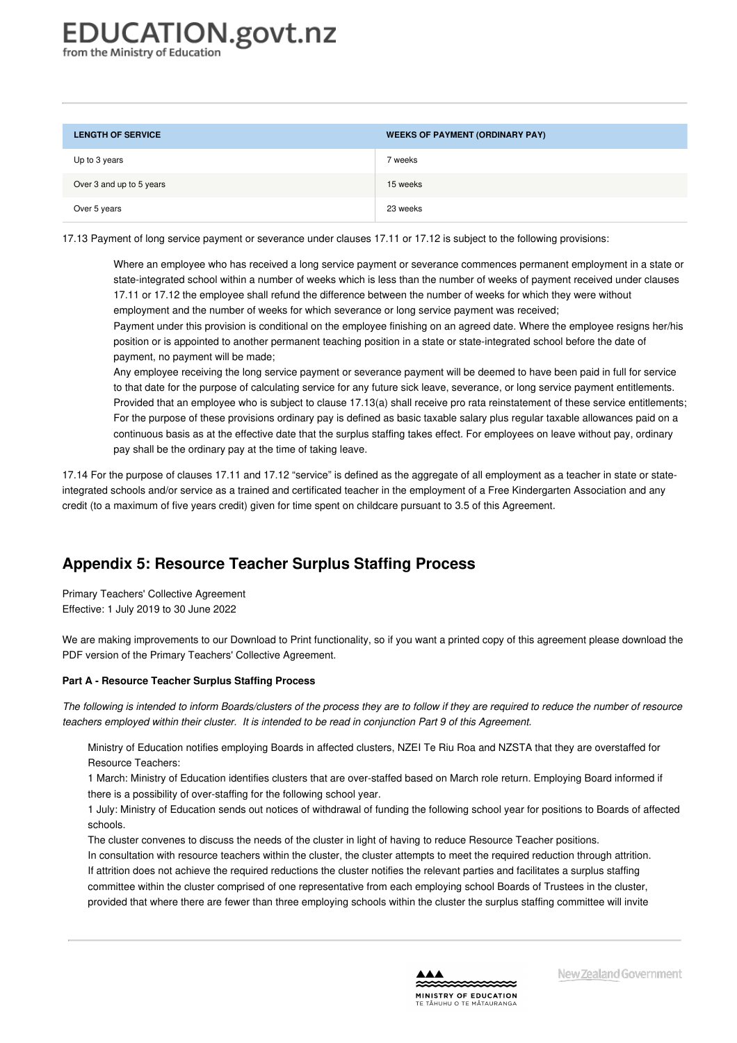| LENGTH OF SERVICE | WEEKS OF PAYMENT (ORDINARY PAY) |
| --- | --- |
| Up to 3 years | 7 weeks |
| Over 3 and up to 5 years | 15 weeks |
| Over 5 years | 23 weeks |

17.13 Payment of long service payment or severance under clauses 17.11 or 17.12 is subject to the following provisions:

> Where an employee who has received a long service payment or severance commences permanent employment in a state or state-integrated school within a number of weeks which is less than the number of weeks of payment received under clauses 17.11 or 17.12 the employee shall refund the difference between the number of weeks for which they were without employment and the number of weeks for which severance or long service payment was received;
> Payment under this provision is conditional on the employee finishing on an agreed date. Where the employee resigns her/his position or is appointed to another permanent teaching position in a state or state-integrated school before the date of payment, no payment will be made;
> Any employee receiving the long service payment or severance payment will be deemed to have been paid in full for service to that date for the purpose of calculating service for any future sick leave, severance, or long service payment entitlements. Provided that an employee who is subject to clause 17.13(a) shall receive pro rata reinstatement of these service entitlements;
> For the purpose of these provisions ordinary pay is defined as basic taxable salary plus regular taxable allowances paid on a continuous basis as at the effective date that the surplus staffing takes effect. For employees on leave without pay, ordinary pay shall be the ordinary pay at the time of taking leave.

17.14 For the purpose of clauses 17.11 and 17.12 "service" is defined as the aggregate of all employment as a teacher in state or state-integrated schools and/or service as a trained and certificated teacher in the employment of a Free Kindergarten Association and any credit (to a maximum of five years credit) given for time spent on childcare pursuant to 3.5 of this Agreement.

## Appendix 5: Resource Teacher Surplus Staffing Process

Primary Teachers' Collective Agreement
Effective: 1 July 2019 to 30 June 2022

We are making improvements to our Download to Print functionality, so if you want a printed copy of this agreement please download the PDF version of the Primary Teachers' Collective Agreement.

**Part A - Resource Teacher Surplus Staffing Process**

*The following is intended to inform Boards/clusters of the process they are to follow if they are required to reduce the number of resource teachers employed within their cluster. It is intended to be read in conjunction Part 9 of this Agreement.*

> Ministry of Education notifies employing Boards in affected clusters, NZEI Te Riu Roa and NZSTA that they are overstaffed for Resource Teachers:
> 1 March: Ministry of Education identifies clusters that are over-staffed based on March role return. Employing Board informed if there is a possibility of over-staffing for the following school year.
> 1 July: Ministry of Education sends out notices of withdrawal of funding the following school year for positions to Boards of affected schools.
> The cluster convenes to discuss the needs of the cluster in light of having to reduce Resource Teacher positions.
> In consultation with resource teachers within the cluster, the cluster attempts to meet the required reduction through attrition.
> If attrition does not achieve the required reductions the cluster notifies the relevant parties and facilitates a surplus staffing committee within the cluster comprised of one representative from each employing school Boards of Trustees in the cluster, provided that where there are fewer than three employing schools within the cluster the surplus staffing committee will invite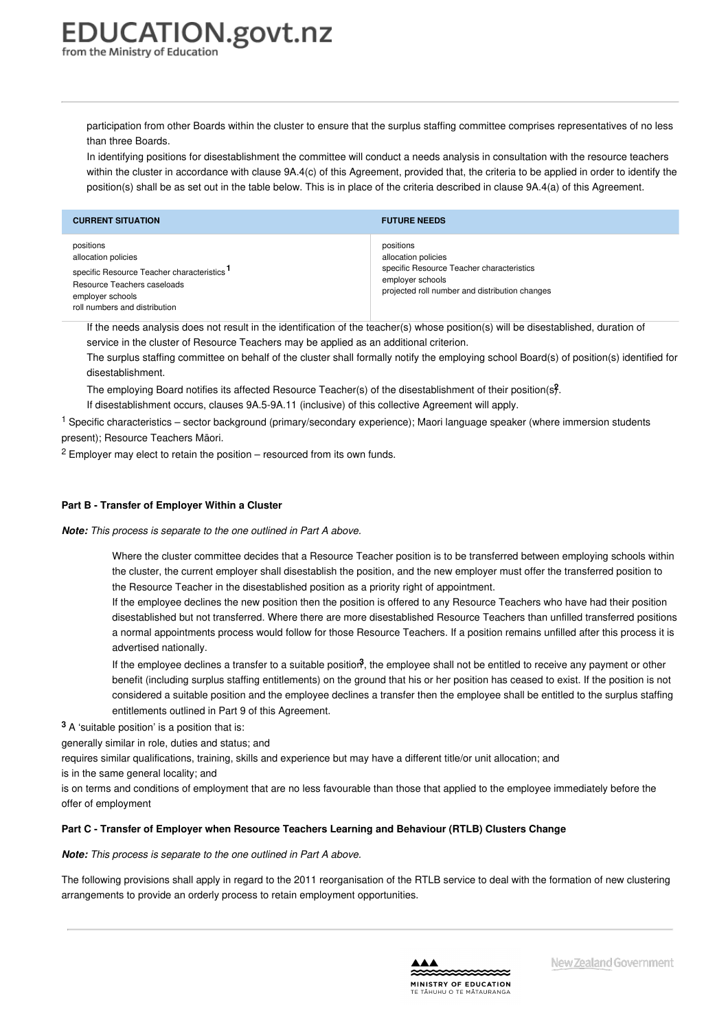participation from other Boards within the cluster to ensure that the surplus staffing committee comprises representatives of no less than three Boards.

In identifying positions for disestablishment the committee will conduct a needs analysis in consultation with the resource teachers within the cluster in accordance with clause 9A.4(c) of this Agreement, provided that, the criteria to be applied in order to identify the position(s) shall be as set out in the table below. This is in place of the criteria described in clause 9A.4(a) of this Agreement.

| CURRENT SITUATION | FUTURE NEEDS |
|---|---|
| positions<br>allocation policies<br>specific Resource Teacher characteristics [1]<br>Resource Teachers caseloads<br>employer schools<br>roll numbers and distribution | positions<br>allocation policies<br>specific Resource Teacher characteristics<br>employer schools<br>projected roll number and distribution changes |

If the needs analysis does not result in the identification of the teacher(s) whose position(s) will be disestablished, duration of service in the cluster of Resource Teachers may be applied as an additional criterion.

The surplus staffing committee on behalf of the cluster shall formally notify the employing school Board(s) of position(s) identified for disestablishment.

The employing Board notifies its affected Resource Teacher(s) of the disestablishment of their position(s)[2].

If disestablishment occurs, clauses 9A.5-9A.11 (inclusive) of this collective Agreement will apply.

[1] Specific characteristics – sector background (primary/secondary experience); Maori language speaker (where immersion students present); Resource Teachers Māori.

[2] Employer may elect to retain the position – resourced from its own funds.

**Part B - Transfer of Employer Within a Cluster**

***Note:*** *This process is separate to the one outlined in Part A above.*

Where the cluster committee decides that a Resource Teacher position is to be transferred between employing schools within the cluster, the current employer shall disestablish the position, and the new employer must offer the transferred position to the Resource Teacher in the disestablished position as a priority right of appointment.

If the employee declines the new position then the position is offered to any Resource Teachers who have had their position disestablished but not transferred. Where there are more disestablished Resource Teachers than unfilled transferred positions a normal appointments process would follow for those Resource Teachers. If a position remains unfilled after this process it is advertised nationally.

If the employee declines a transfer to a suitable position[3], the employee shall not be entitled to receive any payment or other benefit (including surplus staffing entitlements) on the ground that his or her position has ceased to exist. If the position is not considered a suitable position and the employee declines a transfer then the employee shall be entitled to the surplus staffing entitlements outlined in Part 9 of this Agreement.

[3] A 'suitable position' is a position that is:

generally similar in role, duties and status; and

requires similar qualifications, training, skills and experience but may have a different title/or unit allocation; and

is in the same general locality; and

is on terms and conditions of employment that are no less favourable than those that applied to the employee immediately before the offer of employment

**Part C - Transfer of Employer when Resource Teachers Learning and Behaviour (RTLB) Clusters Change**

***Note:*** *This process is separate to the one outlined in Part A above.*

The following provisions shall apply in regard to the 2011 reorganisation of the RTLB service to deal with the formation of new clustering arrangements to provide an orderly process to retain employment opportunities.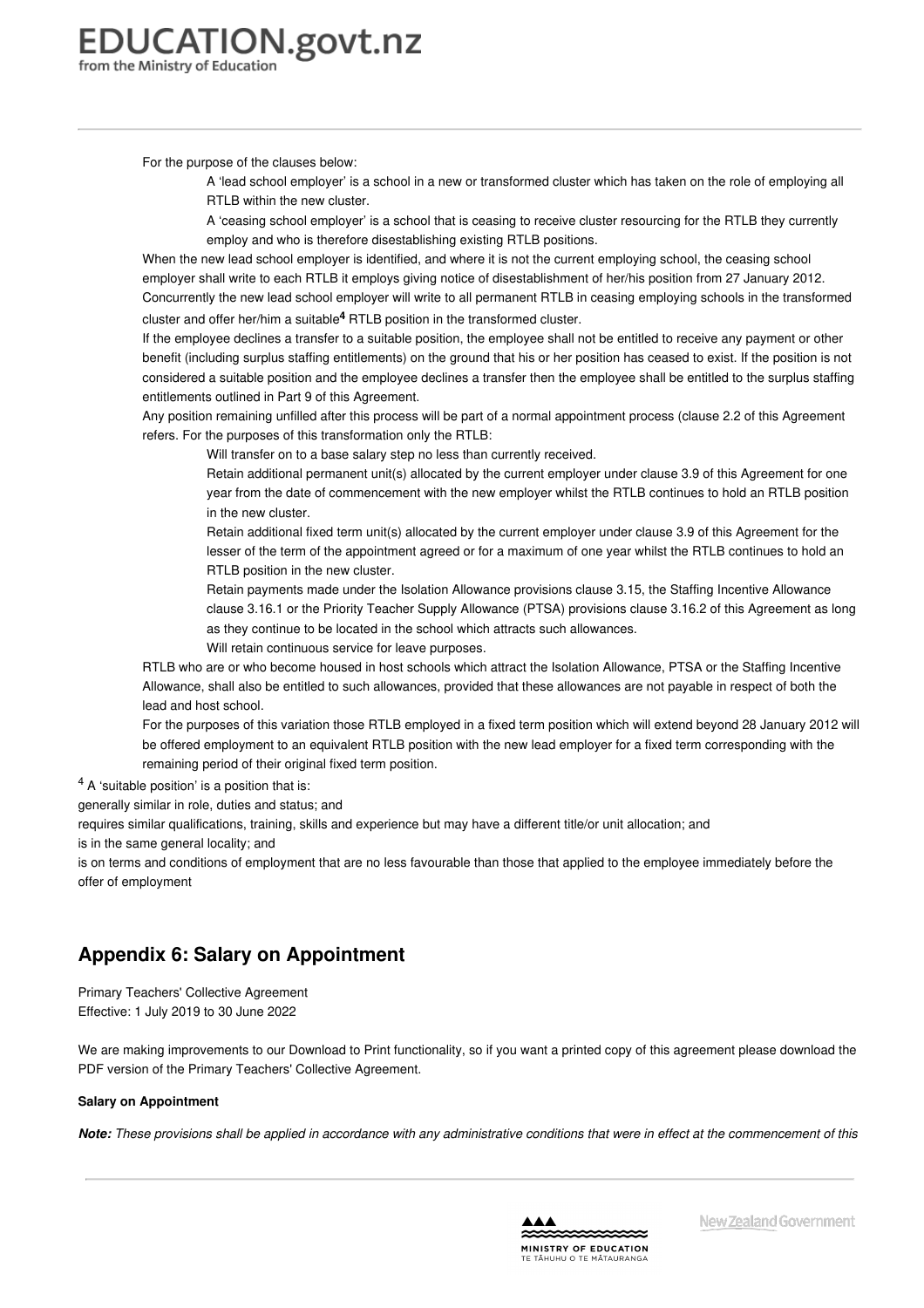For the purpose of the clauses below:

- A 'lead school employer' is a school in a new or transformed cluster which has taken on the role of employing all RTLB within the new cluster.
- A 'ceasing school employer' is a school that is ceasing to receive cluster resourcing for the RTLB they currently employ and who is therefore disestablishing existing RTLB positions.

When the new lead school employer is identified, and where it is not the current employing school, the ceasing school employer shall write to each RTLB it employs giving notice of disestablishment of her/his position from 27 January 2012. Concurrently the new lead school employer will write to all permanent RTLB in ceasing employing schools in the transformed cluster and offer her/him a suitable[4] RTLB position in the transformed cluster.

If the employee declines a transfer to a suitable position, the employee shall not be entitled to receive any payment or other benefit (including surplus staffing entitlements) on the ground that his or her position has ceased to exist. If the position is not considered a suitable position and the employee declines a transfer then the employee shall be entitled to the surplus staffing entitlements outlined in Part 9 of this Agreement.

Any position remaining unfilled after this process will be part of a normal appointment process (clause 2.2 of this Agreement refers. For the purposes of this transformation only the RTLB:

- Will transfer on to a base salary step no less than currently received.
- Retain additional permanent unit(s) allocated by the current employer under clause 3.9 of this Agreement for one year from the date of commencement with the new employer whilst the RTLB continues to hold an RTLB position in the new cluster.
- Retain additional fixed term unit(s) allocated by the current employer under clause 3.9 of this Agreement for the lesser of the term of the appointment agreed or for a maximum of one year whilst the RTLB continues to hold an RTLB position in the new cluster.
- Retain payments made under the Isolation Allowance provisions clause 3.15, the Staffing Incentive Allowance clause 3.16.1 or the Priority Teacher Supply Allowance (PTSA) provisions clause 3.16.2 of this Agreement as long as they continue to be located in the school which attracts such allowances.
- Will retain continuous service for leave purposes.

RTLB who are or who become housed in host schools which attract the Isolation Allowance, PTSA or the Staffing Incentive Allowance, shall also be entitled to such allowances, provided that these allowances are not payable in respect of both the lead and host school.

For the purposes of this variation those RTLB employed in a fixed term position which will extend beyond 28 January 2012 will be offered employment to an equivalent RTLB position with the new lead employer for a fixed term corresponding with the remaining period of their original fixed term position.

[4] A 'suitable position' is a position that is:

generally similar in role, duties and status; and

requires similar qualifications, training, skills and experience but may have a different title/or unit allocation; and

is in the same general locality; and

is on terms and conditions of employment that are no less favourable than those that applied to the employee immediately before the offer of employment

## Appendix 6: Salary on Appointment

Primary Teachers' Collective Agreement
Effective: 1 July 2019 to 30 June 2022

We are making improvements to our Download to Print functionality, so if you want a printed copy of this agreement please download the PDF version of the Primary Teachers' Collective Agreement.

**Salary on Appointment**

***Note:*** *These provisions shall be applied in accordance with any administrative conditions that were in effect at the commencement of this*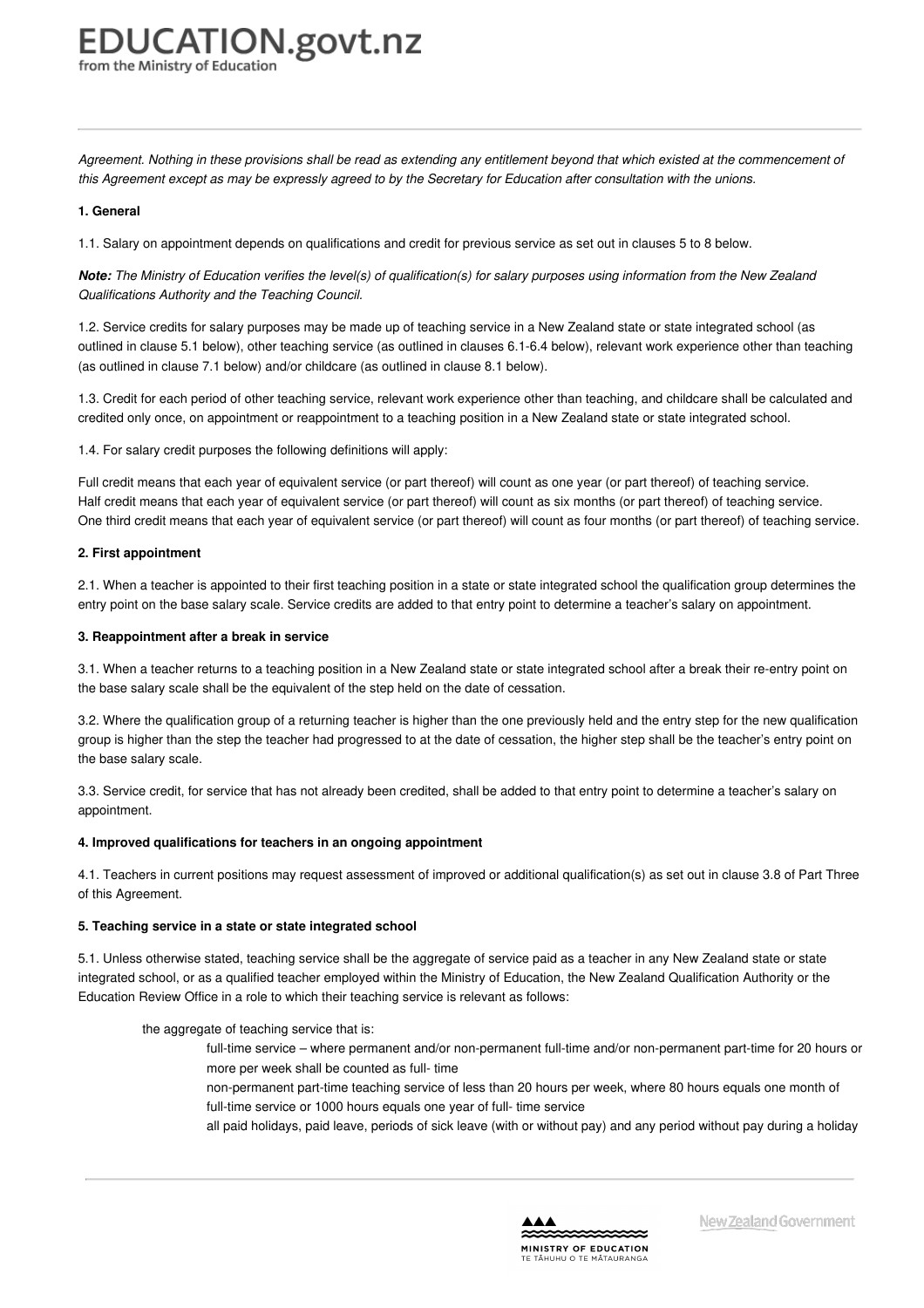*Agreement. Nothing in these provisions shall be read as extending any entitlement beyond that which existed at the commencement of this Agreement except as may be expressly agreed to by the Secretary for Education after consultation with the unions.*

**1. General**

1.1. Salary on appointment depends on qualifications and credit for previous service as set out in clauses 5 to 8 below.

***Note:*** *The Ministry of Education verifies the level(s) of qualification(s) for salary purposes using information from the New Zealand Qualifications Authority and the Teaching Council.*

1.2. Service credits for salary purposes may be made up of teaching service in a New Zealand state or state integrated school (as outlined in clause 5.1 below), other teaching service (as outlined in clauses 6.1-6.4 below), relevant work experience other than teaching (as outlined in clause 7.1 below) and/or childcare (as outlined in clause 8.1 below).

1.3. Credit for each period of other teaching service, relevant work experience other than teaching, and childcare shall be calculated and credited only once, on appointment or reappointment to a teaching position in a New Zealand state or state integrated school.

1.4. For salary credit purposes the following definitions will apply:

Full credit means that each year of equivalent service (or part thereof) will count as one year (or part thereof) of teaching service.
Half credit means that each year of equivalent service (or part thereof) will count as six months (or part thereof) of teaching service.
One third credit means that each year of equivalent service (or part thereof) will count as four months (or part thereof) of teaching service.

**2. First appointment**

2.1. When a teacher is appointed to their first teaching position in a state or state integrated school the qualification group determines the entry point on the base salary scale. Service credits are added to that entry point to determine a teacher's salary on appointment.

**3. Reappointment after a break in service**

3.1. When a teacher returns to a teaching position in a New Zealand state or state integrated school after a break their re-entry point on the base salary scale shall be the equivalent of the step held on the date of cessation.

3.2. Where the qualification group of a returning teacher is higher than the one previously held and the entry step for the new qualification group is higher than the step the teacher had progressed to at the date of cessation, the higher step shall be the teacher's entry point on the base salary scale.

3.3. Service credit, for service that has not already been credited, shall be added to that entry point to determine a teacher's salary on appointment.

**4. Improved qualifications for teachers in an ongoing appointment**

4.1. Teachers in current positions may request assessment of improved or additional qualification(s) as set out in clause 3.8 of Part Three of this Agreement.

**5. Teaching service in a state or state integrated school**

5.1. Unless otherwise stated, teaching service shall be the aggregate of service paid as a teacher in any New Zealand state or state integrated school, or as a qualified teacher employed within the Ministry of Education, the New Zealand Qualification Authority or the Education Review Office in a role to which their teaching service is relevant as follows:

- the aggregate of teaching service that is:
  - full-time service – where permanent and/or non-permanent full-time and/or non-permanent part-time for 20 hours or more per week shall be counted as full- time
  - non-permanent part-time teaching service of less than 20 hours per week, where 80 hours equals one month of full-time service or 1000 hours equals one year of full- time service
  - all paid holidays, paid leave, periods of sick leave (with or without pay) and any period without pay during a holiday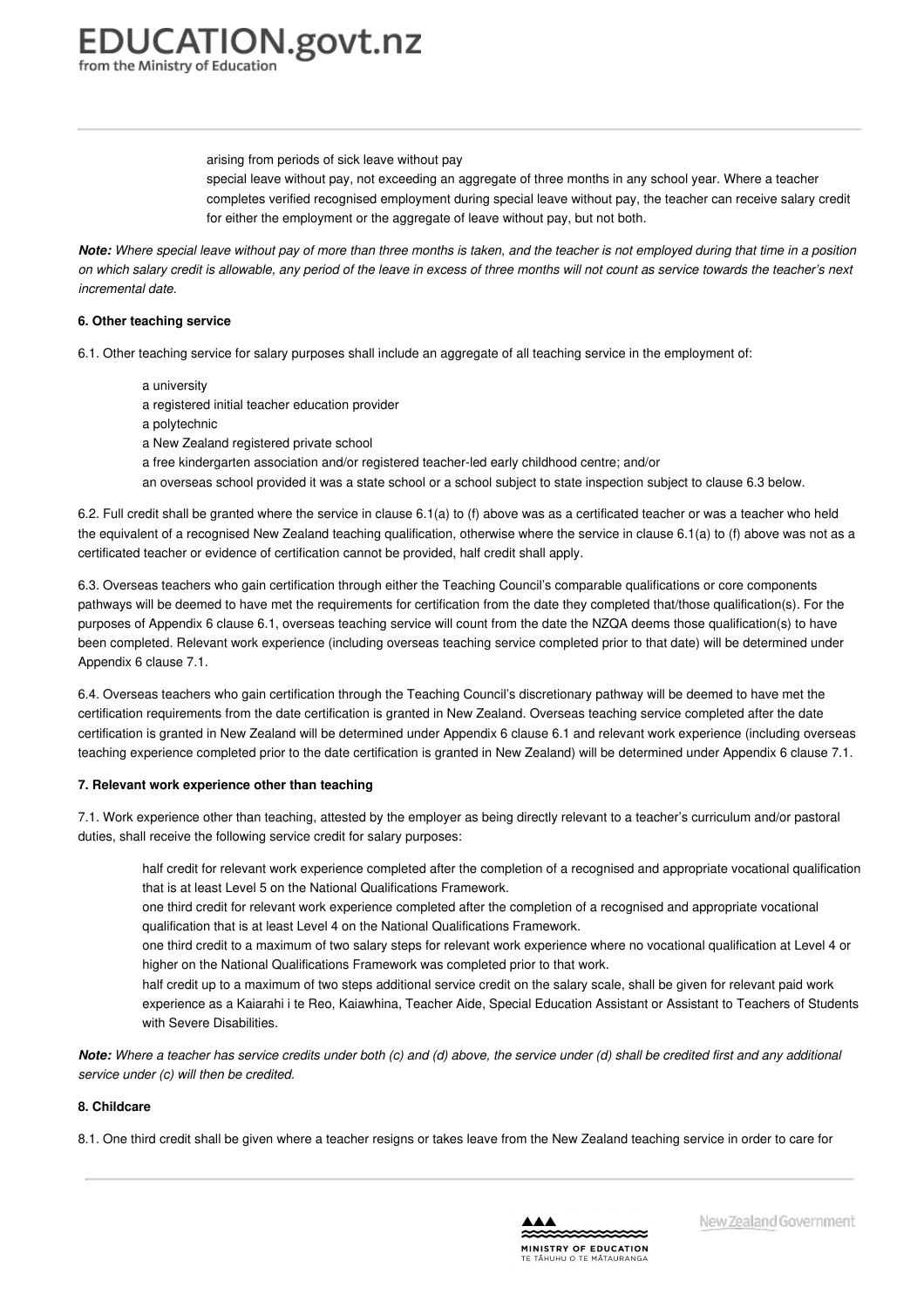arising from periods of sick leave without pay

special leave without pay, not exceeding an aggregate of three months in any school year. Where a teacher completes verified recognised employment during special leave without pay, the teacher can receive salary credit for either the employment or the aggregate of leave without pay, but not both.

***Note:*** *Where special leave without pay of more than three months is taken, and the teacher is not employed during that time in a position on which salary credit is allowable, any period of the leave in excess of three months will not count as service towards the teacher's next incremental date.*

**6. Other teaching service**

6.1. Other teaching service for salary purposes shall include an aggregate of all teaching service in the employment of:

- a university
- a registered initial teacher education provider
- a polytechnic
- a New Zealand registered private school
- a free kindergarten association and/or registered teacher-led early childhood centre; and/or
- an overseas school provided it was a state school or a school subject to state inspection subject to clause 6.3 below.

6.2. Full credit shall be granted where the service in clause 6.1(a) to (f) above was as a certificated teacher or was a teacher who held the equivalent of a recognised New Zealand teaching qualification, otherwise where the service in clause 6.1(a) to (f) above was not as a certificated teacher or evidence of certification cannot be provided, half credit shall apply.

6.3. Overseas teachers who gain certification through either the Teaching Council's comparable qualifications or core components pathways will be deemed to have met the requirements for certification from the date they completed that/those qualification(s). For the purposes of Appendix 6 clause 6.1, overseas teaching service will count from the date the NZQA deems those qualification(s) to have been completed. Relevant work experience (including overseas teaching service completed prior to that date) will be determined under Appendix 6 clause 7.1.

6.4. Overseas teachers who gain certification through the Teaching Council's discretionary pathway will be deemed to have met the certification requirements from the date certification is granted in New Zealand. Overseas teaching service completed after the date certification is granted in New Zealand will be determined under Appendix 6 clause 6.1 and relevant work experience (including overseas teaching experience completed prior to the date certification is granted in New Zealand) will be determined under Appendix 6 clause 7.1.

**7. Relevant work experience other than teaching**

7.1. Work experience other than teaching, attested by the employer as being directly relevant to a teacher's curriculum and/or pastoral duties, shall receive the following service credit for salary purposes:

- half credit for relevant work experience completed after the completion of a recognised and appropriate vocational qualification that is at least Level 5 on the National Qualifications Framework.
- one third credit for relevant work experience completed after the completion of a recognised and appropriate vocational qualification that is at least Level 4 on the National Qualifications Framework.
- one third credit to a maximum of two salary steps for relevant work experience where no vocational qualification at Level 4 or higher on the National Qualifications Framework was completed prior to that work.
- half credit up to a maximum of two steps additional service credit on the salary scale, shall be given for relevant paid work experience as a Kaiarahi i te Reo, Kaiawhina, Teacher Aide, Special Education Assistant or Assistant to Teachers of Students with Severe Disabilities.

***Note:*** *Where a teacher has service credits under both (c) and (d) above, the service under (d) shall be credited first and any additional service under (c) will then be credited.*

**8. Childcare**

8.1. One third credit shall be given where a teacher resigns or takes leave from the New Zealand teaching service in order to care for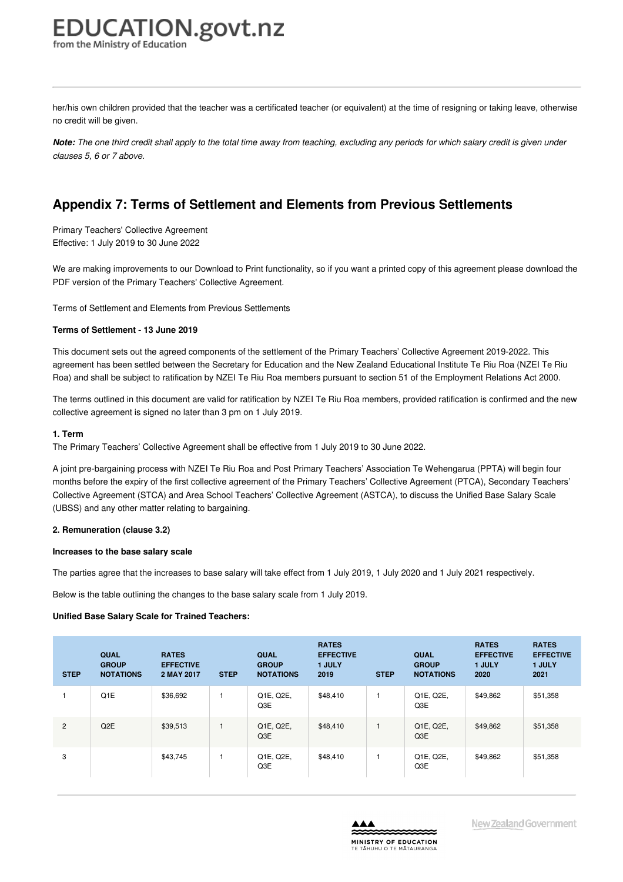her/his own children provided that the teacher was a certificated teacher (or equivalent) at the time of resigning or taking leave, otherwise no credit will be given.

***Note:*** *The one third credit shall apply to the total time away from teaching, excluding any periods for which salary credit is given under clauses 5, 6 or 7 above.*

## Appendix 7: Terms of Settlement and Elements from Previous Settlements

Primary Teachers' Collective Agreement
Effective: 1 July 2019 to 30 June 2022

We are making improvements to our Download to Print functionality, so if you want a printed copy of this agreement please download the PDF version of the Primary Teachers' Collective Agreement.

Terms of Settlement and Elements from Previous Settlements

**Terms of Settlement - 13 June 2019**

This document sets out the agreed components of the settlement of the Primary Teachers' Collective Agreement 2019-2022. This agreement has been settled between the Secretary for Education and the New Zealand Educational Institute Te Riu Roa (NZEI Te Riu Roa) and shall be subject to ratification by NZEI Te Riu Roa members pursuant to section 51 of the Employment Relations Act 2000.

The terms outlined in this document are valid for ratification by NZEI Te Riu Roa members, provided ratification is confirmed and the new collective agreement is signed no later than 3 pm on 1 July 2019.

**1. Term**

The Primary Teachers' Collective Agreement shall be effective from 1 July 2019 to 30 June 2022.

A joint pre-bargaining process with NZEI Te Riu Roa and Post Primary Teachers' Association Te Wehengarua (PPTA) will begin four months before the expiry of the first collective agreement of the Primary Teachers' Collective Agreement (PTCA), Secondary Teachers' Collective Agreement (STCA) and Area School Teachers' Collective Agreement (ASTCA), to discuss the Unified Base Salary Scale (UBSS) and any other matter relating to bargaining.

**2. Remuneration (clause 3.2)**

**Increases to the base salary scale**

The parties agree that the increases to base salary will take effect from 1 July 2019, 1 July 2020 and 1 July 2021 respectively.

Below is the table outlining the changes to the base salary scale from 1 July 2019.

**Unified Base Salary Scale for Trained Teachers:**

| STEP | QUAL GROUP NOTATIONS | RATES EFFECTIVE 2 MAY 2017 | STEP | QUAL GROUP NOTATIONS | RATES EFFECTIVE 1 JULY 2019 | STEP | QUAL GROUP NOTATIONS | RATES EFFECTIVE 1 JULY 2020 | RATES EFFECTIVE 1 JULY 2021 |
|---|---|---|---|---|---|---|---|---|---|
| 1 | Q1E | $36,692 | 1 | Q1E, Q2E, Q3E | $48,410 | 1 | Q1E, Q2E, Q3E | $49,862 | $51,358 |
| 2 | Q2E | $39,513 | 1 | Q1E, Q2E, Q3E | $48,410 | 1 | Q1E, Q2E, Q3E | $49,862 | $51,358 |
| 3 | | $43,745 | 1 | Q1E, Q2E, Q3E | $48,410 | 1 | Q1E, Q2E, Q3E | $49,862 | $51,358 |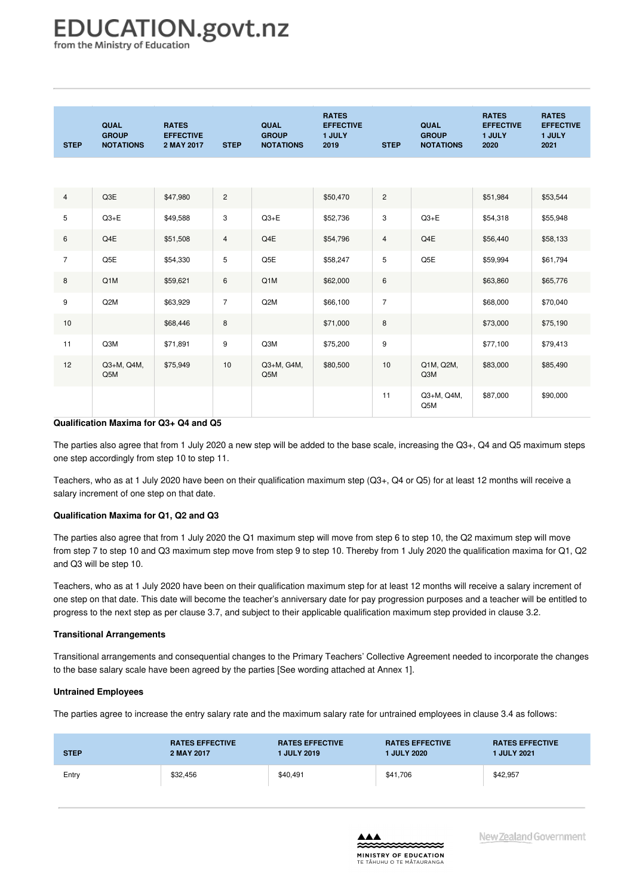| STEP | QUAL GROUP NOTATIONS | RATES EFFECTIVE 2 MAY 2017 | STEP | QUAL GROUP NOTATIONS | RATES EFFECTIVE 1 JULY 2019 | STEP | QUAL GROUP NOTATIONS | RATES EFFECTIVE 1 JULY 2020 | RATES EFFECTIVE 1 JULY 2021 |
|---|---|---|---|---|---|---|---|---|---|
| 4 | Q3E | $47,980 | 2 | | $50,470 | 2 | | $51,984 | $53,544 |
| 5 | Q3+E | $49,588 | 3 | Q3+E | $52,736 | 3 | Q3+E | $54,318 | $55,948 |
| 6 | Q4E | $51,508 | 4 | Q4E | $54,796 | 4 | Q4E | $56,440 | $58,133 |
| 7 | Q5E | $54,330 | 5 | Q5E | $58,247 | 5 | Q5E | $59,994 | $61,794 |
| 8 | Q1M | $59,621 | 6 | Q1M | $62,000 | 6 | | $63,860 | $65,776 |
| 9 | Q2M | $63,929 | 7 | Q2M | $66,100 | 7 | | $68,000 | $70,040 |
| 10 | | $68,446 | 8 | | $71,000 | 8 | | $73,000 | $75,190 |
| 11 | Q3M | $71,891 | 9 | Q3M | $75,200 | 9 | | $77,100 | $79,413 |
| 12 | Q3+M, Q4M, Q5M | $75,949 | 10 | Q3+M, G4M, Q5M | $80,500 | 10 | Q1M, Q2M, Q3M | $83,000 | $85,490 |
| | | | | | | 11 | Q3+M, Q4M, Q5M | $87,000 | $90,000 |

**Qualification Maxima for Q3+ Q4 and Q5**

The parties also agree that from 1 July 2020 a new step will be added to the base scale, increasing the Q3+, Q4 and Q5 maximum steps one step accordingly from step 10 to step 11.

Teachers, who as at 1 July 2020 have been on their qualification maximum step (Q3+, Q4 or Q5) for at least 12 months will receive a salary increment of one step on that date.

**Qualification Maxima for Q1, Q2 and Q3**

The parties also agree that from 1 July 2020 the Q1 maximum step will move from step 6 to step 10, the Q2 maximum step will move from step 7 to step 10 and Q3 maximum step move from step 9 to step 10. Thereby from 1 July 2020 the qualification maxima for Q1, Q2 and Q3 will be step 10.

Teachers, who as at 1 July 2020 have been on their qualification maximum step for at least 12 months will receive a salary increment of one step on that date. This date will become the teacher's anniversary date for pay progression purposes and a teacher will be entitled to progress to the next step as per clause 3.7, and subject to their applicable qualification maximum step provided in clause 3.2.

**Transitional Arrangements**

Transitional arrangements and consequential changes to the Primary Teachers' Collective Agreement needed to incorporate the changes to the base salary scale have been agreed by the parties [See wording attached at Annex 1].

**Untrained Employees**

The parties agree to increase the entry salary rate and the maximum salary rate for untrained employees in clause 3.4 as follows:

| STEP | RATES EFFECTIVE 2 MAY 2017 | RATES EFFECTIVE 1 JULY 2019 | RATES EFFECTIVE 1 JULY 2020 | RATES EFFECTIVE 1 JULY 2021 |
|---|---|---|---|---|
| Entry | $32,456 | $40,491 | $41,706 | $42,957 |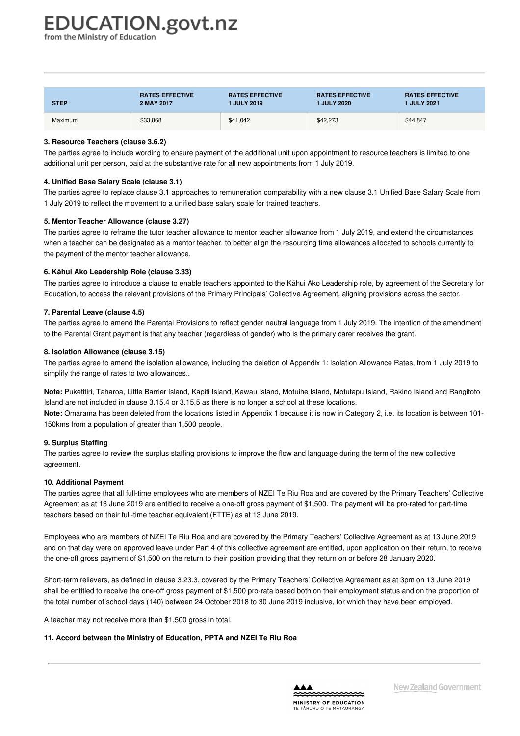| STEP | RATES EFFECTIVE 2 MAY 2017 | RATES EFFECTIVE 1 JULY 2019 | RATES EFFECTIVE 1 JULY 2020 | RATES EFFECTIVE 1 JULY 2021 |
| --- | --- | --- | --- | --- |
| Maximum | $33,868 | $41,042 | $42,273 | $44,847 |

**3. Resource Teachers (clause 3.6.2)**

The parties agree to include wording to ensure payment of the additional unit upon appointment to resource teachers is limited to one additional unit per person, paid at the substantive rate for all new appointments from 1 July 2019.

**4. Unified Base Salary Scale (clause 3.1)**

The parties agree to replace clause 3.1 approaches to remuneration comparability with a new clause 3.1 Unified Base Salary Scale from 1 July 2019 to reflect the movement to a unified base salary scale for trained teachers.

**5. Mentor Teacher Allowance (clause 3.27)**

The parties agree to reframe the tutor teacher allowance to mentor teacher allowance from 1 July 2019, and extend the circumstances when a teacher can be designated as a mentor teacher, to better align the resourcing time allowances allocated to schools currently to the payment of the mentor teacher allowance.

**6. Kāhui Ako Leadership Role (clause 3.33)**

The parties agree to introduce a clause to enable teachers appointed to the Kāhui Ako Leadership role, by agreement of the Secretary for Education, to access the relevant provisions of the Primary Principals' Collective Agreement, aligning provisions across the sector.

**7. Parental Leave (clause 4.5)**

The parties agree to amend the Parental Provisions to reflect gender neutral language from 1 July 2019. The intention of the amendment to the Parental Grant payment is that any teacher (regardless of gender) who is the primary carer receives the grant.

**8. Isolation Allowance (clause 3.15)**

The parties agree to amend the isolation allowance, including the deletion of Appendix 1: Isolation Allowance Rates, from 1 July 2019 to simplify the range of rates to two allowances..

**Note:** Puketitiri, Taharoa, Little Barrier Island, Kapiti Island, Kawau Island, Motuihe Island, Motutapu Island, Rakino Island and Rangitoto Island are not included in clause 3.15.4 or 3.15.5 as there is no longer a school at these locations.
**Note:** Omarama has been deleted from the locations listed in Appendix 1 because it is now in Category 2, i.e. its location is between 101-150kms from a population of greater than 1,500 people.

**9. Surplus Staffing**

The parties agree to review the surplus staffing provisions to improve the flow and language during the term of the new collective agreement.

**10. Additional Payment**

The parties agree that all full-time employees who are members of NZEI Te Riu Roa and are covered by the Primary Teachers' Collective Agreement as at 13 June 2019 are entitled to receive a one-off gross payment of $1,500. The payment will be pro-rated for part-time teachers based on their full-time teacher equivalent (FTTE) as at 13 June 2019.

Employees who are members of NZEI Te Riu Roa and are covered by the Primary Teachers' Collective Agreement as at 13 June 2019 and on that day were on approved leave under Part 4 of this collective agreement are entitled, upon application on their return, to receive the one-off gross payment of $1,500 on the return to their position providing that they return on or before 28 January 2020.

Short-term relievers, as defined in clause 3.23.3, covered by the Primary Teachers' Collective Agreement as at 3pm on 13 June 2019 shall be entitled to receive the one-off gross payment of $1,500 pro-rata based both on their employment status and on the proportion of the total number of school days (140) between 24 October 2018 to 30 June 2019 inclusive, for which they have been employed.

A teacher may not receive more than $1,500 gross in total.

**11. Accord between the Ministry of Education, PPTA and NZEI Te Riu Roa**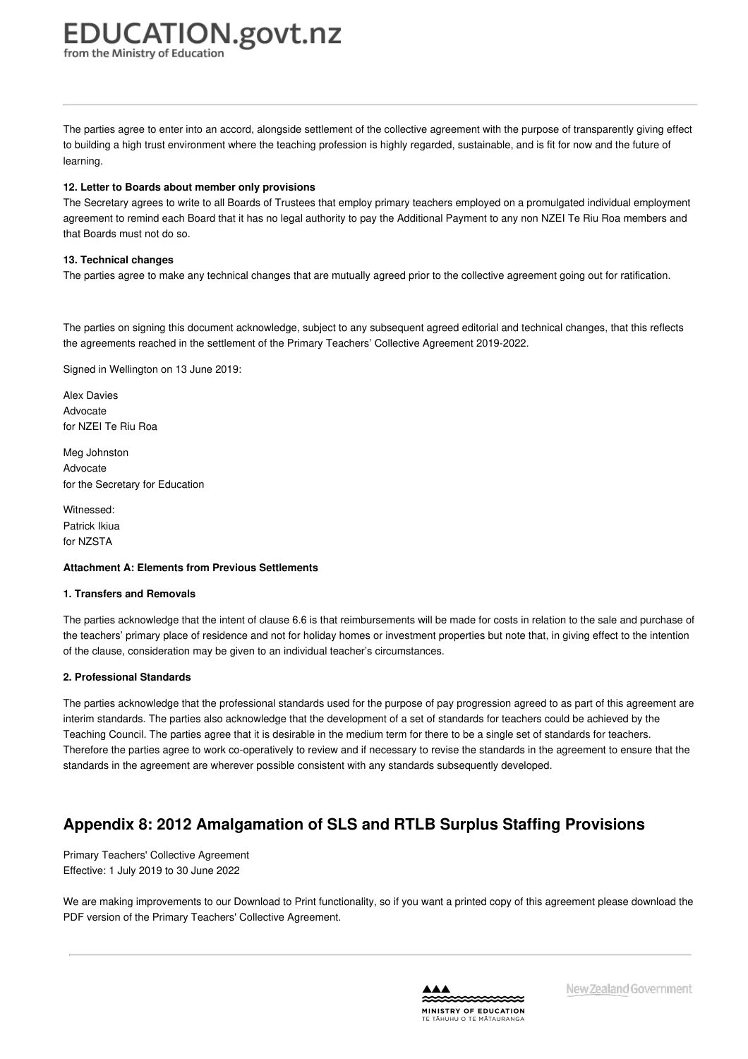The parties agree to enter into an accord, alongside settlement of the collective agreement with the purpose of transparently giving effect to building a high trust environment where the teaching profession is highly regarded, sustainable, and is fit for now and the future of learning.

**12. Letter to Boards about member only provisions**

The Secretary agrees to write to all Boards of Trustees that employ primary teachers employed on a promulgated individual employment agreement to remind each Board that it has no legal authority to pay the Additional Payment to any non NZEI Te Riu Roa members and that Boards must not do so.

**13. Technical changes**

The parties agree to make any technical changes that are mutually agreed prior to the collective agreement going out for ratification.

The parties on signing this document acknowledge, subject to any subsequent agreed editorial and technical changes, that this reflects the agreements reached in the settlement of the Primary Teachers' Collective Agreement 2019-2022.

Signed in Wellington on 13 June 2019:

Alex Davies
Advocate
for NZEI Te Riu Roa

Meg Johnston
Advocate
for the Secretary for Education

Witnessed:
Patrick Ikiua
for NZSTA

**Attachment A: Elements from Previous Settlements**

**1. Transfers and Removals**

The parties acknowledge that the intent of clause 6.6 is that reimbursements will be made for costs in relation to the sale and purchase of the teachers' primary place of residence and not for holiday homes or investment properties but note that, in giving effect to the intention of the clause, consideration may be given to an individual teacher's circumstances.

**2. Professional Standards**

The parties acknowledge that the professional standards used for the purpose of pay progression agreed to as part of this agreement are interim standards. The parties also acknowledge that the development of a set of standards for teachers could be achieved by the Teaching Council. The parties agree that it is desirable in the medium term for there to be a single set of standards for teachers. Therefore the parties agree to work co-operatively to review and if necessary to revise the standards in the agreement to ensure that the standards in the agreement are wherever possible consistent with any standards subsequently developed.

## Appendix 8: 2012 Amalgamation of SLS and RTLB Surplus Staffing Provisions

Primary Teachers' Collective Agreement
Effective: 1 July 2019 to 30 June 2022

We are making improvements to our Download to Print functionality, so if you want a printed copy of this agreement please download the PDF version of the Primary Teachers' Collective Agreement.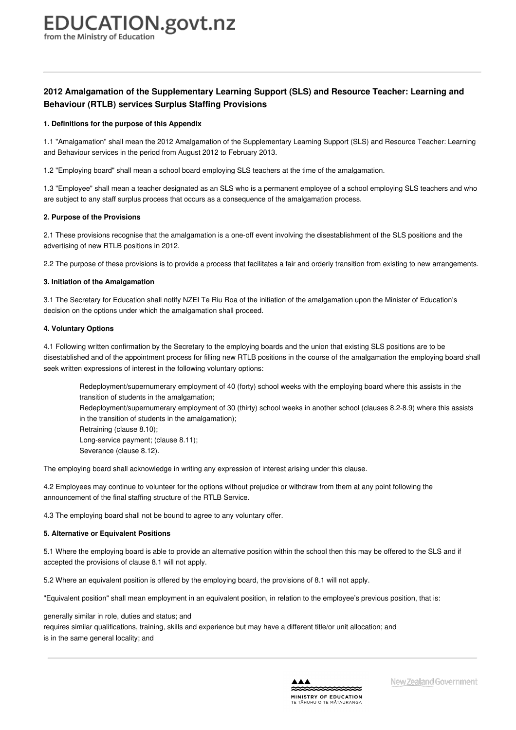## 2012 Amalgamation of the Supplementary Learning Support (SLS) and Resource Teacher: Learning and Behaviour (RTLB) services Surplus Staffing Provisions

**1. Definitions for the purpose of this Appendix**

1.1 "Amalgamation" shall mean the 2012 Amalgamation of the Supplementary Learning Support (SLS) and Resource Teacher: Learning and Behaviour services in the period from August 2012 to February 2013.

1.2 "Employing board" shall mean a school board employing SLS teachers at the time of the amalgamation.

1.3 "Employee" shall mean a teacher designated as an SLS who is a permanent employee of a school employing SLS teachers and who are subject to any staff surplus process that occurs as a consequence of the amalgamation process.

**2. Purpose of the Provisions**

2.1 These provisions recognise that the amalgamation is a one-off event involving the disestablishment of the SLS positions and the advertising of new RTLB positions in 2012.

2.2 The purpose of these provisions is to provide a process that facilitates a fair and orderly transition from existing to new arrangements.

**3. Initiation of the Amalgamation**

3.1 The Secretary for Education shall notify NZEI Te Riu Roa of the initiation of the amalgamation upon the Minister of Education's decision on the options under which the amalgamation shall proceed.

**4. Voluntary Options**

4.1 Following written confirmation by the Secretary to the employing boards and the union that existing SLS positions are to be disestablished and of the appointment process for filling new RTLB positions in the course of the amalgamation the employing board shall seek written expressions of interest in the following voluntary options:

- Redeployment/supernumerary employment of 40 (forty) school weeks with the employing board where this assists in the transition of students in the amalgamation;
- Redeployment/supernumerary employment of 30 (thirty) school weeks in another school (clauses 8.2-8.9) where this assists in the transition of students in the amalgamation);
- Retraining (clause 8.10);
- Long-service payment; (clause 8.11);
- Severance (clause 8.12).

The employing board shall acknowledge in writing any expression of interest arising under this clause.

4.2 Employees may continue to volunteer for the options without prejudice or withdraw from them at any point following the announcement of the final staffing structure of the RTLB Service.

4.3 The employing board shall not be bound to agree to any voluntary offer.

**5. Alternative or Equivalent Positions**

5.1 Where the employing board is able to provide an alternative position within the school then this may be offered to the SLS and if accepted the provisions of clause 8.1 will not apply.

5.2 Where an equivalent position is offered by the employing board, the provisions of 8.1 will not apply.

"Equivalent position" shall mean employment in an equivalent position, in relation to the employee's previous position, that is:

- generally similar in role, duties and status; and
- requires similar qualifications, training, skills and experience but may have a different title/or unit allocation; and
- is in the same general locality; and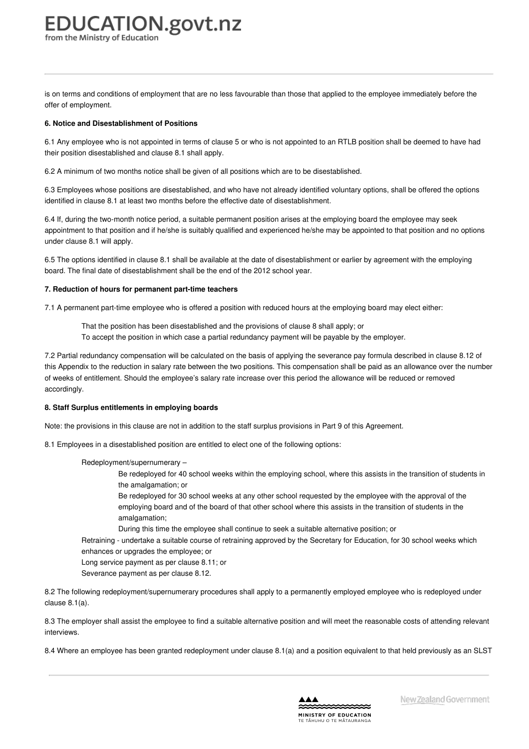is on terms and conditions of employment that are no less favourable than those that applied to the employee immediately before the offer of employment.

**6. Notice and Disestablishment of Positions**

6.1 Any employee who is not appointed in terms of clause 5 or who is not appointed to an RTLB position shall be deemed to have had their position disestablished and clause 8.1 shall apply.

6.2 A minimum of two months notice shall be given of all positions which are to be disestablished.

6.3 Employees whose positions are disestablished, and who have not already identified voluntary options, shall be offered the options identified in clause 8.1 at least two months before the effective date of disestablishment.

6.4 If, during the two-month notice period, a suitable permanent position arises at the employing board the employee may seek appointment to that position and if he/she is suitably qualified and experienced he/she may be appointed to that position and no options under clause 8.1 will apply.

6.5 The options identified in clause 8.1 shall be available at the date of disestablishment or earlier by agreement with the employing board. The final date of disestablishment shall be the end of the 2012 school year.

**7. Reduction of hours for permanent part-time teachers**

7.1 A permanent part-time employee who is offered a position with reduced hours at the employing board may elect either:

> That the position has been disestablished and the provisions of clause 8 shall apply; or
> To accept the position in which case a partial redundancy payment will be payable by the employer.

7.2 Partial redundancy compensation will be calculated on the basis of applying the severance pay formula described in clause 8.12 of this Appendix to the reduction in salary rate between the two positions. This compensation shall be paid as an allowance over the number of weeks of entitlement. Should the employee's salary rate increase over this period the allowance will be reduced or removed accordingly.

**8. Staff Surplus entitlements in employing boards**

Note: the provisions in this clause are not in addition to the staff surplus provisions in Part 9 of this Agreement.

8.1 Employees in a disestablished position are entitled to elect one of the following options:

> Redeployment/supernumerary –
>
> > Be redeployed for 40 school weeks within the employing school, where this assists in the transition of students in the amalgamation; or
> > Be redeployed for 30 school weeks at any other school requested by the employee with the approval of the employing board and of the board of that other school where this assists in the transition of students in the amalgamation;
> > During this time the employee shall continue to seek a suitable alternative position; or
>
> Retraining - undertake a suitable course of retraining approved by the Secretary for Education, for 30 school weeks which enhances or upgrades the employee; or
> Long service payment as per clause 8.11; or
> Severance payment as per clause 8.12.

8.2 The following redeployment/supernumerary procedures shall apply to a permanently employed employee who is redeployed under clause 8.1(a).

8.3 The employer shall assist the employee to find a suitable alternative position and will meet the reasonable costs of attending relevant interviews.

8.4 Where an employee has been granted redeployment under clause 8.1(a) and a position equivalent to that held previously as an SLST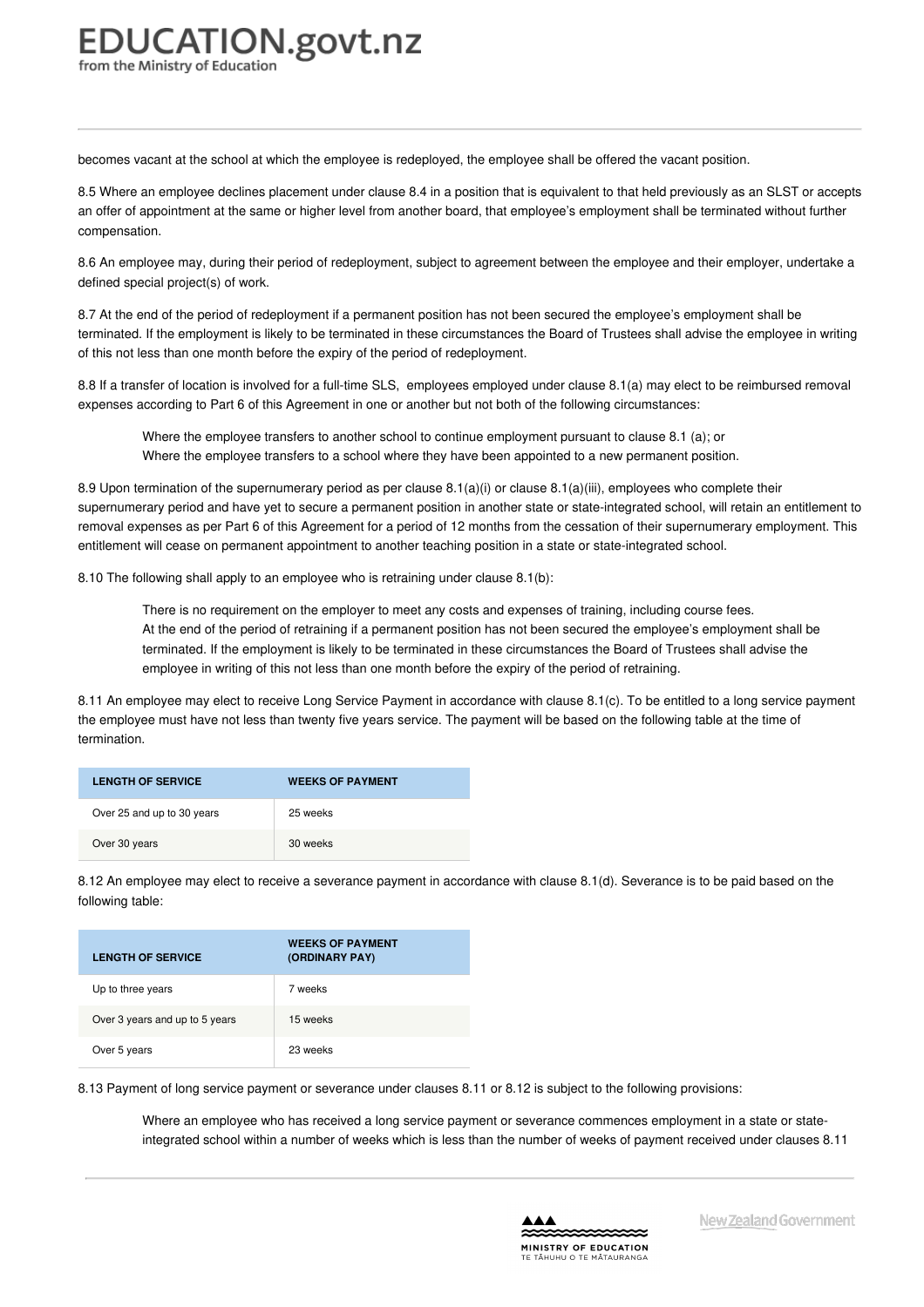becomes vacant at the school at which the employee is redeployed, the employee shall be offered the vacant position.

8.5 Where an employee declines placement under clause 8.4 in a position that is equivalent to that held previously as an SLST or accepts an offer of appointment at the same or higher level from another board, that employee's employment shall be terminated without further compensation.

8.6 An employee may, during their period of redeployment, subject to agreement between the employee and their employer, undertake a defined special project(s) of work.

8.7 At the end of the period of redeployment if a permanent position has not been secured the employee's employment shall be terminated. If the employment is likely to be terminated in these circumstances the Board of Trustees shall advise the employee in writing of this not less than one month before the expiry of the period of redeployment.

8.8 If a transfer of location is involved for a full-time SLS, employees employed under clause 8.1(a) may elect to be reimbursed removal expenses according to Part 6 of this Agreement in one or another but not both of the following circumstances:

- Where the employee transfers to another school to continue employment pursuant to clause 8.1 (a); or
- Where the employee transfers to a school where they have been appointed to a new permanent position.

8.9 Upon termination of the supernumerary period as per clause 8.1(a)(i) or clause 8.1(a)(iii), employees who complete their supernumerary period and have yet to secure a permanent position in another state or state-integrated school, will retain an entitlement to removal expenses as per Part 6 of this Agreement for a period of 12 months from the cessation of their supernumerary employment. This entitlement will cease on permanent appointment to another teaching position in a state or state-integrated school.

8.10 The following shall apply to an employee who is retraining under clause 8.1(b):

- There is no requirement on the employer to meet any costs and expenses of training, including course fees.
- At the end of the period of retraining if a permanent position has not been secured the employee's employment shall be terminated. If the employment is likely to be terminated in these circumstances the Board of Trustees shall advise the employee in writing of this not less than one month before the expiry of the period of retraining.

8.11 An employee may elect to receive Long Service Payment in accordance with clause 8.1(c). To be entitled to a long service payment the employee must have not less than twenty five years service. The payment will be based on the following table at the time of termination.

| LENGTH OF SERVICE | WEEKS OF PAYMENT |
|---|---|
| Over 25 and up to 30 years | 25 weeks |
| Over 30 years | 30 weeks |

8.12 An employee may elect to receive a severance payment in accordance with clause 8.1(d). Severance is to be paid based on the following table:

| LENGTH OF SERVICE | WEEKS OF PAYMENT (ORDINARY PAY) |
|---|---|
| Up to three years | 7 weeks |
| Over 3 years and up to 5 years | 15 weeks |
| Over 5 years | 23 weeks |

8.13 Payment of long service payment or severance under clauses 8.11 or 8.12 is subject to the following provisions:

- Where an employee who has received a long service payment or severance commences employment in a state or state-integrated school within a number of weeks which is less than the number of weeks of payment received under clauses 8.11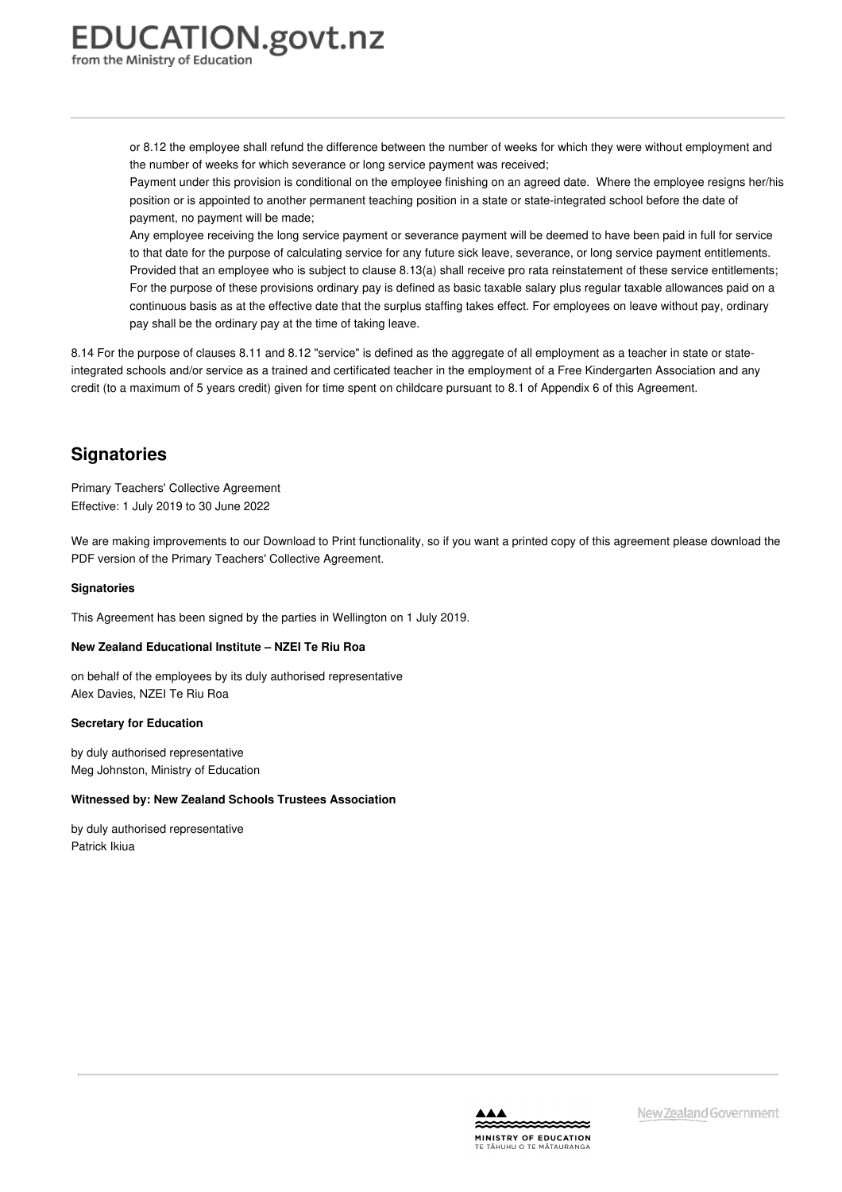or 8.12 the employee shall refund the difference between the number of weeks for which they were without employment and the number of weeks for which severance or long service payment was received;

Payment under this provision is conditional on the employee finishing on an agreed date. Where the employee resigns her/his position or is appointed to another permanent teaching position in a state or state-integrated school before the date of payment, no payment will be made;

Any employee receiving the long service payment or severance payment will be deemed to have been paid in full for service to that date for the purpose of calculating service for any future sick leave, severance, or long service payment entitlements. Provided that an employee who is subject to clause 8.13(a) shall receive pro rata reinstatement of these service entitlements;

For the purpose of these provisions ordinary pay is defined as basic taxable salary plus regular taxable allowances paid on a continuous basis as at the effective date that the surplus staffing takes effect. For employees on leave without pay, ordinary pay shall be the ordinary pay at the time of taking leave.

8.14 For the purpose of clauses 8.11 and 8.12 "service" is defined as the aggregate of all employment as a teacher in state or state-integrated schools and/or service as a trained and certificated teacher in the employment of a Free Kindergarten Association and any credit (to a maximum of 5 years credit) given for time spent on childcare pursuant to 8.1 of Appendix 6 of this Agreement.

## Signatories

Primary Teachers' Collective Agreement
Effective: 1 July 2019 to 30 June 2022

We are making improvements to our Download to Print functionality, so if you want a printed copy of this agreement please download the PDF version of the Primary Teachers' Collective Agreement.

**Signatories**

This Agreement has been signed by the parties in Wellington on 1 July 2019.

**New Zealand Educational Institute – NZEI Te Riu Roa**

on behalf of the employees by its duly authorised representative
Alex Davies, NZEI Te Riu Roa

**Secretary for Education**

by duly authorised representative
Meg Johnston, Ministry of Education

**Witnessed by: New Zealand Schools Trustees Association**

by duly authorised representative
Patrick Ikiua